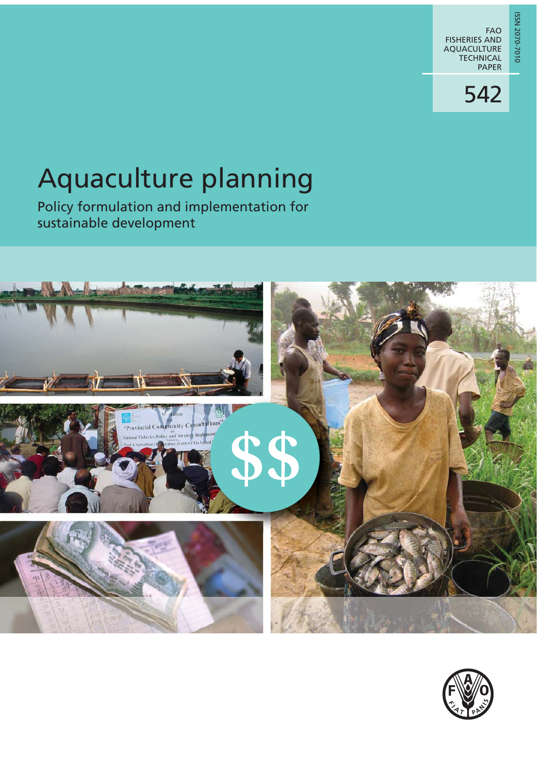ISSN 2070-7010

FAO FISHERIES AND AQUACULTURE TECHNICAL PAPER

542

# Aquaculture planning

## Policy formulation and implementation for sustainable development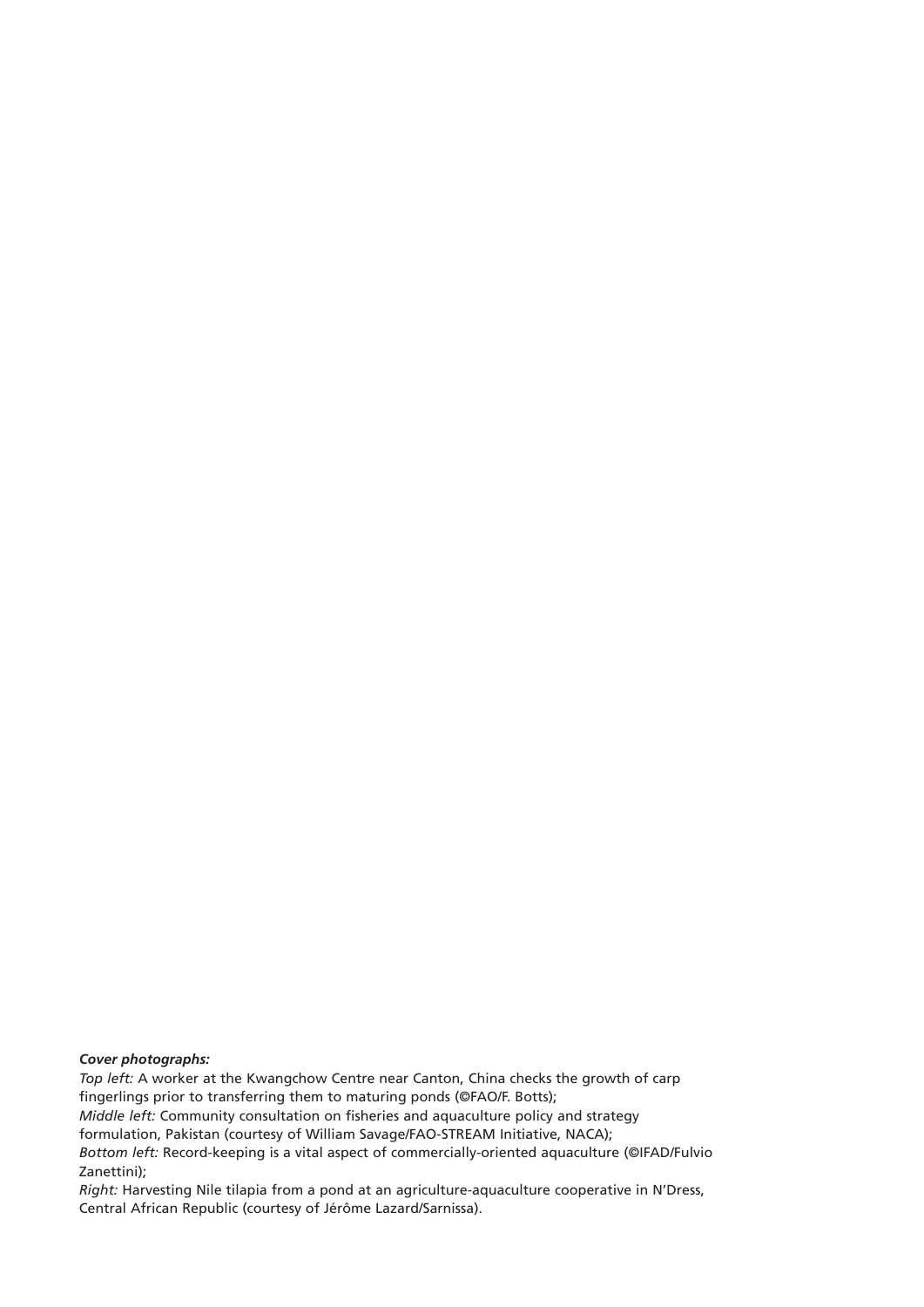***Cover photographs:***

*Top left:* A worker at the Kwangchow Centre near Canton, China checks the growth of carp fingerlings prior to transferring them to maturing ponds (©FAO/F. Botts);

*Middle left:* Community consultation on fisheries and aquaculture policy and strategy formulation, Pakistan (courtesy of William Savage/FAO-STREAM Initiative, NACA);

*Bottom left:* Record-keeping is a vital aspect of commercially-oriented aquaculture (©IFAD/Fulvio Zanettini);

*Right:* Harvesting Nile tilapia from a pond at an agriculture-aquaculture cooperative in N'Dress, Central African Republic (courtesy of Jérôme Lazard/Sarnissa).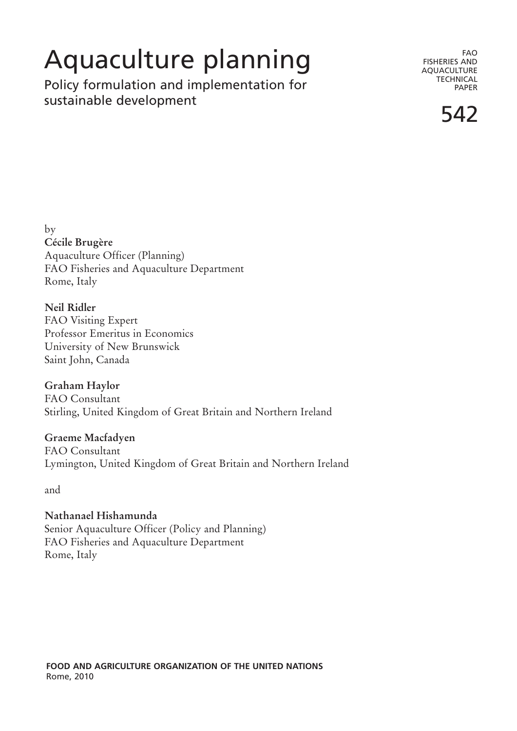# Aquaculture planning

## Policy formulation and implementation for sustainable development

FAO FISHERIES AND AQUACULTURE TECHNICAL PAPER

542

by

**Cécile Brugère**
Aquaculture Officer (Planning)
FAO Fisheries and Aquaculture Department
Rome, Italy

**Neil Ridler**
FAO Visiting Expert
Professor Emeritus in Economics
University of New Brunswick
Saint John, Canada

**Graham Haylor**
FAO Consultant
Stirling, United Kingdom of Great Britain and Northern Ireland

**Graeme Macfadyen**
FAO Consultant
Lymington, United Kingdom of Great Britain and Northern Ireland

and

**Nathanael Hishamunda**
Senior Aquaculture Officer (Policy and Planning)
FAO Fisheries and Aquaculture Department
Rome, Italy

**FOOD AND AGRICULTURE ORGANIZATION OF THE UNITED NATIONS**
Rome, 2010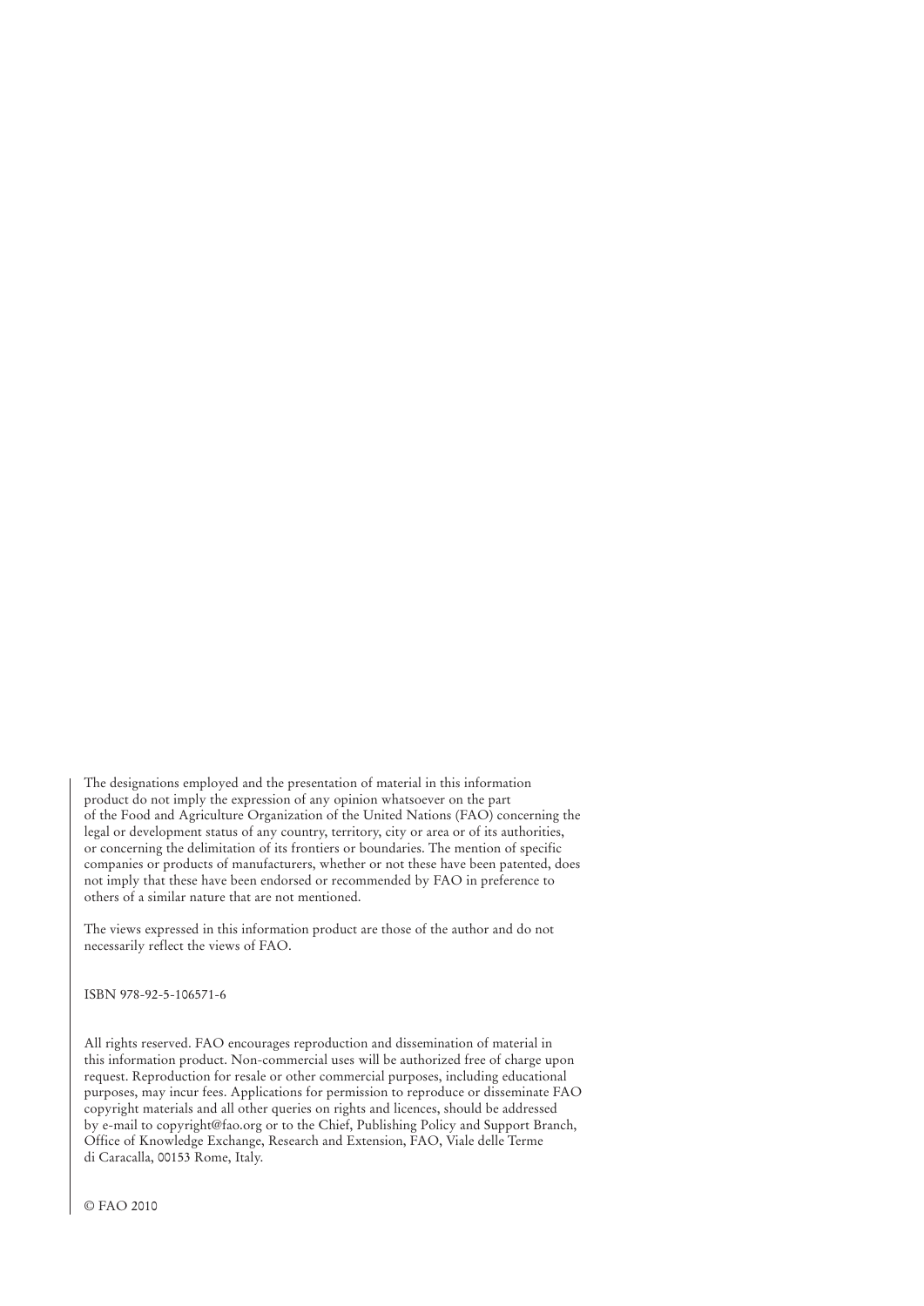The designations employed and the presentation of material in this information product do not imply the expression of any opinion whatsoever on the part of the Food and Agriculture Organization of the United Nations (FAO) concerning the legal or development status of any country, territory, city or area or of its authorities, or concerning the delimitation of its frontiers or boundaries. The mention of specific companies or products of manufacturers, whether or not these have been patented, does not imply that these have been endorsed or recommended by FAO in preference to others of a similar nature that are not mentioned.

The views expressed in this information product are those of the author and do not necessarily reflect the views of FAO.

ISBN 978-92-5-106571-6

All rights reserved. FAO encourages reproduction and dissemination of material in this information product. Non-commercial uses will be authorized free of charge upon request. Reproduction for resale or other commercial purposes, including educational purposes, may incur fees. Applications for permission to reproduce or disseminate FAO copyright materials and all other queries on rights and licences, should be addressed by e-mail to copyright@fao.org or to the Chief, Publishing Policy and Support Branch, Office of Knowledge Exchange, Research and Extension, FAO, Viale delle Terme di Caracalla, 00153 Rome, Italy.

© FAO 2010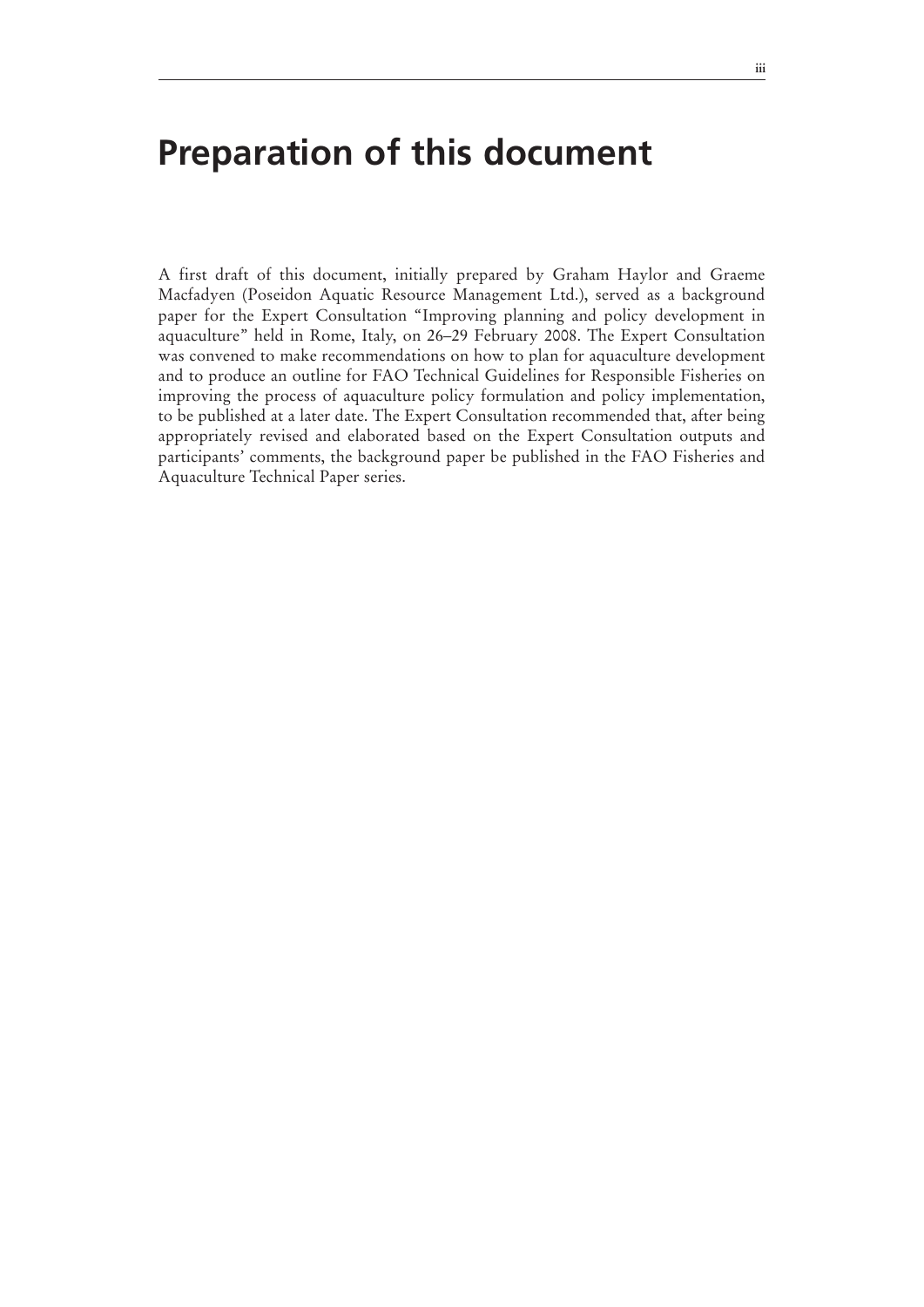# Preparation of this document

A first draft of this document, initially prepared by Graham Haylor and Graeme Macfadyen (Poseidon Aquatic Resource Management Ltd.), served as a background paper for the Expert Consultation "Improving planning and policy development in aquaculture" held in Rome, Italy, on 26–29 February 2008. The Expert Consultation was convened to make recommendations on how to plan for aquaculture development and to produce an outline for FAO Technical Guidelines for Responsible Fisheries on improving the process of aquaculture policy formulation and policy implementation, to be published at a later date. The Expert Consultation recommended that, after being appropriately revised and elaborated based on the Expert Consultation outputs and participants' comments, the background paper be published in the FAO Fisheries and Aquaculture Technical Paper series.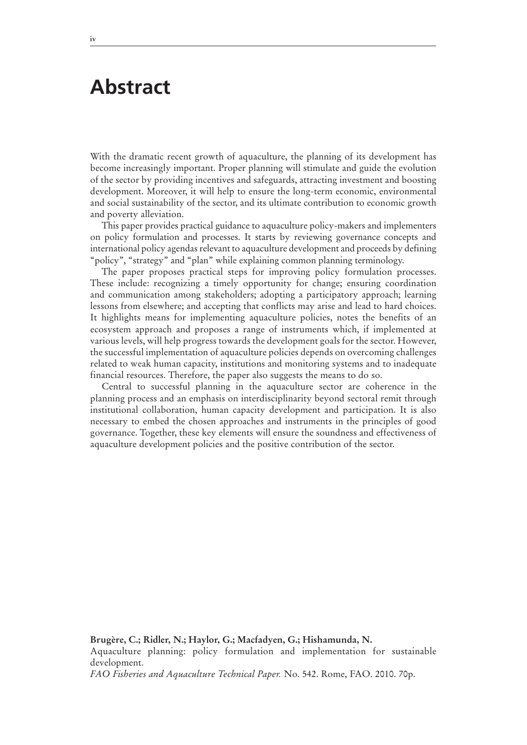# Abstract

With the dramatic recent growth of aquaculture, the planning of its development has become increasingly important. Proper planning will stimulate and guide the evolution of the sector by providing incentives and safeguards, attracting investment and boosting development. Moreover, it will help to ensure the long-term economic, environmental and social sustainability of the sector, and its ultimate contribution to economic growth and poverty alleviation.

This paper provides practical guidance to aquaculture policy-makers and implementers on policy formulation and processes. It starts by reviewing governance concepts and international policy agendas relevant to aquaculture development and proceeds by defining "policy", "strategy" and "plan" while explaining common planning terminology.

The paper proposes practical steps for improving policy formulation processes. These include: recognizing a timely opportunity for change; ensuring coordination and communication among stakeholders; adopting a participatory approach; learning lessons from elsewhere; and accepting that conflicts may arise and lead to hard choices. It highlights means for implementing aquaculture policies, notes the benefits of an ecosystem approach and proposes a range of instruments which, if implemented at various levels, will help progress towards the development goals for the sector. However, the successful implementation of aquaculture policies depends on overcoming challenges related to weak human capacity, institutions and monitoring systems and to inadequate financial resources. Therefore, the paper also suggests the means to do so.

Central to successful planning in the aquaculture sector are coherence in the planning process and an emphasis on interdisciplinarity beyond sectoral remit through institutional collaboration, human capacity development and participation. It is also necessary to embed the chosen approaches and instruments in the principles of good governance. Together, these key elements will ensure the soundness and effectiveness of aquaculture development policies and the positive contribution of the sector.

**Brugère, C.; Ridler, N.; Haylor, G.; Macfadyen, G.; Hishamunda, N.**
Aquaculture planning: policy formulation and implementation for sustainable development.
*FAO Fisheries and Aquaculture Technical Paper.* No. 542. Rome, FAO. 2010. 70p.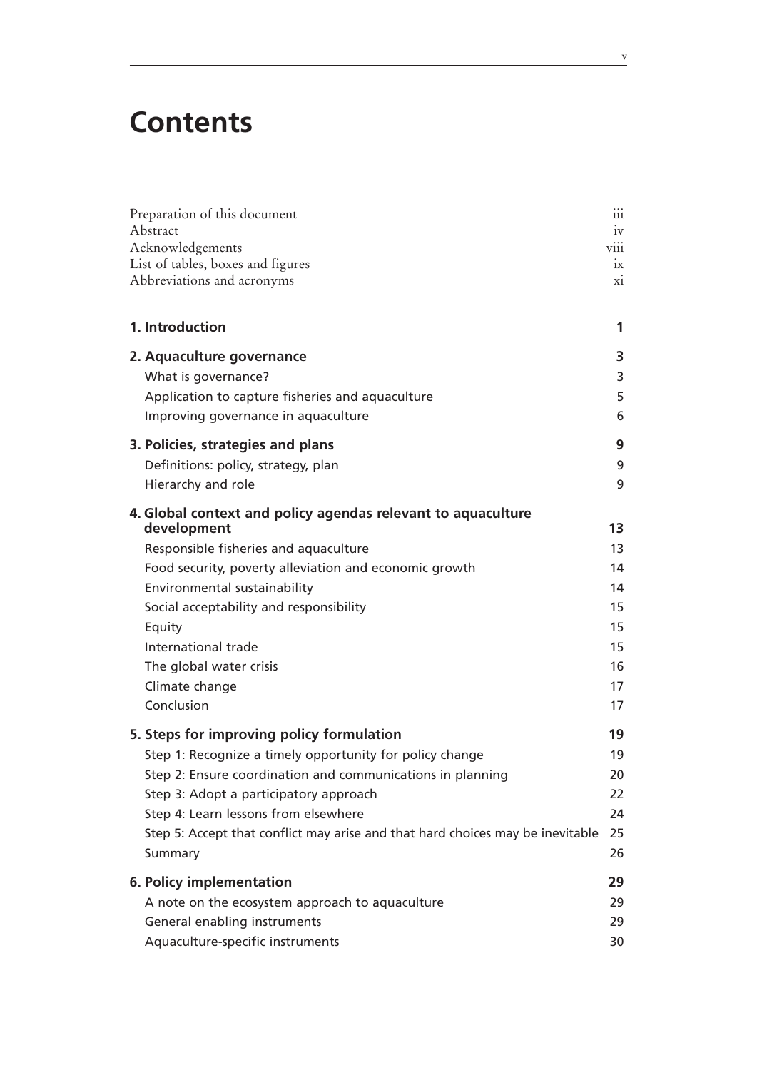# Contents

| | |
|---|---|
| Preparation of this document | iii |
| Abstract | iv |
| Acknowledgements | viii |
| List of tables, boxes and figures | ix |
| Abbreviations and acronyms | xi |
| **1. Introduction** | **1** |
| **2. Aquaculture governance** | **3** |
| What is governance? | 3 |
| Application to capture fisheries and aquaculture | 5 |
| Improving governance in aquaculture | 6 |
| **3. Policies, strategies and plans** | **9** |
| Definitions: policy, strategy, plan | 9 |
| Hierarchy and role | 9 |
| **4. Global context and policy agendas relevant to aquaculture development** | **13** |
| Responsible fisheries and aquaculture | 13 |
| Food security, poverty alleviation and economic growth | 14 |
| Environmental sustainability | 14 |
| Social acceptability and responsibility | 15 |
| Equity | 15 |
| International trade | 15 |
| The global water crisis | 16 |
| Climate change | 17 |
| Conclusion | 17 |
| **5. Steps for improving policy formulation** | **19** |
| Step 1: Recognize a timely opportunity for policy change | 19 |
| Step 2: Ensure coordination and communications in planning | 20 |
| Step 3: Adopt a participatory approach | 22 |
| Step 4: Learn lessons from elsewhere | 24 |
| Step 5: Accept that conflict may arise and that hard choices may be inevitable | 25 |
| Summary | 26 |
| **6. Policy implementation** | **29** |
| A note on the ecosystem approach to aquaculture | 29 |
| General enabling instruments | 29 |
| Aquaculture-specific instruments | 30 |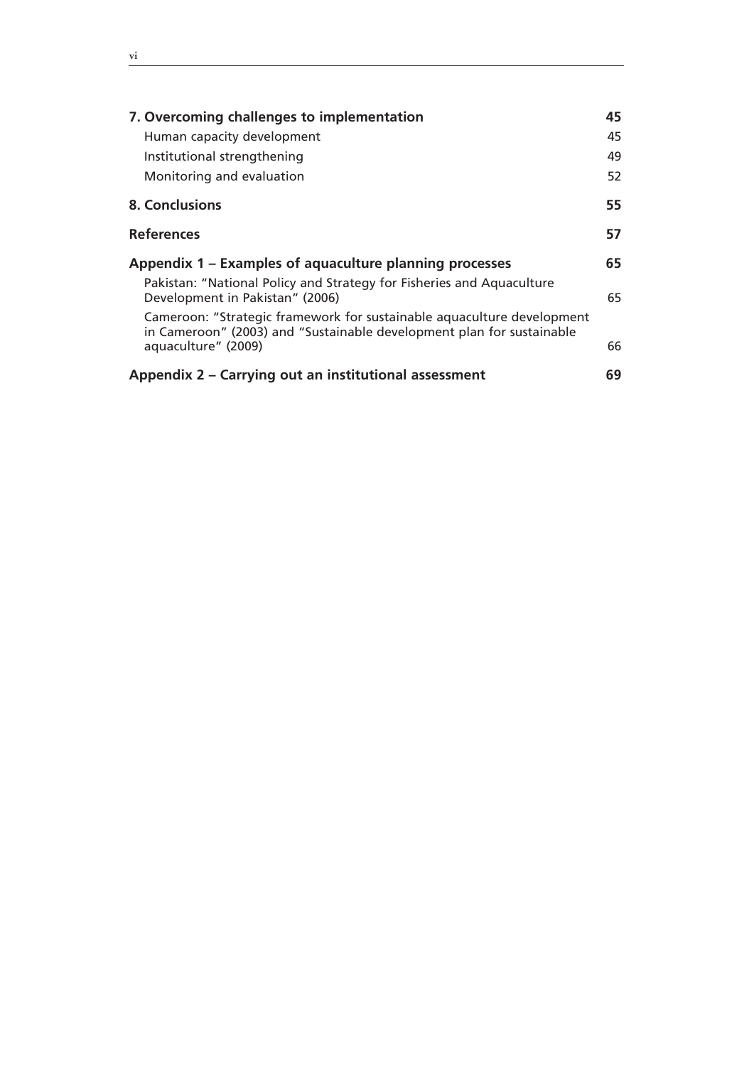| | |
|---|---|
| **7. Overcoming challenges to implementation** | **45** |
| Human capacity development | 45 |
| Institutional strengthening | 49 |
| Monitoring and evaluation | 52 |
| **8. Conclusions** | **55** |
| **References** | **57** |
| **Appendix 1 – Examples of aquaculture planning processes** | **65** |
| Pakistan: "National Policy and Strategy for Fisheries and Aquaculture Development in Pakistan" (2006) | 65 |
| Cameroon: "Strategic framework for sustainable aquaculture development in Cameroon" (2003) and "Sustainable development plan for sustainable aquaculture" (2009) | 66 |
| **Appendix 2 – Carrying out an institutional assessment** | **69** |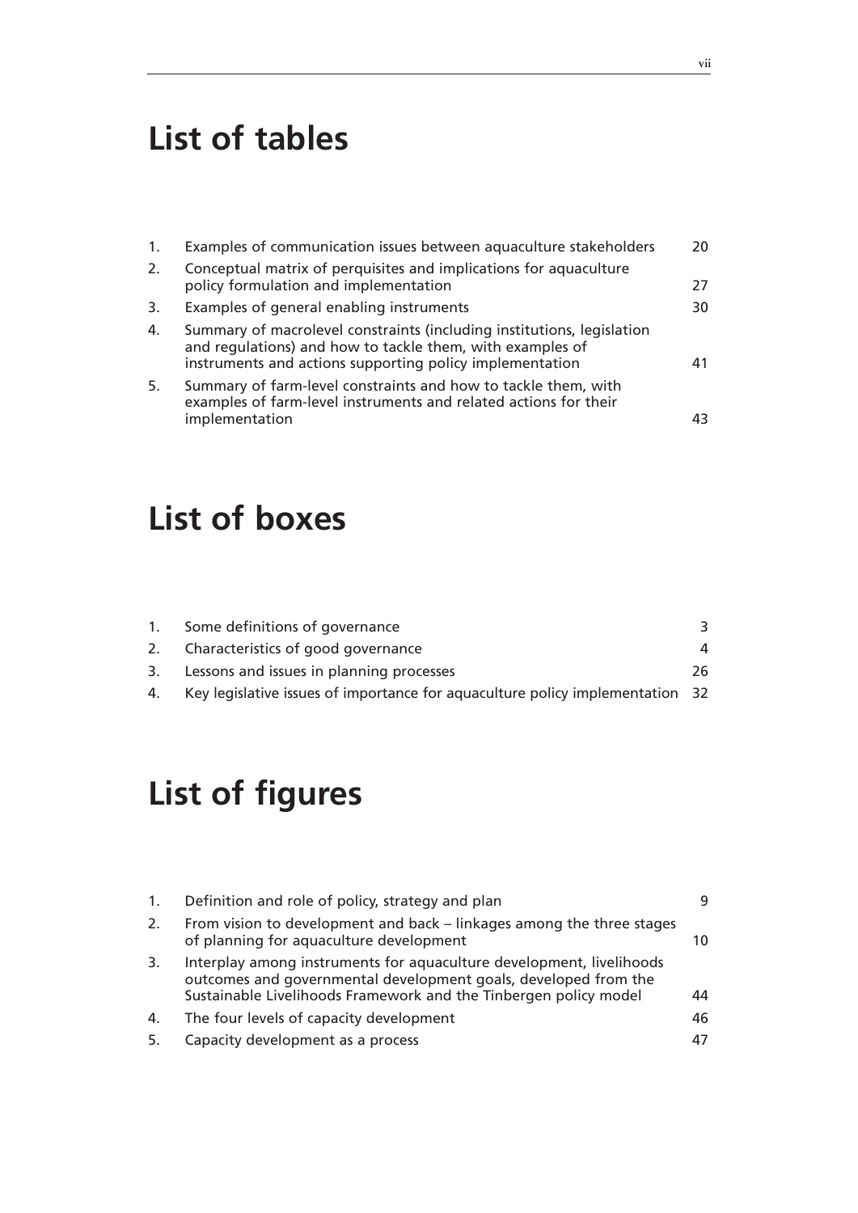# List of tables

| | | |
|---|---|---|
| 1. | Examples of communication issues between aquaculture stakeholders | 20 |
| 2. | Conceptual matrix of perquisites and implications for aquaculture policy formulation and implementation | 27 |
| 3. | Examples of general enabling instruments | 30 |
| 4. | Summary of macrolevel constraints (including institutions, legislation and regulations) and how to tackle them, with examples of instruments and actions supporting policy implementation | 41 |
| 5. | Summary of farm-level constraints and how to tackle them, with examples of farm-level instruments and related actions for their implementation | 43 |

# List of boxes

| | | |
|---|---|---|
| 1. | Some definitions of governance | 3 |
| 2. | Characteristics of good governance | 4 |
| 3. | Lessons and issues in planning processes | 26 |
| 4. | Key legislative issues of importance for aquaculture policy implementation | 32 |

# List of figures

| | | |
|---|---|---|
| 1. | Definition and role of policy, strategy and plan | 9 |
| 2. | From vision to development and back – linkages among the three stages of planning for aquaculture development | 10 |
| 3. | Interplay among instruments for aquaculture development, livelihoods outcomes and governmental development goals, developed from the Sustainable Livelihoods Framework and the Tinbergen policy model | 44 |
| 4. | The four levels of capacity development | 46 |
| 5. | Capacity development as a process | 47 |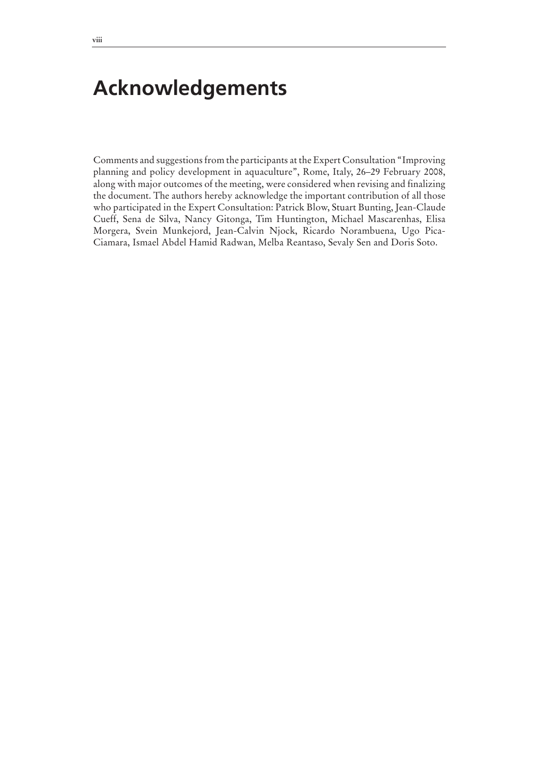# Acknowledgements

Comments and suggestions from the participants at the Expert Consultation "Improving planning and policy development in aquaculture", Rome, Italy, 26–29 February 2008, along with major outcomes of the meeting, were considered when revising and finalizing the document. The authors hereby acknowledge the important contribution of all those who participated in the Expert Consultation: Patrick Blow, Stuart Bunting, Jean-Claude Cueff, Sena de Silva, Nancy Gitonga, Tim Huntington, Michael Mascarenhas, Elisa Morgera, Svein Munkejord, Jean-Calvin Njock, Ricardo Norambuena, Ugo Pica-Ciamara, Ismael Abdel Hamid Radwan, Melba Reantaso, Sevaly Sen and Doris Soto.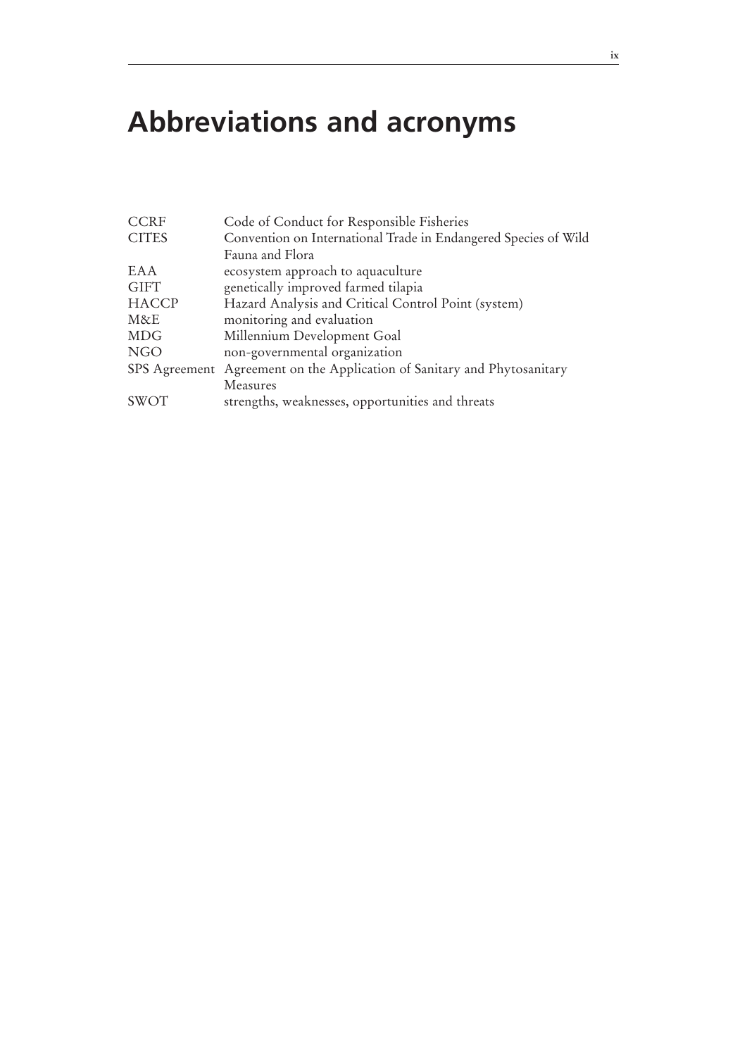# Abbreviations and acronyms

| | |
|---|---|
| CCRF | Code of Conduct for Responsible Fisheries |
| CITES | Convention on International Trade in Endangered Species of Wild Fauna and Flora |
| EAA | ecosystem approach to aquaculture |
| GIFT | genetically improved farmed tilapia |
| HACCP | Hazard Analysis and Critical Control Point (system) |
| M&E | monitoring and evaluation |
| MDG | Millennium Development Goal |
| NGO | non-governmental organization |
| SPS Agreement | Agreement on the Application of Sanitary and Phytosanitary Measures |
| SWOT | strengths, weaknesses, opportunities and threats |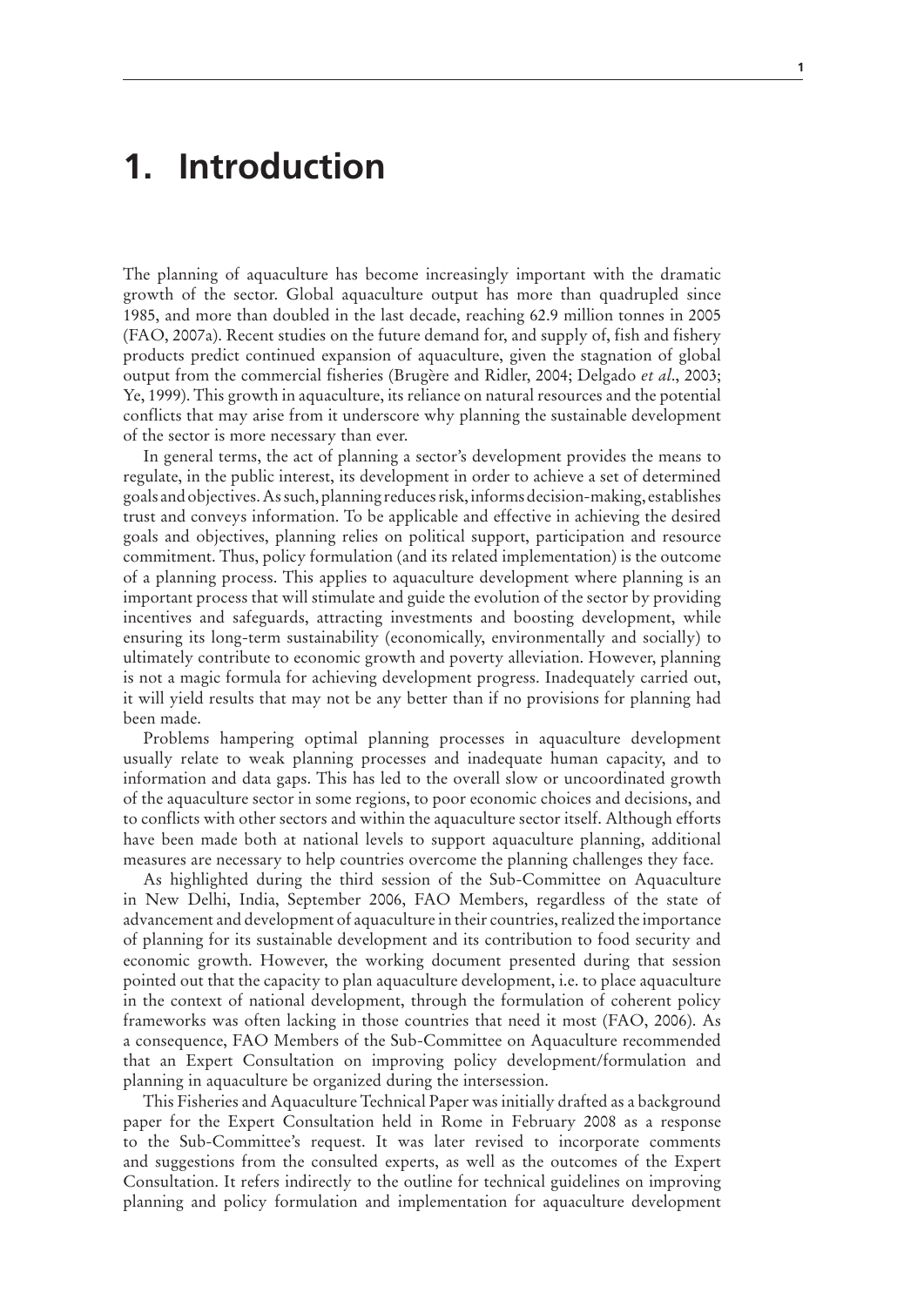# 1. Introduction

The planning of aquaculture has become increasingly important with the dramatic growth of the sector. Global aquaculture output has more than quadrupled since 1985, and more than doubled in the last decade, reaching 62.9 million tonnes in 2005 (FAO, 2007a). Recent studies on the future demand for, and supply of, fish and fishery products predict continued expansion of aquaculture, given the stagnation of global output from the commercial fisheries (Brugère and Ridler, 2004; Delgado *et al*., 2003; Ye, 1999). This growth in aquaculture, its reliance on natural resources and the potential conflicts that may arise from it underscore why planning the sustainable development of the sector is more necessary than ever.

In general terms, the act of planning a sector's development provides the means to regulate, in the public interest, its development in order to achieve a set of determined goals and objectives. As such, planning reduces risk, informs decision-making, establishes trust and conveys information. To be applicable and effective in achieving the desired goals and objectives, planning relies on political support, participation and resource commitment. Thus, policy formulation (and its related implementation) is the outcome of a planning process. This applies to aquaculture development where planning is an important process that will stimulate and guide the evolution of the sector by providing incentives and safeguards, attracting investments and boosting development, while ensuring its long-term sustainability (economically, environmentally and socially) to ultimately contribute to economic growth and poverty alleviation. However, planning is not a magic formula for achieving development progress. Inadequately carried out, it will yield results that may not be any better than if no provisions for planning had been made.

Problems hampering optimal planning processes in aquaculture development usually relate to weak planning processes and inadequate human capacity, and to information and data gaps. This has led to the overall slow or uncoordinated growth of the aquaculture sector in some regions, to poor economic choices and decisions, and to conflicts with other sectors and within the aquaculture sector itself. Although efforts have been made both at national levels to support aquaculture planning, additional measures are necessary to help countries overcome the planning challenges they face.

As highlighted during the third session of the Sub-Committee on Aquaculture in New Delhi, India, September 2006, FAO Members, regardless of the state of advancement and development of aquaculture in their countries, realized the importance of planning for its sustainable development and its contribution to food security and economic growth. However, the working document presented during that session pointed out that the capacity to plan aquaculture development, i.e. to place aquaculture in the context of national development, through the formulation of coherent policy frameworks was often lacking in those countries that need it most (FAO, 2006). As a consequence, FAO Members of the Sub-Committee on Aquaculture recommended that an Expert Consultation on improving policy development/formulation and planning in aquaculture be organized during the intersession.

This Fisheries and Aquaculture Technical Paper was initially drafted as a background paper for the Expert Consultation held in Rome in February 2008 as a response to the Sub-Committee's request. It was later revised to incorporate comments and suggestions from the consulted experts, as well as the outcomes of the Expert Consultation. It refers indirectly to the outline for technical guidelines on improving planning and policy formulation and implementation for aquaculture development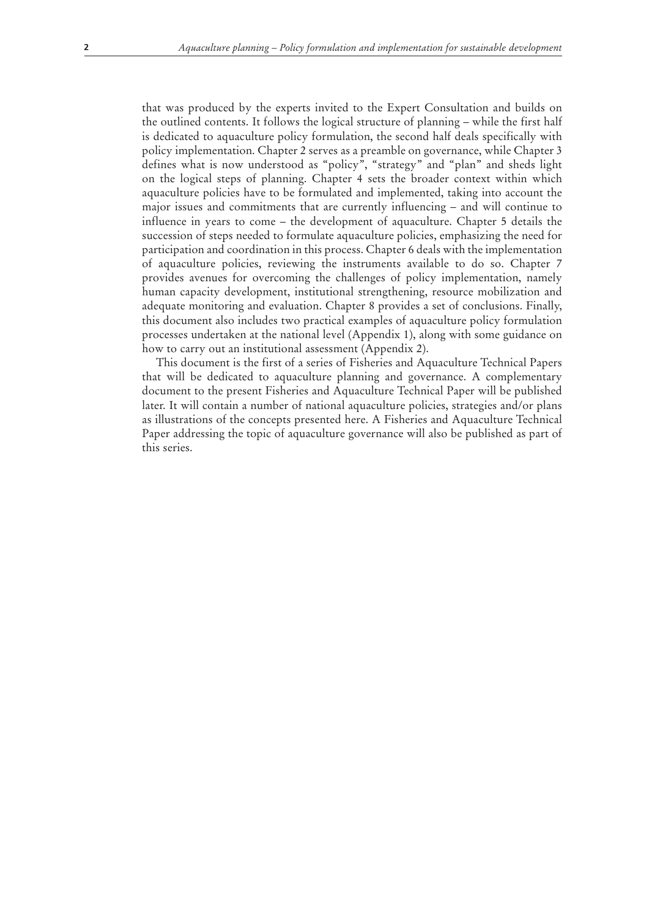that was produced by the experts invited to the Expert Consultation and builds on the outlined contents. It follows the logical structure of planning – while the first half is dedicated to aquaculture policy formulation, the second half deals specifically with policy implementation. Chapter 2 serves as a preamble on governance, while Chapter 3 defines what is now understood as "policy", "strategy" and "plan" and sheds light on the logical steps of planning. Chapter 4 sets the broader context within which aquaculture policies have to be formulated and implemented, taking into account the major issues and commitments that are currently influencing – and will continue to influence in years to come – the development of aquaculture. Chapter 5 details the succession of steps needed to formulate aquaculture policies, emphasizing the need for participation and coordination in this process. Chapter 6 deals with the implementation of aquaculture policies, reviewing the instruments available to do so. Chapter 7 provides avenues for overcoming the challenges of policy implementation, namely human capacity development, institutional strengthening, resource mobilization and adequate monitoring and evaluation. Chapter 8 provides a set of conclusions. Finally, this document also includes two practical examples of aquaculture policy formulation processes undertaken at the national level (Appendix 1), along with some guidance on how to carry out an institutional assessment (Appendix 2).

This document is the first of a series of Fisheries and Aquaculture Technical Papers that will be dedicated to aquaculture planning and governance. A complementary document to the present Fisheries and Aquaculture Technical Paper will be published later. It will contain a number of national aquaculture policies, strategies and/or plans as illustrations of the concepts presented here. A Fisheries and Aquaculture Technical Paper addressing the topic of aquaculture governance will also be published as part of this series.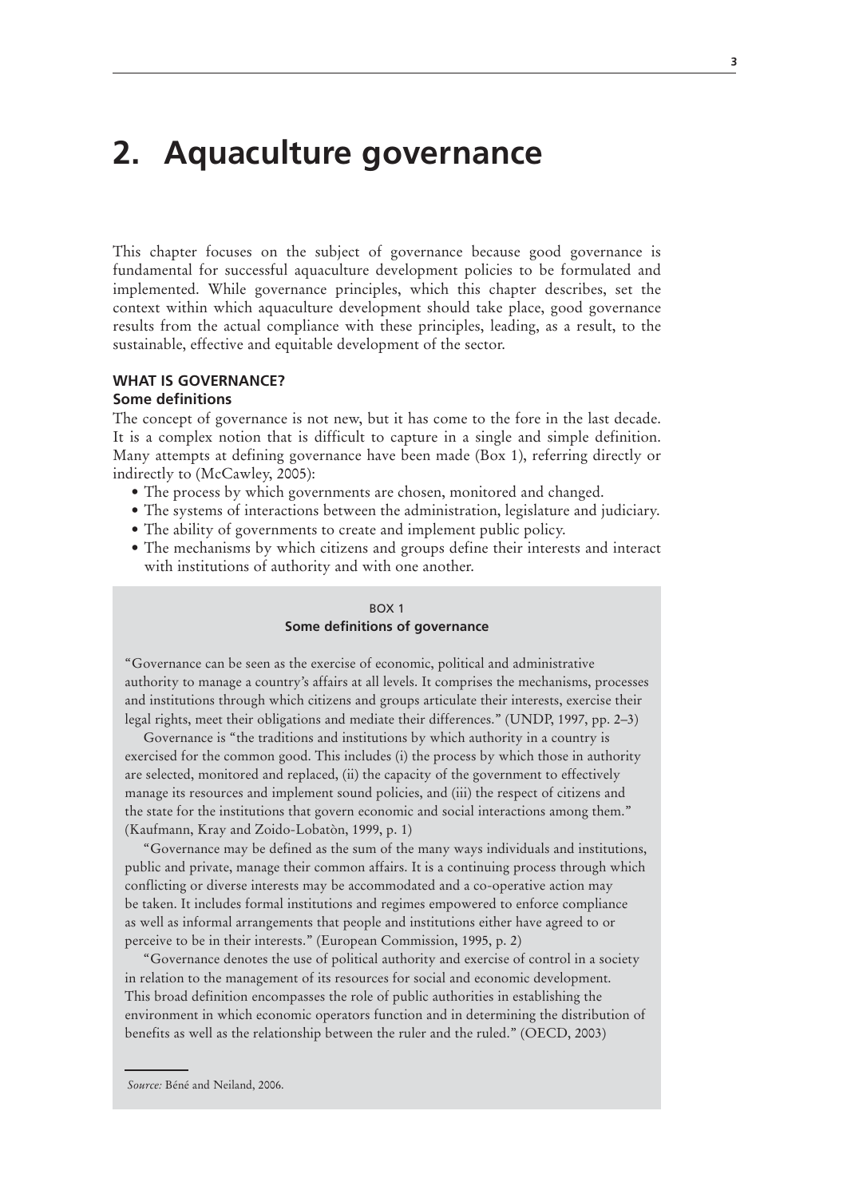# 2. Aquaculture governance

This chapter focuses on the subject of governance because good governance is fundamental for successful aquaculture development policies to be formulated and implemented. While governance principles, which this chapter describes, set the context within which aquaculture development should take place, good governance results from the actual compliance with these principles, leading, as a result, to the sustainable, effective and equitable development of the sector.

## WHAT IS GOVERNANCE?

### Some definitions

The concept of governance is not new, but it has come to the fore in the last decade. It is a complex notion that is difficult to capture in a single and simple definition. Many attempts at defining governance have been made (Box 1), referring directly or indirectly to (McCawley, 2005):

- The process by which governments are chosen, monitored and changed.
- The systems of interactions between the administration, legislature and judiciary.
- The ability of governments to create and implement public policy.
- The mechanisms by which citizens and groups define their interests and interact with institutions of authority and with one another.

> BOX 1
> **Some definitions of governance**
>
> "Governance can be seen as the exercise of economic, political and administrative authority to manage a country's affairs at all levels. It comprises the mechanisms, processes and institutions through which citizens and groups articulate their interests, exercise their legal rights, meet their obligations and mediate their differences." (UNDP, 1997, pp. 2–3)
>
> Governance is "the traditions and institutions by which authority in a country is exercised for the common good. This includes (i) the process by which those in authority are selected, monitored and replaced, (ii) the capacity of the government to effectively manage its resources and implement sound policies, and (iii) the respect of citizens and the state for the institutions that govern economic and social interactions among them." (Kaufmann, Kray and Zoido-Lobatòn, 1999, p. 1)
>
> "Governance may be defined as the sum of the many ways individuals and institutions, public and private, manage their common affairs. It is a continuing process through which conflicting or diverse interests may be accommodated and a co-operative action may be taken. It includes formal institutions and regimes empowered to enforce compliance as well as informal arrangements that people and institutions either have agreed to or perceive to be in their interests." (European Commission, 1995, p. 2)
>
> "Governance denotes the use of political authority and exercise of control in a society in relation to the management of its resources for social and economic development. This broad definition encompasses the role of public authorities in establishing the environment in which economic operators function and in determining the distribution of benefits as well as the relationship between the ruler and the ruled." (OECD, 2003)
>
> *Source:* Béné and Neiland, 2006.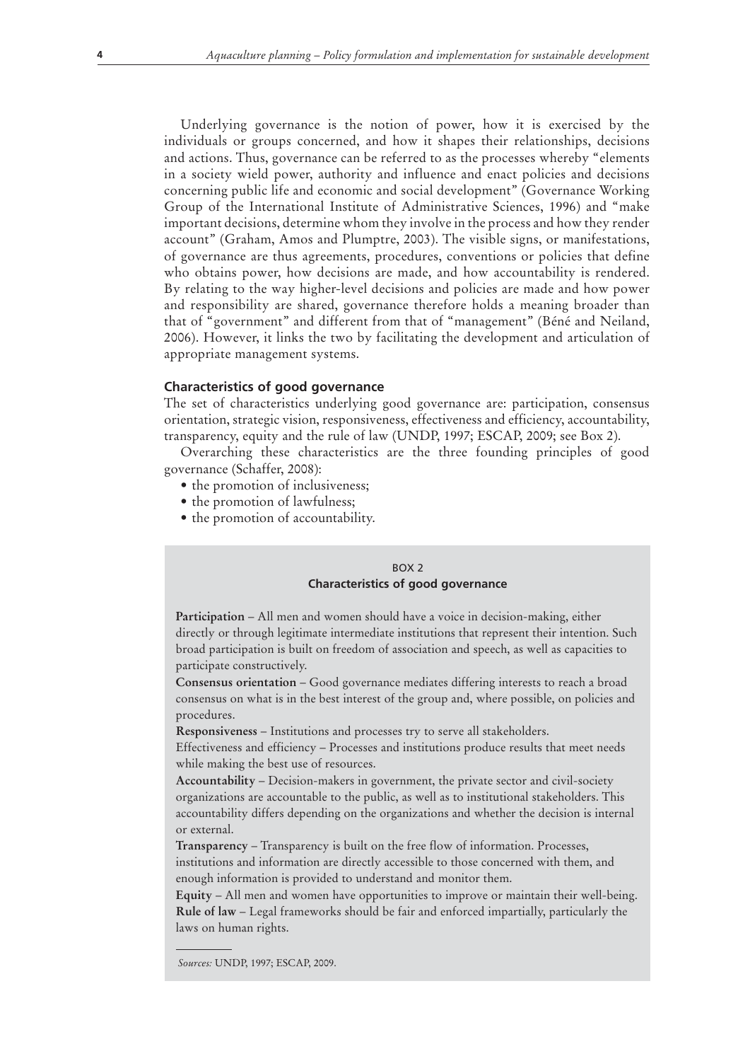Underlying governance is the notion of power, how it is exercised by the individuals or groups concerned, and how it shapes their relationships, decisions and actions. Thus, governance can be referred to as the processes whereby "elements in a society wield power, authority and influence and enact policies and decisions concerning public life and economic and social development" (Governance Working Group of the International Institute of Administrative Sciences, 1996) and "make important decisions, determine whom they involve in the process and how they render account" (Graham, Amos and Plumptre, 2003). The visible signs, or manifestations, of governance are thus agreements, procedures, conventions or policies that define who obtains power, how decisions are made, and how accountability is rendered. By relating to the way higher-level decisions and policies are made and how power and responsibility are shared, governance therefore holds a meaning broader than that of "government" and different from that of "management" (Béné and Neiland, 2006). However, it links the two by facilitating the development and articulation of appropriate management systems.

### Characteristics of good governance

The set of characteristics underlying good governance are: participation, consensus orientation, strategic vision, responsiveness, effectiveness and efficiency, accountability, transparency, equity and the rule of law (UNDP, 1997; ESCAP, 2009; see Box 2).

Overarching these characteristics are the three founding principles of good governance (Schaffer, 2008):

- the promotion of inclusiveness;
- the promotion of lawfulness;
- the promotion of accountability.

BOX 2

**Characteristics of good governance**

**Participation** – All men and women should have a voice in decision-making, either directly or through legitimate intermediate institutions that represent their intention. Such broad participation is built on freedom of association and speech, as well as capacities to participate constructively.

**Consensus orientation** – Good governance mediates differing interests to reach a broad consensus on what is in the best interest of the group and, where possible, on policies and procedures.

**Responsiveness** – Institutions and processes try to serve all stakeholders.

Effectiveness and efficiency – Processes and institutions produce results that meet needs while making the best use of resources.

**Accountability** – Decision-makers in government, the private sector and civil-society organizations are accountable to the public, as well as to institutional stakeholders. This accountability differs depending on the organizations and whether the decision is internal or external.

**Transparency** – Transparency is built on the free flow of information. Processes, institutions and information are directly accessible to those concerned with them, and enough information is provided to understand and monitor them.

**Equity** – All men and women have opportunities to improve or maintain their well-being.

**Rule of law** – Legal frameworks should be fair and enforced impartially, particularly the laws on human rights.

*Sources:* UNDP, 1997; ESCAP, 2009.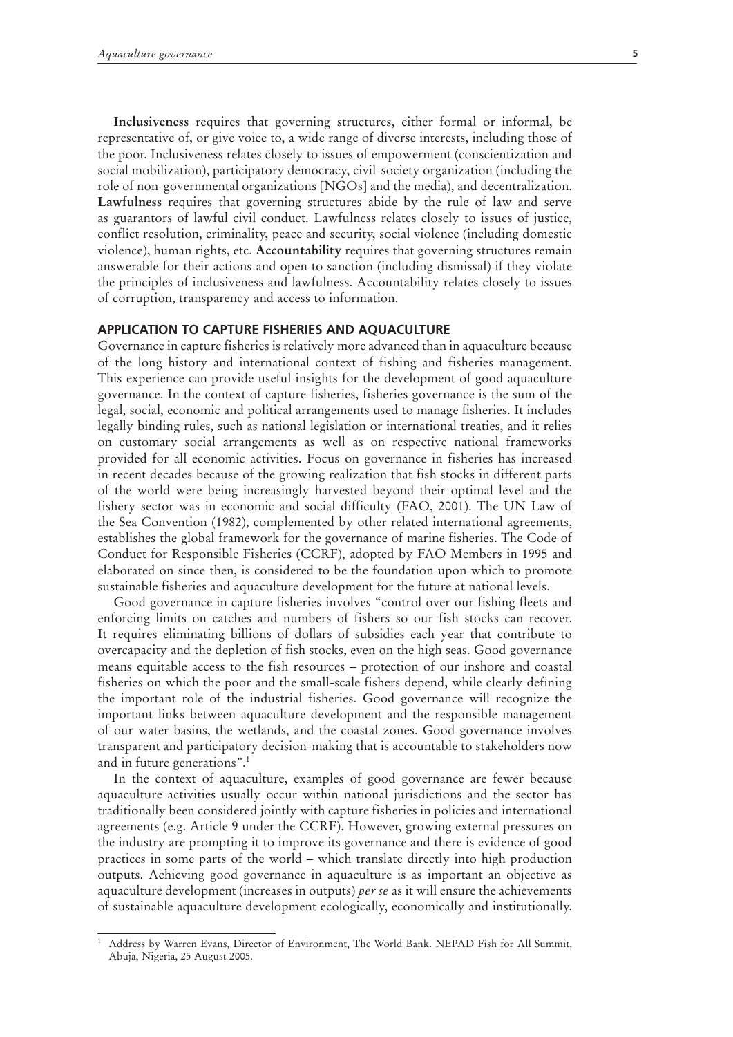**Inclusiveness** requires that governing structures, either formal or informal, be representative of, or give voice to, a wide range of diverse interests, including those of the poor. Inclusiveness relates closely to issues of empowerment (conscientization and social mobilization), participatory democracy, civil-society organization (including the role of non-governmental organizations [NGOs] and the media), and decentralization. **Lawfulness** requires that governing structures abide by the rule of law and serve as guarantors of lawful civil conduct. Lawfulness relates closely to issues of justice, conflict resolution, criminality, peace and security, social violence (including domestic violence), human rights, etc. **Accountability** requires that governing structures remain answerable for their actions and open to sanction (including dismissal) if they violate the principles of inclusiveness and lawfulness. Accountability relates closely to issues of corruption, transparency and access to information.

## APPLICATION TO CAPTURE FISHERIES AND AQUACULTURE

Governance in capture fisheries is relatively more advanced than in aquaculture because of the long history and international context of fishing and fisheries management. This experience can provide useful insights for the development of good aquaculture governance. In the context of capture fisheries, fisheries governance is the sum of the legal, social, economic and political arrangements used to manage fisheries. It includes legally binding rules, such as national legislation or international treaties, and it relies on customary social arrangements as well as on respective national frameworks provided for all economic activities. Focus on governance in fisheries has increased in recent decades because of the growing realization that fish stocks in different parts of the world were being increasingly harvested beyond their optimal level and the fishery sector was in economic and social difficulty (FAO, 2001). The UN Law of the Sea Convention (1982), complemented by other related international agreements, establishes the global framework for the governance of marine fisheries. The Code of Conduct for Responsible Fisheries (CCRF), adopted by FAO Members in 1995 and elaborated on since then, is considered to be the foundation upon which to promote sustainable fisheries and aquaculture development for the future at national levels.

Good governance in capture fisheries involves "control over our fishing fleets and enforcing limits on catches and numbers of fishers so our fish stocks can recover. It requires eliminating billions of dollars of subsidies each year that contribute to overcapacity and the depletion of fish stocks, even on the high seas. Good governance means equitable access to the fish resources – protection of our inshore and coastal fisheries on which the poor and the small-scale fishers depend, while clearly defining the important role of the industrial fisheries. Good governance will recognize the important links between aquaculture development and the responsible management of our water basins, the wetlands, and the coastal zones. Good governance involves transparent and participatory decision-making that is accountable to stakeholders now and in future generations".[1]

In the context of aquaculture, examples of good governance are fewer because aquaculture activities usually occur within national jurisdictions and the sector has traditionally been considered jointly with capture fisheries in policies and international agreements (e.g. Article 9 under the CCRF). However, growing external pressures on the industry are prompting it to improve its governance and there is evidence of good practices in some parts of the world – which translate directly into high production outputs. Achieving good governance in aquaculture is as important an objective as aquaculture development (increases in outputs) *per se* as it will ensure the achievements of sustainable aquaculture development ecologically, economically and institutionally.

[1] Address by Warren Evans, Director of Environment, The World Bank. NEPAD Fish for All Summit, Abuja, Nigeria, 25 August 2005.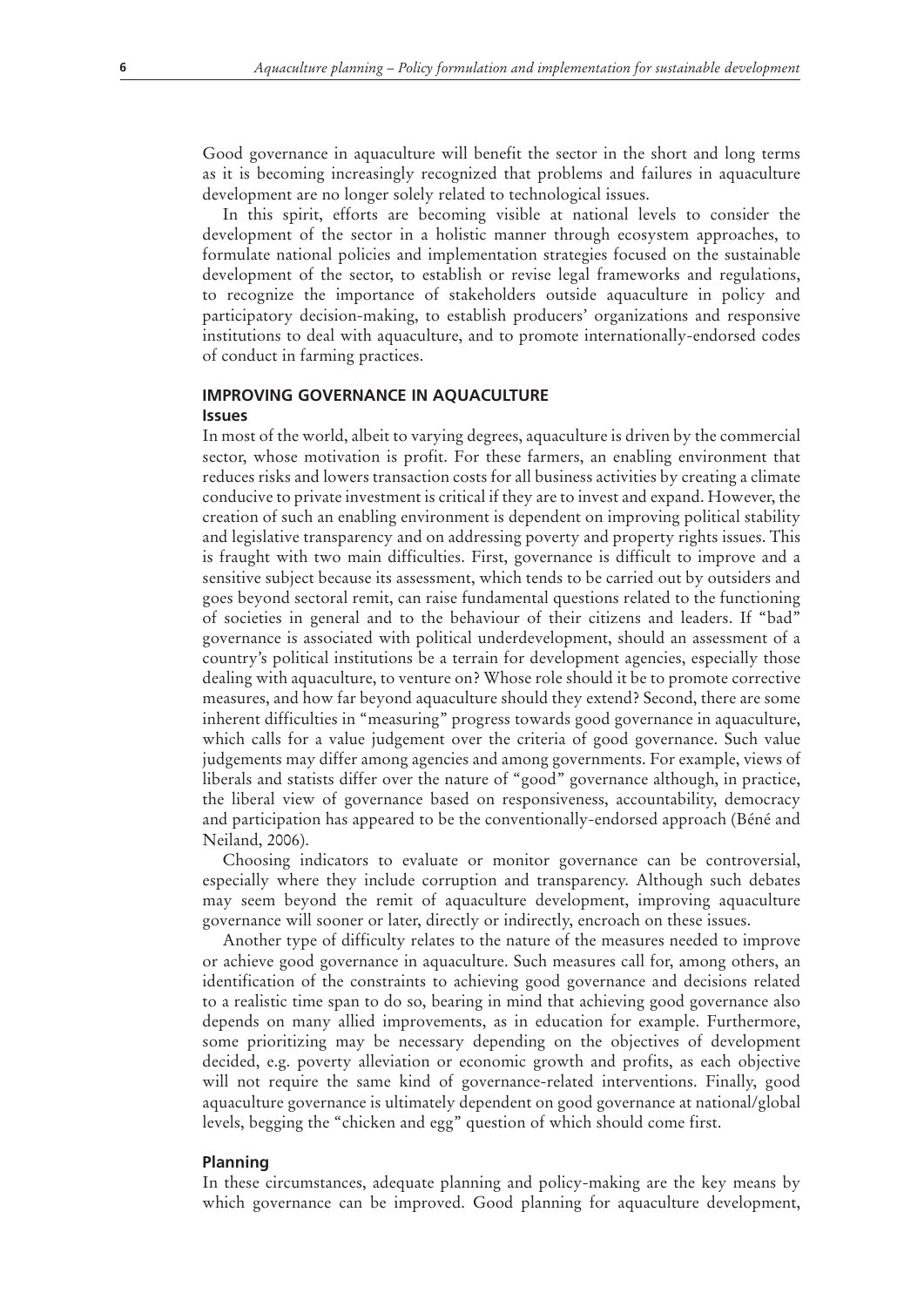Good governance in aquaculture will benefit the sector in the short and long terms as it is becoming increasingly recognized that problems and failures in aquaculture development are no longer solely related to technological issues.

In this spirit, efforts are becoming visible at national levels to consider the development of the sector in a holistic manner through ecosystem approaches, to formulate national policies and implementation strategies focused on the sustainable development of the sector, to establish or revise legal frameworks and regulations, to recognize the importance of stakeholders outside aquaculture in policy and participatory decision-making, to establish producers' organizations and responsive institutions to deal with aquaculture, and to promote internationally-endorsed codes of conduct in farming practices.

## IMPROVING GOVERNANCE IN AQUACULTURE

### Issues

In most of the world, albeit to varying degrees, aquaculture is driven by the commercial sector, whose motivation is profit. For these farmers, an enabling environment that reduces risks and lowers transaction costs for all business activities by creating a climate conducive to private investment is critical if they are to invest and expand. However, the creation of such an enabling environment is dependent on improving political stability and legislative transparency and on addressing poverty and property rights issues. This is fraught with two main difficulties. First, governance is difficult to improve and a sensitive subject because its assessment, which tends to be carried out by outsiders and goes beyond sectoral remit, can raise fundamental questions related to the functioning of societies in general and to the behaviour of their citizens and leaders. If "bad" governance is associated with political underdevelopment, should an assessment of a country's political institutions be a terrain for development agencies, especially those dealing with aquaculture, to venture on? Whose role should it be to promote corrective measures, and how far beyond aquaculture should they extend? Second, there are some inherent difficulties in "measuring" progress towards good governance in aquaculture, which calls for a value judgement over the criteria of good governance. Such value judgements may differ among agencies and among governments. For example, views of liberals and statists differ over the nature of "good" governance although, in practice, the liberal view of governance based on responsiveness, accountability, democracy and participation has appeared to be the conventionally-endorsed approach (Béné and Neiland, 2006).

Choosing indicators to evaluate or monitor governance can be controversial, especially where they include corruption and transparency. Although such debates may seem beyond the remit of aquaculture development, improving aquaculture governance will sooner or later, directly or indirectly, encroach on these issues.

Another type of difficulty relates to the nature of the measures needed to improve or achieve good governance in aquaculture. Such measures call for, among others, an identification of the constraints to achieving good governance and decisions related to a realistic time span to do so, bearing in mind that achieving good governance also depends on many allied improvements, as in education for example. Furthermore, some prioritizing may be necessary depending on the objectives of development decided, e.g. poverty alleviation or economic growth and profits, as each objective will not require the same kind of governance-related interventions. Finally, good aquaculture governance is ultimately dependent on good governance at national/global levels, begging the "chicken and egg" question of which should come first.

### Planning

In these circumstances, adequate planning and policy-making are the key means by which governance can be improved. Good planning for aquaculture development,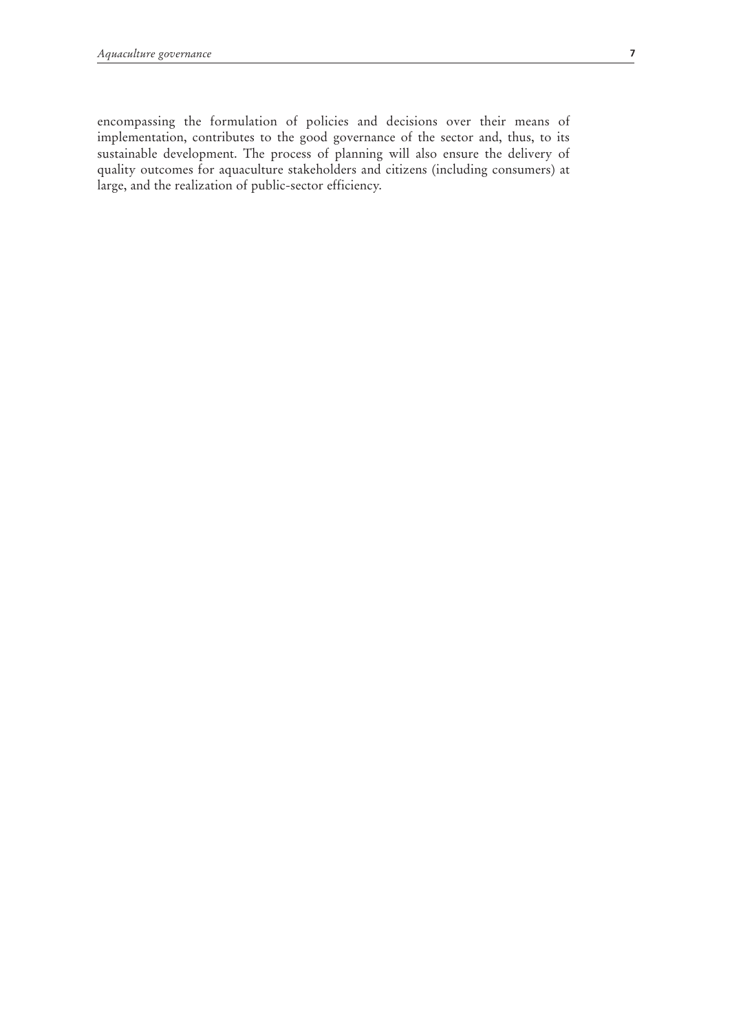encompassing the formulation of policies and decisions over their means of implementation, contributes to the good governance of the sector and, thus, to its sustainable development. The process of planning will also ensure the delivery of quality outcomes for aquaculture stakeholders and citizens (including consumers) at large, and the realization of public-sector efficiency.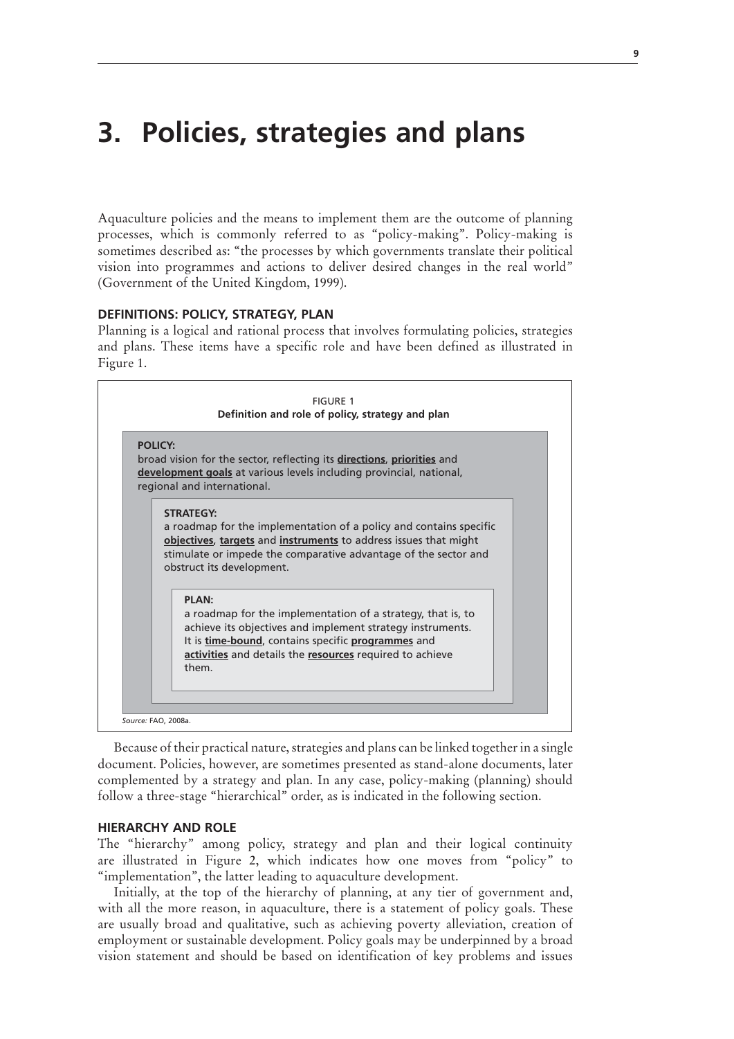# 3. Policies, strategies and plans

Aquaculture policies and the means to implement them are the outcome of planning processes, which is commonly referred to as "policy-making". Policy-making is sometimes described as: "the processes by which governments translate their political vision into programmes and actions to deliver desired changes in the real world" (Government of the United Kingdom, 1999).

## DEFINITIONS: POLICY, STRATEGY, PLAN

Planning is a logical and rational process that involves formulating policies, strategies and plans. These items have a specific role and have been defined as illustrated in Figure 1.

FIGURE 1
**Definition and role of policy, strategy and plan**

**POLICY:**
broad vision for the sector, reflecting its **directions**, **priorities** and **development goals** at various levels including provincial, national, regional and international.

**STRATEGY:**
a roadmap for the implementation of a policy and contains specific **objectives**, **targets** and **instruments** to address issues that might stimulate or impede the comparative advantage of the sector and obstruct its development.

**PLAN:**
a roadmap for the implementation of a strategy, that is, to achieve its objectives and implement strategy instruments. It is **time-bound**, contains specific **programmes** and **activities** and details the **resources** required to achieve them.

*Source:* FAO, 2008a.

Because of their practical nature, strategies and plans can be linked together in a single document. Policies, however, are sometimes presented as stand-alone documents, later complemented by a strategy and plan. In any case, policy-making (planning) should follow a three-stage "hierarchical" order, as is indicated in the following section.

## HIERARCHY AND ROLE

The "hierarchy" among policy, strategy and plan and their logical continuity are illustrated in Figure 2, which indicates how one moves from "policy" to "implementation", the latter leading to aquaculture development.

Initially, at the top of the hierarchy of planning, at any tier of government and, with all the more reason, in aquaculture, there is a statement of policy goals. These are usually broad and qualitative, such as achieving poverty alleviation, creation of employment or sustainable development. Policy goals may be underpinned by a broad vision statement and should be based on identification of key problems and issues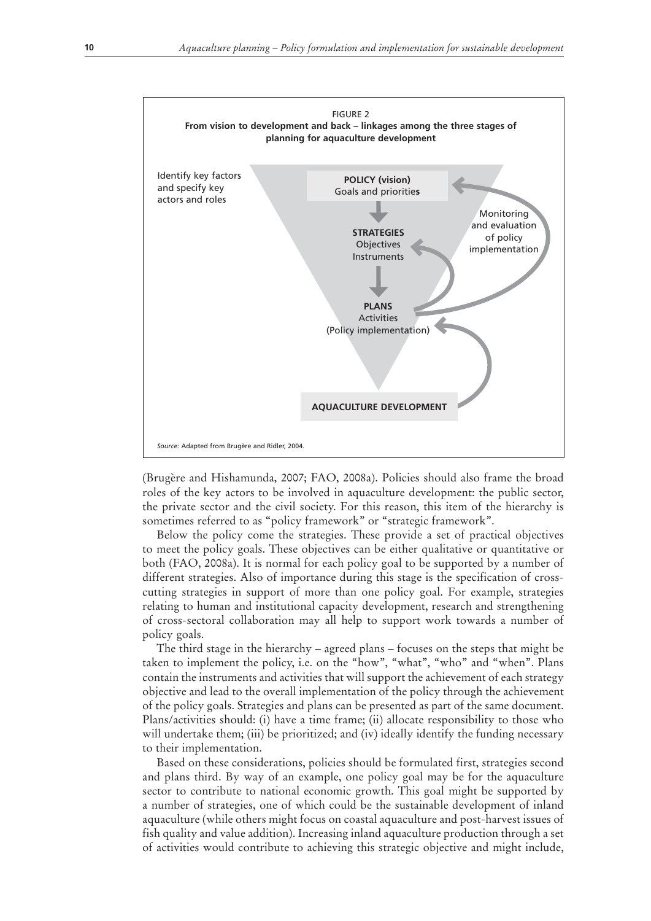FIGURE 2
**From vision to development and back – linkages among the three stages of planning for aquaculture development**

Identify key factors and specify key actors and roles

**POLICY (vision)**
Goals and priorities

**STRATEGIES**
Objectives
Instruments

**PLANS**
Activities
(Policy implementation)

**AQUACULTURE DEVELOPMENT**

Monitoring and evaluation of policy implementation

*Source:* Adapted from Brugère and Ridler, 2004.

(Brugère and Hishamunda, 2007; FAO, 2008a). Policies should also frame the broad roles of the key actors to be involved in aquaculture development: the public sector, the private sector and the civil society. For this reason, this item of the hierarchy is sometimes referred to as "policy framework" or "strategic framework".

Below the policy come the strategies. These provide a set of practical objectives to meet the policy goals. These objectives can be either qualitative or quantitative or both (FAO, 2008a). It is normal for each policy goal to be supported by a number of different strategies. Also of importance during this stage is the specification of cross-cutting strategies in support of more than one policy goal. For example, strategies relating to human and institutional capacity development, research and strengthening of cross-sectoral collaboration may all help to support work towards a number of policy goals.

The third stage in the hierarchy – agreed plans – focuses on the steps that might be taken to implement the policy, i.e. on the "how", "what", "who" and "when". Plans contain the instruments and activities that will support the achievement of each strategy objective and lead to the overall implementation of the policy through the achievement of the policy goals. Strategies and plans can be presented as part of the same document. Plans/activities should: (i) have a time frame; (ii) allocate responsibility to those who will undertake them; (iii) be prioritized; and (iv) ideally identify the funding necessary to their implementation.

Based on these considerations, policies should be formulated first, strategies second and plans third. By way of an example, one policy goal may be for the aquaculture sector to contribute to national economic growth. This goal might be supported by a number of strategies, one of which could be the sustainable development of inland aquaculture (while others might focus on coastal aquaculture and post-harvest issues of fish quality and value addition). Increasing inland aquaculture production through a set of activities would contribute to achieving this strategic objective and might include,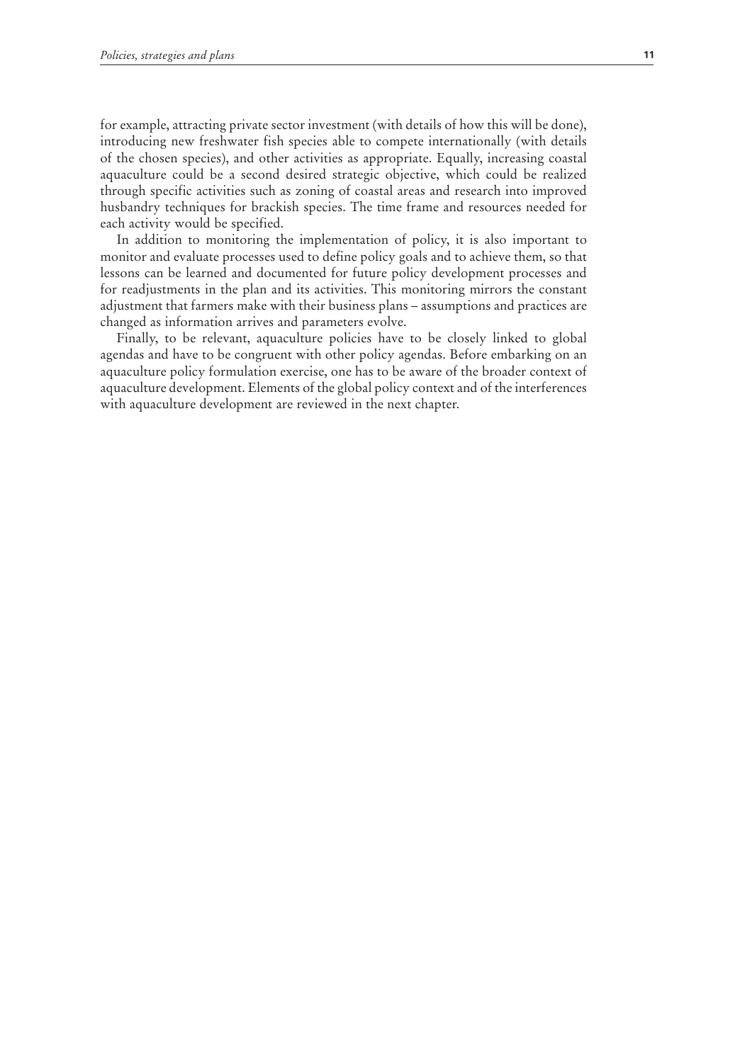for example, attracting private sector investment (with details of how this will be done), introducing new freshwater fish species able to compete internationally (with details of the chosen species), and other activities as appropriate. Equally, increasing coastal aquaculture could be a second desired strategic objective, which could be realized through specific activities such as zoning of coastal areas and research into improved husbandry techniques for brackish species. The time frame and resources needed for each activity would be specified.

In addition to monitoring the implementation of policy, it is also important to monitor and evaluate processes used to define policy goals and to achieve them, so that lessons can be learned and documented for future policy development processes and for readjustments in the plan and its activities. This monitoring mirrors the constant adjustment that farmers make with their business plans – assumptions and practices are changed as information arrives and parameters evolve.

Finally, to be relevant, aquaculture policies have to be closely linked to global agendas and have to be congruent with other policy agendas. Before embarking on an aquaculture policy formulation exercise, one has to be aware of the broader context of aquaculture development. Elements of the global policy context and of the interferences with aquaculture development are reviewed in the next chapter.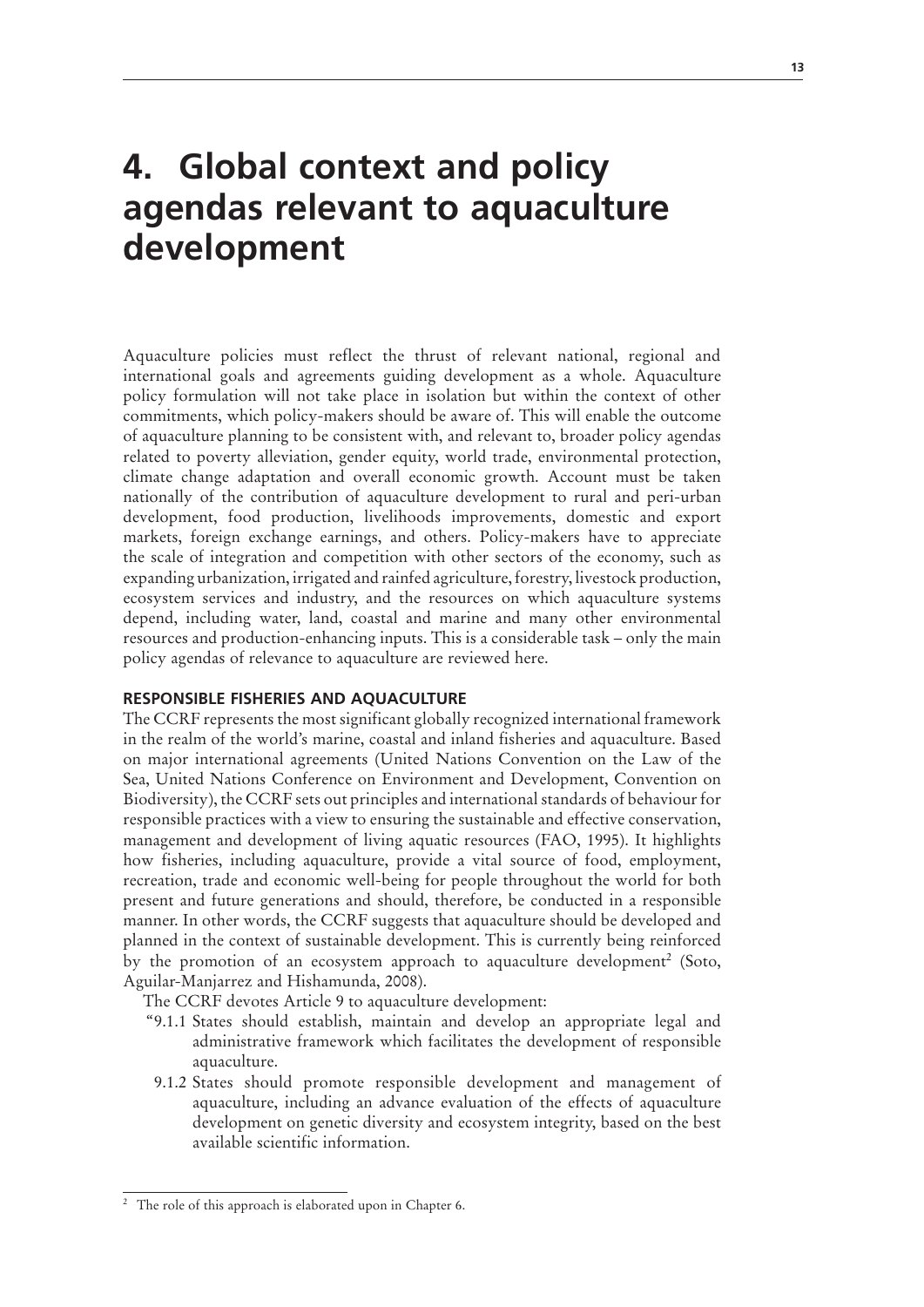# 4. Global context and policy agendas relevant to aquaculture development

Aquaculture policies must reflect the thrust of relevant national, regional and international goals and agreements guiding development as a whole. Aquaculture policy formulation will not take place in isolation but within the context of other commitments, which policy-makers should be aware of. This will enable the outcome of aquaculture planning to be consistent with, and relevant to, broader policy agendas related to poverty alleviation, gender equity, world trade, environmental protection, climate change adaptation and overall economic growth. Account must be taken nationally of the contribution of aquaculture development to rural and peri-urban development, food production, livelihoods improvements, domestic and export markets, foreign exchange earnings, and others. Policy-makers have to appreciate the scale of integration and competition with other sectors of the economy, such as expanding urbanization, irrigated and rainfed agriculture, forestry, livestock production, ecosystem services and industry, and the resources on which aquaculture systems depend, including water, land, coastal and marine and many other environmental resources and production-enhancing inputs. This is a considerable task – only the main policy agendas of relevance to aquaculture are reviewed here.

## RESPONSIBLE FISHERIES AND AQUACULTURE

The CCRF represents the most significant globally recognized international framework in the realm of the world's marine, coastal and inland fisheries and aquaculture. Based on major international agreements (United Nations Convention on the Law of the Sea, United Nations Conference on Environment and Development, Convention on Biodiversity), the CCRF sets out principles and international standards of behaviour for responsible practices with a view to ensuring the sustainable and effective conservation, management and development of living aquatic resources (FAO, 1995). It highlights how fisheries, including aquaculture, provide a vital source of food, employment, recreation, trade and economic well-being for people throughout the world for both present and future generations and should, therefore, be conducted in a responsible manner. In other words, the CCRF suggests that aquaculture should be developed and planned in the context of sustainable development. This is currently being reinforced by the promotion of an ecosystem approach to aquaculture development[2] (Soto, Aguilar-Manjarrez and Hishamunda, 2008).

The CCRF devotes Article 9 to aquaculture development:

"9.1.1 States should establish, maintain and develop an appropriate legal and administrative framework which facilitates the development of responsible aquaculture.

9.1.2 States should promote responsible development and management of aquaculture, including an advance evaluation of the effects of aquaculture development on genetic diversity and ecosystem integrity, based on the best available scientific information.

---

[2] The role of this approach is elaborated upon in Chapter 6.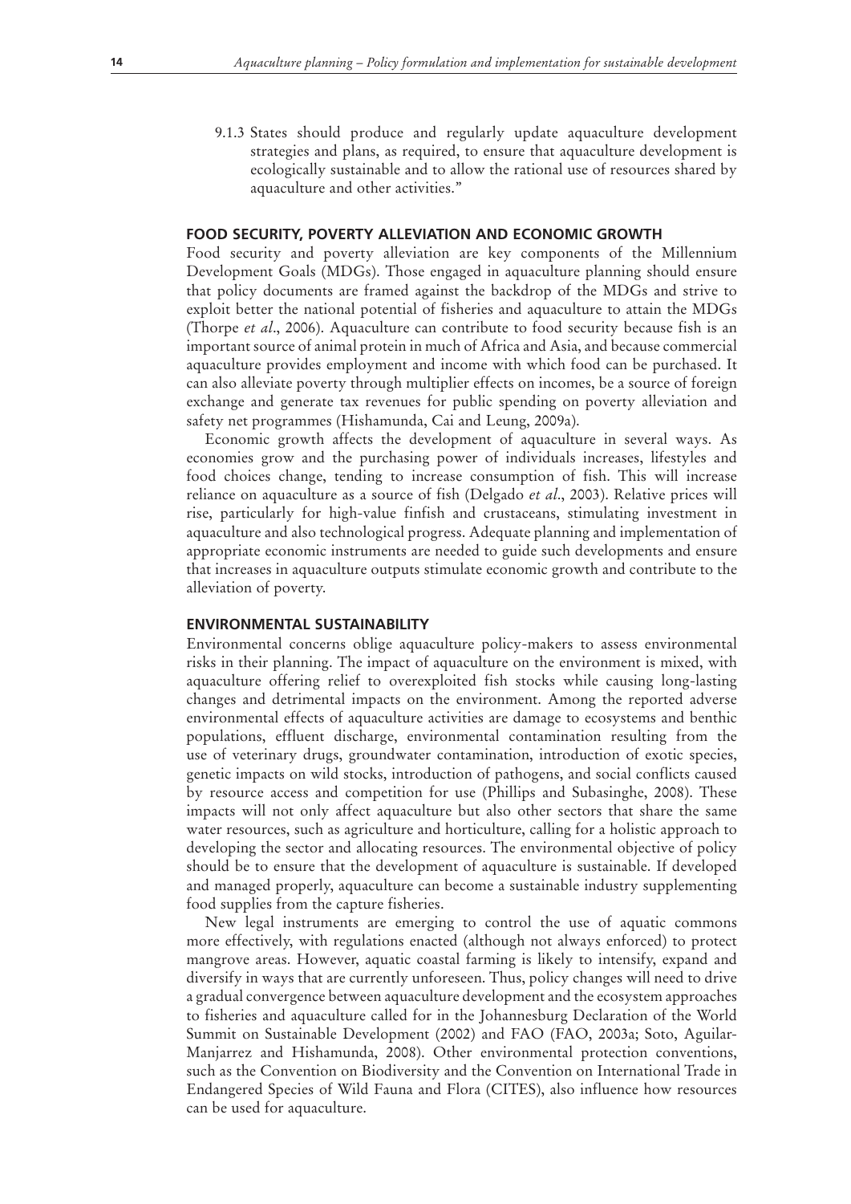9.1.3 States should produce and regularly update aquaculture development strategies and plans, as required, to ensure that aquaculture development is ecologically sustainable and to allow the rational use of resources shared by aquaculture and other activities."

## FOOD SECURITY, POVERTY ALLEVIATION AND ECONOMIC GROWTH

Food security and poverty alleviation are key components of the Millennium Development Goals (MDGs). Those engaged in aquaculture planning should ensure that policy documents are framed against the backdrop of the MDGs and strive to exploit better the national potential of fisheries and aquaculture to attain the MDGs (Thorpe *et al*., 2006). Aquaculture can contribute to food security because fish is an important source of animal protein in much of Africa and Asia, and because commercial aquaculture provides employment and income with which food can be purchased. It can also alleviate poverty through multiplier effects on incomes, be a source of foreign exchange and generate tax revenues for public spending on poverty alleviation and safety net programmes (Hishamunda, Cai and Leung, 2009a).

Economic growth affects the development of aquaculture in several ways. As economies grow and the purchasing power of individuals increases, lifestyles and food choices change, tending to increase consumption of fish. This will increase reliance on aquaculture as a source of fish (Delgado *et al*., 2003). Relative prices will rise, particularly for high-value finfish and crustaceans, stimulating investment in aquaculture and also technological progress. Adequate planning and implementation of appropriate economic instruments are needed to guide such developments and ensure that increases in aquaculture outputs stimulate economic growth and contribute to the alleviation of poverty.

## ENVIRONMENTAL SUSTAINABILITY

Environmental concerns oblige aquaculture policy-makers to assess environmental risks in their planning. The impact of aquaculture on the environment is mixed, with aquaculture offering relief to overexploited fish stocks while causing long-lasting changes and detrimental impacts on the environment. Among the reported adverse environmental effects of aquaculture activities are damage to ecosystems and benthic populations, effluent discharge, environmental contamination resulting from the use of veterinary drugs, groundwater contamination, introduction of exotic species, genetic impacts on wild stocks, introduction of pathogens, and social conflicts caused by resource access and competition for use (Phillips and Subasinghe, 2008). These impacts will not only affect aquaculture but also other sectors that share the same water resources, such as agriculture and horticulture, calling for a holistic approach to developing the sector and allocating resources. The environmental objective of policy should be to ensure that the development of aquaculture is sustainable. If developed and managed properly, aquaculture can become a sustainable industry supplementing food supplies from the capture fisheries.

New legal instruments are emerging to control the use of aquatic commons more effectively, with regulations enacted (although not always enforced) to protect mangrove areas. However, aquatic coastal farming is likely to intensify, expand and diversify in ways that are currently unforeseen. Thus, policy changes will need to drive a gradual convergence between aquaculture development and the ecosystem approaches to fisheries and aquaculture called for in the Johannesburg Declaration of the World Summit on Sustainable Development (2002) and FAO (FAO, 2003a; Soto, Aguilar-Manjarrez and Hishamunda, 2008). Other environmental protection conventions, such as the Convention on Biodiversity and the Convention on International Trade in Endangered Species of Wild Fauna and Flora (CITES), also influence how resources can be used for aquaculture.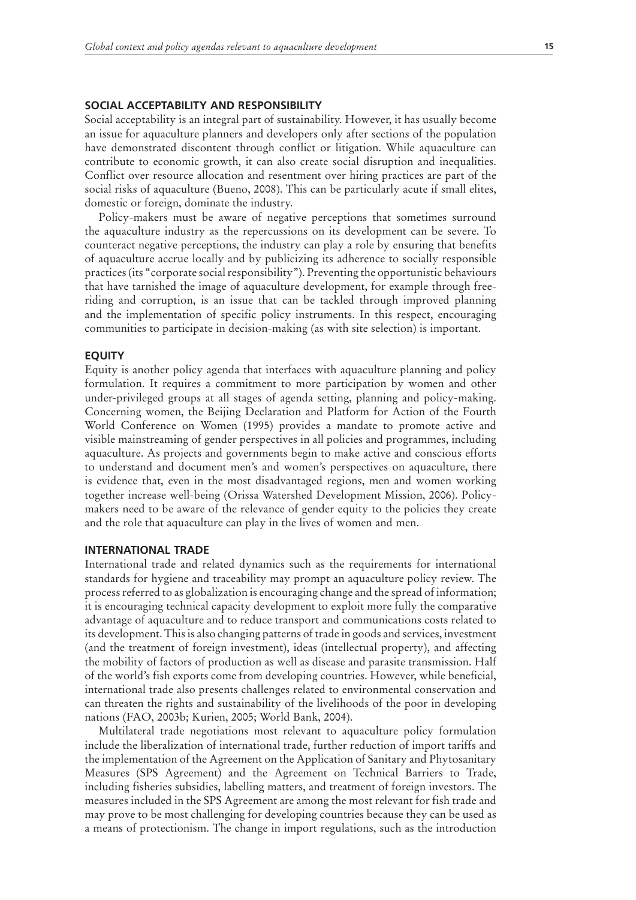## SOCIAL ACCEPTABILITY AND RESPONSIBILITY

Social acceptability is an integral part of sustainability. However, it has usually become an issue for aquaculture planners and developers only after sections of the population have demonstrated discontent through conflict or litigation. While aquaculture can contribute to economic growth, it can also create social disruption and inequalities. Conflict over resource allocation and resentment over hiring practices are part of the social risks of aquaculture (Bueno, 2008). This can be particularly acute if small elites, domestic or foreign, dominate the industry.

Policy-makers must be aware of negative perceptions that sometimes surround the aquaculture industry as the repercussions on its development can be severe. To counteract negative perceptions, the industry can play a role by ensuring that benefits of aquaculture accrue locally and by publicizing its adherence to socially responsible practices (its "corporate social responsibility"). Preventing the opportunistic behaviours that have tarnished the image of aquaculture development, for example through free-riding and corruption, is an issue that can be tackled through improved planning and the implementation of specific policy instruments. In this respect, encouraging communities to participate in decision-making (as with site selection) is important.

## EQUITY

Equity is another policy agenda that interfaces with aquaculture planning and policy formulation. It requires a commitment to more participation by women and other under-privileged groups at all stages of agenda setting, planning and policy-making. Concerning women, the Beijing Declaration and Platform for Action of the Fourth World Conference on Women (1995) provides a mandate to promote active and visible mainstreaming of gender perspectives in all policies and programmes, including aquaculture. As projects and governments begin to make active and conscious efforts to understand and document men's and women's perspectives on aquaculture, there is evidence that, even in the most disadvantaged regions, men and women working together increase well-being (Orissa Watershed Development Mission, 2006). Policy-makers need to be aware of the relevance of gender equity to the policies they create and the role that aquaculture can play in the lives of women and men.

## INTERNATIONAL TRADE

International trade and related dynamics such as the requirements for international standards for hygiene and traceability may prompt an aquaculture policy review. The process referred to as globalization is encouraging change and the spread of information; it is encouraging technical capacity development to exploit more fully the comparative advantage of aquaculture and to reduce transport and communications costs related to its development. This is also changing patterns of trade in goods and services, investment (and the treatment of foreign investment), ideas (intellectual property), and affecting the mobility of factors of production as well as disease and parasite transmission. Half of the world's fish exports come from developing countries. However, while beneficial, international trade also presents challenges related to environmental conservation and can threaten the rights and sustainability of the livelihoods of the poor in developing nations (FAO, 2003b; Kurien, 2005; World Bank, 2004).

Multilateral trade negotiations most relevant to aquaculture policy formulation include the liberalization of international trade, further reduction of import tariffs and the implementation of the Agreement on the Application of Sanitary and Phytosanitary Measures (SPS Agreement) and the Agreement on Technical Barriers to Trade, including fisheries subsidies, labelling matters, and treatment of foreign investors. The measures included in the SPS Agreement are among the most relevant for fish trade and may prove to be most challenging for developing countries because they can be used as a means of protectionism. The change in import regulations, such as the introduction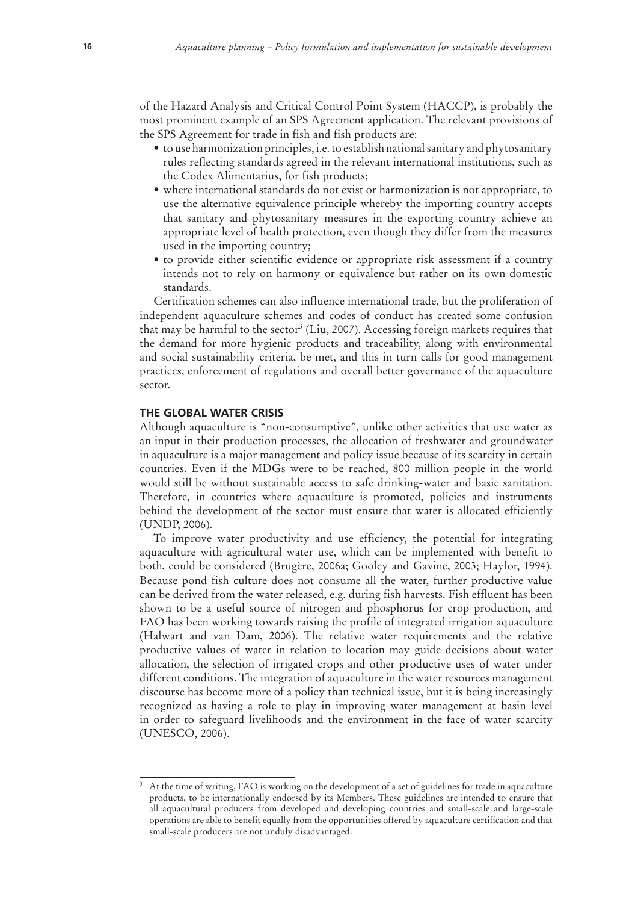of the Hazard Analysis and Critical Control Point System (HACCP), is probably the most prominent example of an SPS Agreement application. The relevant provisions of the SPS Agreement for trade in fish and fish products are:

- to use harmonization principles, i.e. to establish national sanitary and phytosanitary rules reflecting standards agreed in the relevant international institutions, such as the Codex Alimentarius, for fish products;
- where international standards do not exist or harmonization is not appropriate, to use the alternative equivalence principle whereby the importing country accepts that sanitary and phytosanitary measures in the exporting country achieve an appropriate level of health protection, even though they differ from the measures used in the importing country;
- to provide either scientific evidence or appropriate risk assessment if a country intends not to rely on harmony or equivalence but rather on its own domestic standards.

Certification schemes can also influence international trade, but the proliferation of independent aquaculture schemes and codes of conduct has created some confusion that may be harmful to the sector[3] (Liu, 2007). Accessing foreign markets requires that the demand for more hygienic products and traceability, along with environmental and social sustainability criteria, be met, and this in turn calls for good management practices, enforcement of regulations and overall better governance of the aquaculture sector.

## THE GLOBAL WATER CRISIS

Although aquaculture is "non-consumptive", unlike other activities that use water as an input in their production processes, the allocation of freshwater and groundwater in aquaculture is a major management and policy issue because of its scarcity in certain countries. Even if the MDGs were to be reached, 800 million people in the world would still be without sustainable access to safe drinking-water and basic sanitation. Therefore, in countries where aquaculture is promoted, policies and instruments behind the development of the sector must ensure that water is allocated efficiently (UNDP, 2006).

To improve water productivity and use efficiency, the potential for integrating aquaculture with agricultural water use, which can be implemented with benefit to both, could be considered (Brugère, 2006a; Gooley and Gavine, 2003; Haylor, 1994). Because pond fish culture does not consume all the water, further productive value can be derived from the water released, e.g. during fish harvests. Fish effluent has been shown to be a useful source of nitrogen and phosphorus for crop production, and FAO has been working towards raising the profile of integrated irrigation aquaculture (Halwart and van Dam, 2006). The relative water requirements and the relative productive values of water in relation to location may guide decisions about water allocation, the selection of irrigated crops and other productive uses of water under different conditions. The integration of aquaculture in the water resources management discourse has become more of a policy than technical issue, but it is being increasingly recognized as having a role to play in improving water management at basin level in order to safeguard livelihoods and the environment in the face of water scarcity (UNESCO, 2006).

---

[3] At the time of writing, FAO is working on the development of a set of guidelines for trade in aquaculture products, to be internationally endorsed by its Members. These guidelines are intended to ensure that all aquacultural producers from developed and developing countries and small-scale and large-scale operations are able to benefit equally from the opportunities offered by aquaculture certification and that small-scale producers are not unduly disadvantaged.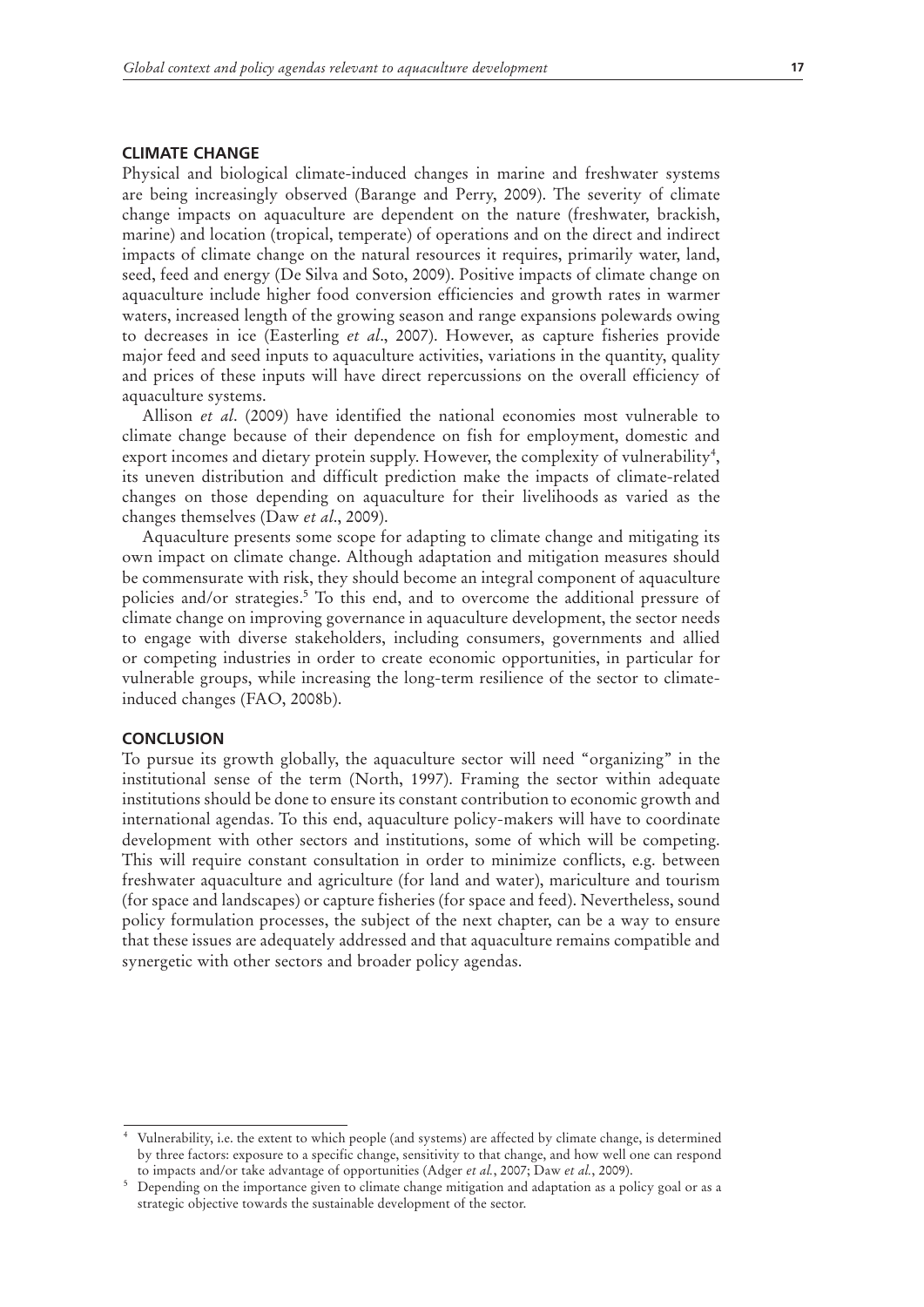## CLIMATE CHANGE

Physical and biological climate-induced changes in marine and freshwater systems are being increasingly observed (Barange and Perry, 2009). The severity of climate change impacts on aquaculture are dependent on the nature (freshwater, brackish, marine) and location (tropical, temperate) of operations and on the direct and indirect impacts of climate change on the natural resources it requires, primarily water, land, seed, feed and energy (De Silva and Soto, 2009). Positive impacts of climate change on aquaculture include higher food conversion efficiencies and growth rates in warmer waters, increased length of the growing season and range expansions polewards owing to decreases in ice (Easterling *et al*., 2007). However, as capture fisheries provide major feed and seed inputs to aquaculture activities, variations in the quantity, quality and prices of these inputs will have direct repercussions on the overall efficiency of aquaculture systems.

Allison *et al*. (2009) have identified the national economies most vulnerable to climate change because of their dependence on fish for employment, domestic and export incomes and dietary protein supply. However, the complexity of vulnerability[4], its uneven distribution and difficult prediction make the impacts of climate-related changes on those depending on aquaculture for their livelihoods as varied as the changes themselves (Daw *et al*., 2009).

Aquaculture presents some scope for adapting to climate change and mitigating its own impact on climate change. Although adaptation and mitigation measures should be commensurate with risk, they should become an integral component of aquaculture policies and/or strategies.[5] To this end, and to overcome the additional pressure of climate change on improving governance in aquaculture development, the sector needs to engage with diverse stakeholders, including consumers, governments and allied or competing industries in order to create economic opportunities, in particular for vulnerable groups, while increasing the long-term resilience of the sector to climate-induced changes (FAO, 2008b).

## CONCLUSION

To pursue its growth globally, the aquaculture sector will need "organizing" in the institutional sense of the term (North, 1997). Framing the sector within adequate institutions should be done to ensure its constant contribution to economic growth and international agendas. To this end, aquaculture policy-makers will have to coordinate development with other sectors and institutions, some of which will be competing. This will require constant consultation in order to minimize conflicts, e.g. between freshwater aquaculture and agriculture (for land and water), mariculture and tourism (for space and landscapes) or capture fisheries (for space and feed). Nevertheless, sound policy formulation processes, the subject of the next chapter, can be a way to ensure that these issues are adequately addressed and that aquaculture remains compatible and synergetic with other sectors and broader policy agendas.

---

[4] Vulnerability, i.e. the extent to which people (and systems) are affected by climate change, is determined by three factors: exposure to a specific change, sensitivity to that change, and how well one can respond to impacts and/or take advantage of opportunities (Adger *et al.*, 2007; Daw *et al.*, 2009).

[5] Depending on the importance given to climate change mitigation and adaptation as a policy goal or as a strategic objective towards the sustainable development of the sector.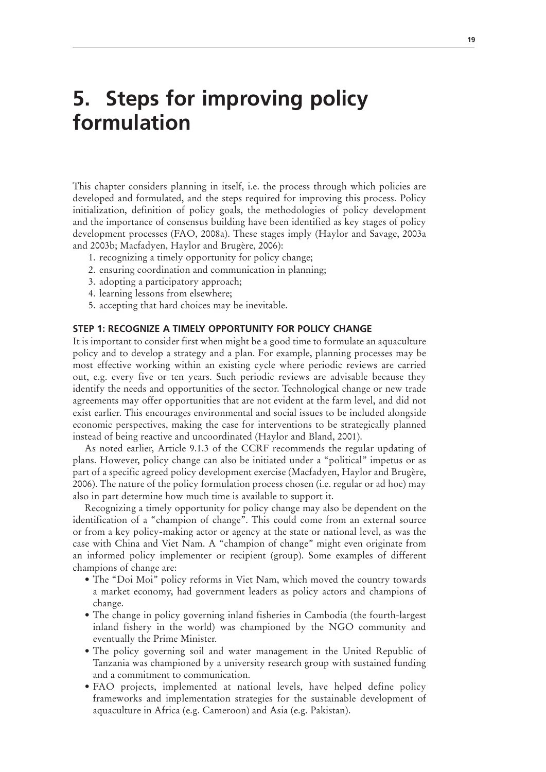# 5. Steps for improving policy formulation

This chapter considers planning in itself, i.e. the process through which policies are developed and formulated, and the steps required for improving this process. Policy initialization, definition of policy goals, the methodologies of policy development and the importance of consensus building have been identified as key stages of policy development processes (FAO, 2008a). These stages imply (Haylor and Savage, 2003a and 2003b; Macfadyen, Haylor and Brugère, 2006):

1. recognizing a timely opportunity for policy change;
2. ensuring coordination and communication in planning;
3. adopting a participatory approach;
4. learning lessons from elsewhere;
5. accepting that hard choices may be inevitable.

## STEP 1: RECOGNIZE A TIMELY OPPORTUNITY FOR POLICY CHANGE

It is important to consider first when might be a good time to formulate an aquaculture policy and to develop a strategy and a plan. For example, planning processes may be most effective working within an existing cycle where periodic reviews are carried out, e.g. every five or ten years. Such periodic reviews are advisable because they identify the needs and opportunities of the sector. Technological change or new trade agreements may offer opportunities that are not evident at the farm level, and did not exist earlier. This encourages environmental and social issues to be included alongside economic perspectives, making the case for interventions to be strategically planned instead of being reactive and uncoordinated (Haylor and Bland, 2001).

As noted earlier, Article 9.1.3 of the CCRF recommends the regular updating of plans. However, policy change can also be initiated under a "political" impetus or as part of a specific agreed policy development exercise (Macfadyen, Haylor and Brugère, 2006). The nature of the policy formulation process chosen (i.e. regular or ad hoc) may also in part determine how much time is available to support it.

Recognizing a timely opportunity for policy change may also be dependent on the identification of a "champion of change". This could come from an external source or from a key policy-making actor or agency at the state or national level, as was the case with China and Viet Nam. A "champion of change" might even originate from an informed policy implementer or recipient (group). Some examples of different champions of change are:

- The "Doi Moi" policy reforms in Viet Nam, which moved the country towards a market economy, had government leaders as policy actors and champions of change.
- The change in policy governing inland fisheries in Cambodia (the fourth-largest inland fishery in the world) was championed by the NGO community and eventually the Prime Minister.
- The policy governing soil and water management in the United Republic of Tanzania was championed by a university research group with sustained funding and a commitment to communication.
- FAO projects, implemented at national levels, have helped define policy frameworks and implementation strategies for the sustainable development of aquaculture in Africa (e.g. Cameroon) and Asia (e.g. Pakistan).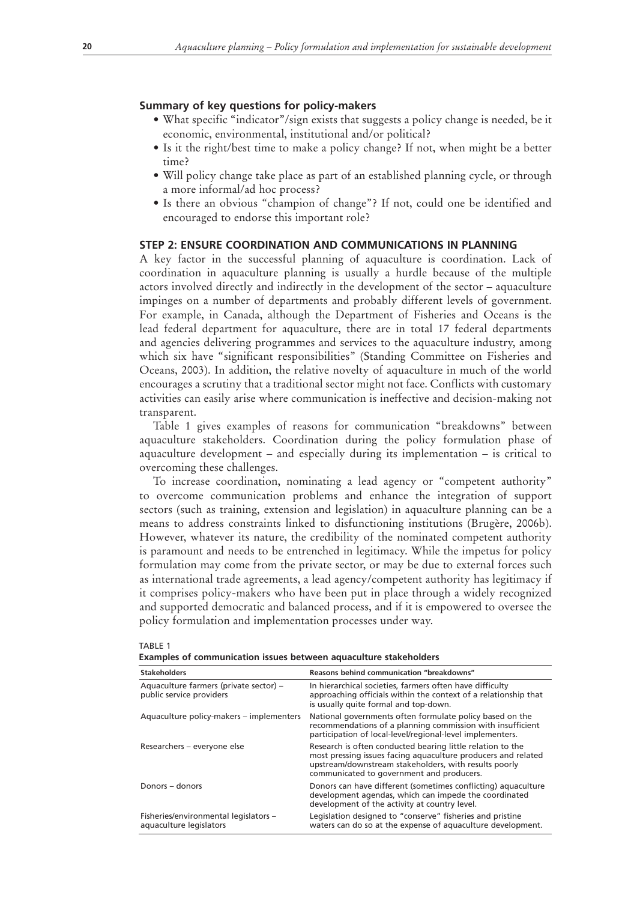**Summary of key questions for policy-makers**

- What specific "indicator"/sign exists that suggests a policy change is needed, be it economic, environmental, institutional and/or political?
- Is it the right/best time to make a policy change? If not, when might be a better time?
- Will policy change take place as part of an established planning cycle, or through a more informal/ad hoc process?
- Is there an obvious "champion of change"? If not, could one be identified and encouraged to endorse this important role?

## STEP 2: ENSURE COORDINATION AND COMMUNICATIONS IN PLANNING

A key factor in the successful planning of aquaculture is coordination. Lack of coordination in aquaculture planning is usually a hurdle because of the multiple actors involved directly and indirectly in the development of the sector – aquaculture impinges on a number of departments and probably different levels of government. For example, in Canada, although the Department of Fisheries and Oceans is the lead federal department for aquaculture, there are in total 17 federal departments and agencies delivering programmes and services to the aquaculture industry, among which six have "significant responsibilities" (Standing Committee on Fisheries and Oceans, 2003). In addition, the relative novelty of aquaculture in much of the world encourages a scrutiny that a traditional sector might not face. Conflicts with customary activities can easily arise where communication is ineffective and decision-making not transparent.

Table 1 gives examples of reasons for communication "breakdowns" between aquaculture stakeholders. Coordination during the policy formulation phase of aquaculture development – and especially during its implementation – is critical to overcoming these challenges.

To increase coordination, nominating a lead agency or "competent authority" to overcome communication problems and enhance the integration of support sectors (such as training, extension and legislation) in aquaculture planning can be a means to address constraints linked to disfunctioning institutions (Brugère, 2006b). However, whatever its nature, the credibility of the nominated competent authority is paramount and needs to be entrenched in legitimacy. While the impetus for policy formulation may come from the private sector, or may be due to external forces such as international trade agreements, a lead agency/competent authority has legitimacy if it comprises policy-makers who have been put in place through a widely recognized and supported democratic and balanced process, and if it is empowered to oversee the policy formulation and implementation processes under way.

TABLE 1
**Examples of communication issues between aquaculture stakeholders**

| Stakeholders | Reasons behind communication "breakdowns" |
|---|---|
| Aquaculture farmers (private sector) – public service providers | In hierarchical societies, farmers often have difficulty approaching officials within the context of a relationship that is usually quite formal and top-down. |
| Aquaculture policy-makers – implementers | National governments often formulate policy based on the recommendations of a planning commission with insufficient participation of local-level/regional-level implementers. |
| Researchers – everyone else | Research is often conducted bearing little relation to the most pressing issues facing aquaculture producers and related upstream/downstream stakeholders, with results poorly communicated to government and producers. |
| Donors – donors | Donors can have different (sometimes conflicting) aquaculture development agendas, which can impede the coordinated development of the activity at country level. |
| Fisheries/environmental legislators – aquaculture legislators | Legislation designed to "conserve" fisheries and pristine waters can do so at the expense of aquaculture development. |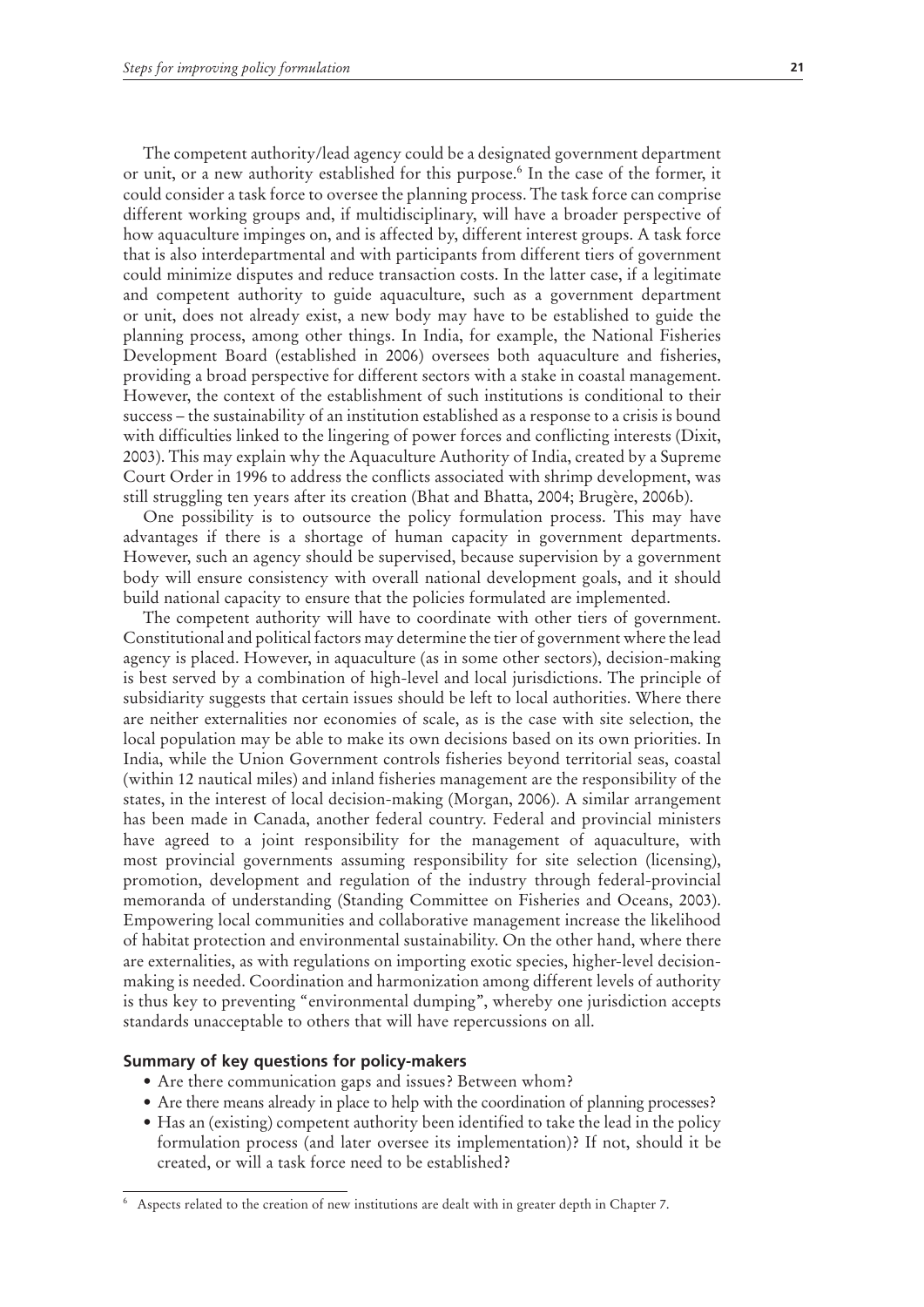The competent authority/lead agency could be a designated government department or unit, or a new authority established for this purpose.[6] In the case of the former, it could consider a task force to oversee the planning process. The task force can comprise different working groups and, if multidisciplinary, will have a broader perspective of how aquaculture impinges on, and is affected by, different interest groups. A task force that is also interdepartmental and with participants from different tiers of government could minimize disputes and reduce transaction costs. In the latter case, if a legitimate and competent authority to guide aquaculture, such as a government department or unit, does not already exist, a new body may have to be established to guide the planning process, among other things. In India, for example, the National Fisheries Development Board (established in 2006) oversees both aquaculture and fisheries, providing a broad perspective for different sectors with a stake in coastal management. However, the context of the establishment of such institutions is conditional to their success – the sustainability of an institution established as a response to a crisis is bound with difficulties linked to the lingering of power forces and conflicting interests (Dixit, 2003). This may explain why the Aquaculture Authority of India, created by a Supreme Court Order in 1996 to address the conflicts associated with shrimp development, was still struggling ten years after its creation (Bhat and Bhatta, 2004; Brugère, 2006b).

One possibility is to outsource the policy formulation process. This may have advantages if there is a shortage of human capacity in government departments. However, such an agency should be supervised, because supervision by a government body will ensure consistency with overall national development goals, and it should build national capacity to ensure that the policies formulated are implemented.

The competent authority will have to coordinate with other tiers of government. Constitutional and political factors may determine the tier of government where the lead agency is placed. However, in aquaculture (as in some other sectors), decision-making is best served by a combination of high-level and local jurisdictions. The principle of subsidiarity suggests that certain issues should be left to local authorities. Where there are neither externalities nor economies of scale, as is the case with site selection, the local population may be able to make its own decisions based on its own priorities. In India, while the Union Government controls fisheries beyond territorial seas, coastal (within 12 nautical miles) and inland fisheries management are the responsibility of the states, in the interest of local decision-making (Morgan, 2006). A similar arrangement has been made in Canada, another federal country. Federal and provincial ministers have agreed to a joint responsibility for the management of aquaculture, with most provincial governments assuming responsibility for site selection (licensing), promotion, development and regulation of the industry through federal-provincial memoranda of understanding (Standing Committee on Fisheries and Oceans, 2003). Empowering local communities and collaborative management increase the likelihood of habitat protection and environmental sustainability. On the other hand, where there are externalities, as with regulations on importing exotic species, higher-level decision-making is needed. Coordination and harmonization among different levels of authority is thus key to preventing "environmental dumping", whereby one jurisdiction accepts standards unacceptable to others that will have repercussions on all.

### Summary of key questions for policy-makers

- Are there communication gaps and issues? Between whom?
- Are there means already in place to help with the coordination of planning processes?
- Has an (existing) competent authority been identified to take the lead in the policy formulation process (and later oversee its implementation)? If not, should it be created, or will a task force need to be established?

[6] Aspects related to the creation of new institutions are dealt with in greater depth in Chapter 7.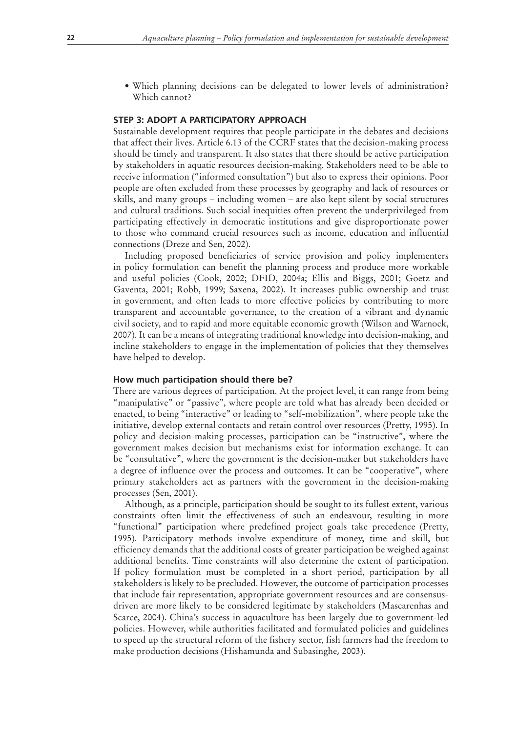- Which planning decisions can be delegated to lower levels of administration? Which cannot?

### STEP 3: ADOPT A PARTICIPATORY APPROACH

Sustainable development requires that people participate in the debates and decisions that affect their lives. Article 6.13 of the CCRF states that the decision-making process should be timely and transparent. It also states that there should be active participation by stakeholders in aquatic resources decision-making. Stakeholders need to be able to receive information ("informed consultation") but also to express their opinions. Poor people are often excluded from these processes by geography and lack of resources or skills, and many groups – including women – are also kept silent by social structures and cultural traditions. Such social inequities often prevent the underprivileged from participating effectively in democratic institutions and give disproportionate power to those who command crucial resources such as income, education and influential connections (Dreze and Sen, 2002).

Including proposed beneficiaries of service provision and policy implementers in policy formulation can benefit the planning process and produce more workable and useful policies (Cook, 2002; DFID, 2004a; Ellis and Biggs, 2001; Goetz and Gaventa, 2001; Robb, 1999; Saxena, 2002). It increases public ownership and trust in government, and often leads to more effective policies by contributing to more transparent and accountable governance, to the creation of a vibrant and dynamic civil society, and to rapid and more equitable economic growth (Wilson and Warnock, 2007). It can be a means of integrating traditional knowledge into decision-making, and incline stakeholders to engage in the implementation of policies that they themselves have helped to develop.

#### How much participation should there be?

There are various degrees of participation. At the project level, it can range from being "manipulative" or "passive", where people are told what has already been decided or enacted, to being "interactive" or leading to "self-mobilization", where people take the initiative, develop external contacts and retain control over resources (Pretty, 1995). In policy and decision-making processes, participation can be "instructive", where the government makes decision but mechanisms exist for information exchange. It can be "consultative", where the government is the decision-maker but stakeholders have a degree of influence over the process and outcomes. It can be "cooperative", where primary stakeholders act as partners with the government in the decision-making processes (Sen, 2001).

Although, as a principle, participation should be sought to its fullest extent, various constraints often limit the effectiveness of such an endeavour, resulting in more "functional" participation where predefined project goals take precedence (Pretty, 1995). Participatory methods involve expenditure of money, time and skill, but efficiency demands that the additional costs of greater participation be weighed against additional benefits. Time constraints will also determine the extent of participation. If policy formulation must be completed in a short period, participation by all stakeholders is likely to be precluded. However, the outcome of participation processes that include fair representation, appropriate government resources and are consensus-driven are more likely to be considered legitimate by stakeholders (Mascarenhas and Scarce, 2004). China's success in aquaculture has been largely due to government-led policies. However, while authorities facilitated and formulated policies and guidelines to speed up the structural reform of the fishery sector, fish farmers had the freedom to make production decisions (Hishamunda and Subasinghe, 2003).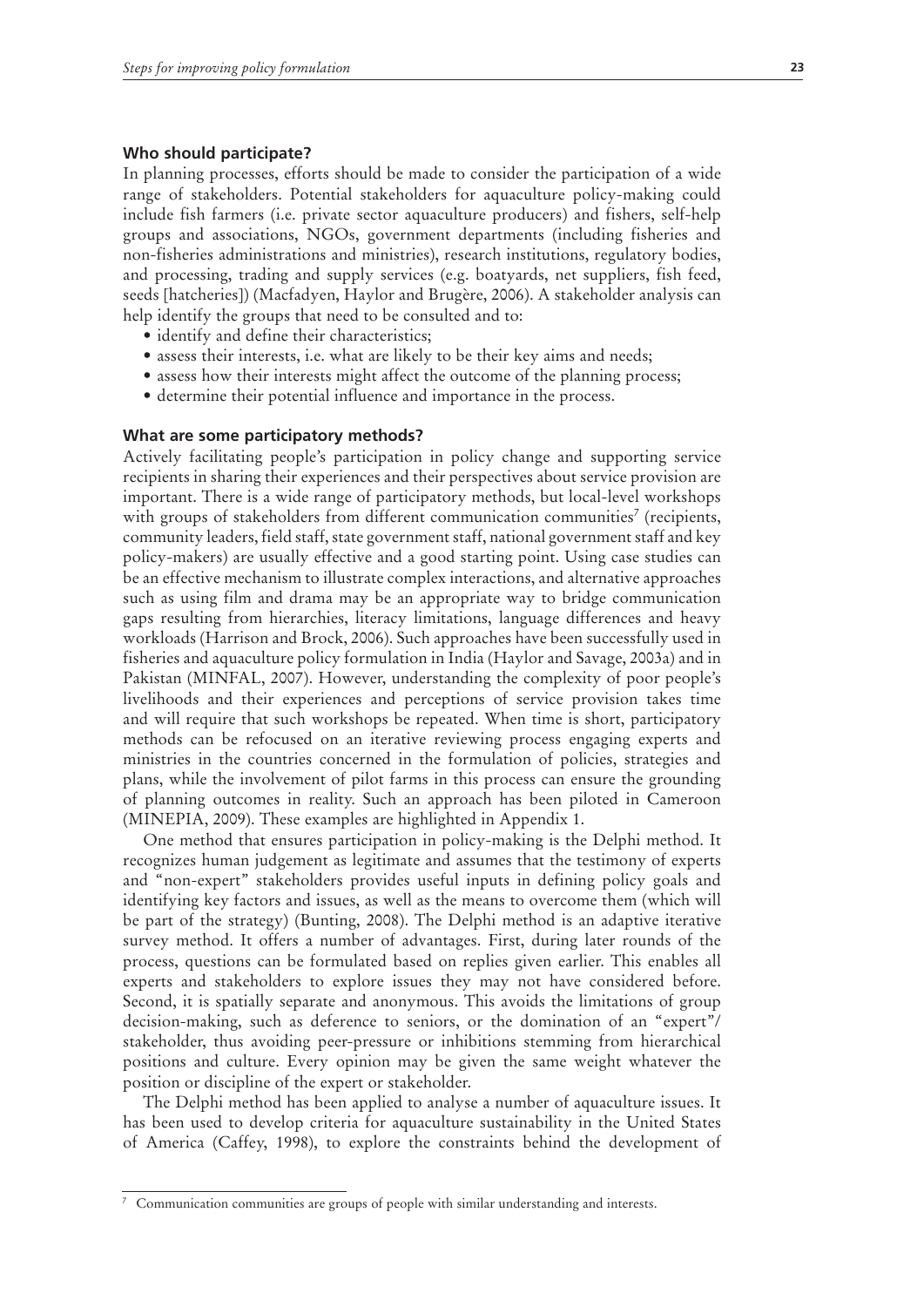### Who should participate?

In planning processes, efforts should be made to consider the participation of a wide range of stakeholders. Potential stakeholders for aquaculture policy-making could include fish farmers (i.e. private sector aquaculture producers) and fishers, self-help groups and associations, NGOs, government departments (including fisheries and non-fisheries administrations and ministries), research institutions, regulatory bodies, and processing, trading and supply services (e.g. boatyards, net suppliers, fish feed, seeds [hatcheries]) (Macfadyen, Haylor and Brugère, 2006). A stakeholder analysis can help identify the groups that need to be consulted and to:

- identify and define their characteristics;
- assess their interests, i.e. what are likely to be their key aims and needs;
- assess how their interests might affect the outcome of the planning process;
- determine their potential influence and importance in the process.

### What are some participatory methods?

Actively facilitating people's participation in policy change and supporting service recipients in sharing their experiences and their perspectives about service provision are important. There is a wide range of participatory methods, but local-level workshops with groups of stakeholders from different communication communities[7] (recipients, community leaders, field staff, state government staff, national government staff and key policy-makers) are usually effective and a good starting point. Using case studies can be an effective mechanism to illustrate complex interactions, and alternative approaches such as using film and drama may be an appropriate way to bridge communication gaps resulting from hierarchies, literacy limitations, language differences and heavy workloads (Harrison and Brock, 2006). Such approaches have been successfully used in fisheries and aquaculture policy formulation in India (Haylor and Savage, 2003a) and in Pakistan (MINFAL, 2007). However, understanding the complexity of poor people's livelihoods and their experiences and perceptions of service provision takes time and will require that such workshops be repeated. When time is short, participatory methods can be refocused on an iterative reviewing process engaging experts and ministries in the countries concerned in the formulation of policies, strategies and plans, while the involvement of pilot farms in this process can ensure the grounding of planning outcomes in reality. Such an approach has been piloted in Cameroon (MINEPIA, 2009). These examples are highlighted in Appendix 1.

One method that ensures participation in policy-making is the Delphi method. It recognizes human judgement as legitimate and assumes that the testimony of experts and "non-expert" stakeholders provides useful inputs in defining policy goals and identifying key factors and issues, as well as the means to overcome them (which will be part of the strategy) (Bunting, 2008). The Delphi method is an adaptive iterative survey method. It offers a number of advantages. First, during later rounds of the process, questions can be formulated based on replies given earlier. This enables all experts and stakeholders to explore issues they may not have considered before. Second, it is spatially separate and anonymous. This avoids the limitations of group decision-making, such as deference to seniors, or the domination of an "expert"/stakeholder, thus avoiding peer-pressure or inhibitions stemming from hierarchical positions and culture. Every opinion may be given the same weight whatever the position or discipline of the expert or stakeholder.

The Delphi method has been applied to analyse a number of aquaculture issues. It has been used to develop criteria for aquaculture sustainability in the United States of America (Caffey, 1998), to explore the constraints behind the development of

[7] Communication communities are groups of people with similar understanding and interests.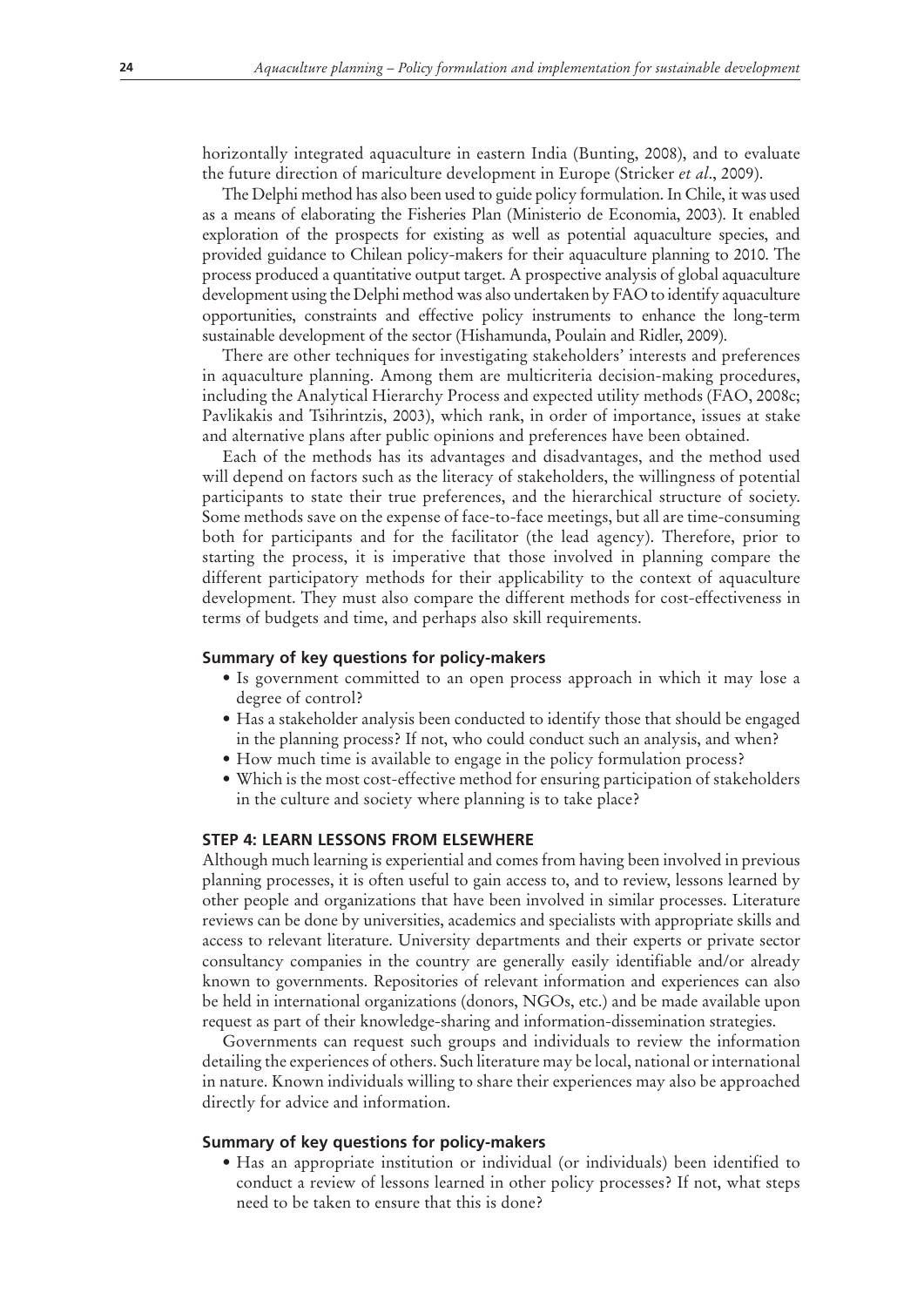horizontally integrated aquaculture in eastern India (Bunting, 2008), and to evaluate the future direction of mariculture development in Europe (Stricker *et al*., 2009).

The Delphi method has also been used to guide policy formulation. In Chile, it was used as a means of elaborating the Fisheries Plan (Ministerio de Economia, 2003). It enabled exploration of the prospects for existing as well as potential aquaculture species, and provided guidance to Chilean policy-makers for their aquaculture planning to 2010. The process produced a quantitative output target. A prospective analysis of global aquaculture development using the Delphi method was also undertaken by FAO to identify aquaculture opportunities, constraints and effective policy instruments to enhance the long-term sustainable development of the sector (Hishamunda, Poulain and Ridler, 2009).

There are other techniques for investigating stakeholders' interests and preferences in aquaculture planning. Among them are multicriteria decision-making procedures, including the Analytical Hierarchy Process and expected utility methods (FAO, 2008c; Pavlikakis and Tsihrintzis, 2003), which rank, in order of importance, issues at stake and alternative plans after public opinions and preferences have been obtained.

Each of the methods has its advantages and disadvantages, and the method used will depend on factors such as the literacy of stakeholders, the willingness of potential participants to state their true preferences, and the hierarchical structure of society. Some methods save on the expense of face-to-face meetings, but all are time-consuming both for participants and for the facilitator (the lead agency). Therefore, prior to starting the process, it is imperative that those involved in planning compare the different participatory methods for their applicability to the context of aquaculture development. They must also compare the different methods for cost-effectiveness in terms of budgets and time, and perhaps also skill requirements.

#### Summary of key questions for policy-makers

- Is government committed to an open process approach in which it may lose a degree of control?
- Has a stakeholder analysis been conducted to identify those that should be engaged in the planning process? If not, who could conduct such an analysis, and when?
- How much time is available to engage in the policy formulation process?
- Which is the most cost-effective method for ensuring participation of stakeholders in the culture and society where planning is to take place?

### STEP 4: LEARN LESSONS FROM ELSEWHERE

Although much learning is experiential and comes from having been involved in previous planning processes, it is often useful to gain access to, and to review, lessons learned by other people and organizations that have been involved in similar processes. Literature reviews can be done by universities, academics and specialists with appropriate skills and access to relevant literature. University departments and their experts or private sector consultancy companies in the country are generally easily identifiable and/or already known to governments. Repositories of relevant information and experiences can also be held in international organizations (donors, NGOs, etc.) and be made available upon request as part of their knowledge-sharing and information-dissemination strategies.

Governments can request such groups and individuals to review the information detailing the experiences of others. Such literature may be local, national or international in nature. Known individuals willing to share their experiences may also be approached directly for advice and information.

#### Summary of key questions for policy-makers

- Has an appropriate institution or individual (or individuals) been identified to conduct a review of lessons learned in other policy processes? If not, what steps need to be taken to ensure that this is done?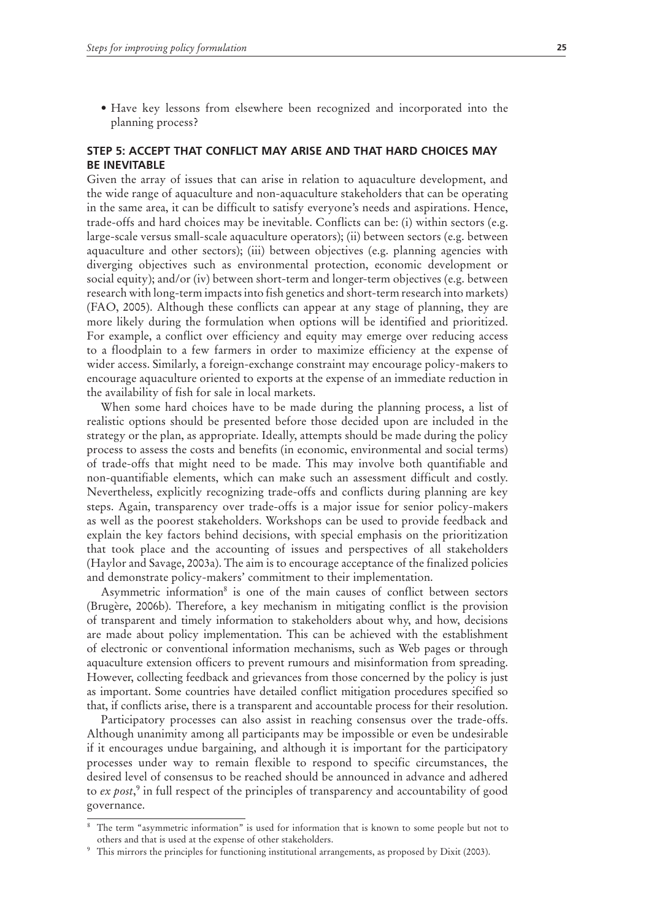- Have key lessons from elsewhere been recognized and incorporated into the planning process?

### STEP 5: ACCEPT THAT CONFLICT MAY ARISE AND THAT HARD CHOICES MAY BE INEVITABLE

Given the array of issues that can arise in relation to aquaculture development, and the wide range of aquaculture and non-aquaculture stakeholders that can be operating in the same area, it can be difficult to satisfy everyone's needs and aspirations. Hence, trade-offs and hard choices may be inevitable. Conflicts can be: (i) within sectors (e.g. large-scale versus small-scale aquaculture operators); (ii) between sectors (e.g. between aquaculture and other sectors); (iii) between objectives (e.g. planning agencies with diverging objectives such as environmental protection, economic development or social equity); and/or (iv) between short-term and longer-term objectives (e.g. between research with long-term impacts into fish genetics and short-term research into markets) (FAO, 2005). Although these conflicts can appear at any stage of planning, they are more likely during the formulation when options will be identified and prioritized. For example, a conflict over efficiency and equity may emerge over reducing access to a floodplain to a few farmers in order to maximize efficiency at the expense of wider access. Similarly, a foreign-exchange constraint may encourage policy-makers to encourage aquaculture oriented to exports at the expense of an immediate reduction in the availability of fish for sale in local markets.

When some hard choices have to be made during the planning process, a list of realistic options should be presented before those decided upon are included in the strategy or the plan, as appropriate. Ideally, attempts should be made during the policy process to assess the costs and benefits (in economic, environmental and social terms) of trade-offs that might need to be made. This may involve both quantifiable and non-quantifiable elements, which can make such an assessment difficult and costly. Nevertheless, explicitly recognizing trade-offs and conflicts during planning are key steps. Again, transparency over trade-offs is a major issue for senior policy-makers as well as the poorest stakeholders. Workshops can be used to provide feedback and explain the key factors behind decisions, with special emphasis on the prioritization that took place and the accounting of issues and perspectives of all stakeholders (Haylor and Savage, 2003a). The aim is to encourage acceptance of the finalized policies and demonstrate policy-makers' commitment to their implementation.

Asymmetric information[8] is one of the main causes of conflict between sectors (Brugère, 2006b). Therefore, a key mechanism in mitigating conflict is the provision of transparent and timely information to stakeholders about why, and how, decisions are made about policy implementation. This can be achieved with the establishment of electronic or conventional information mechanisms, such as Web pages or through aquaculture extension officers to prevent rumours and misinformation from spreading. However, collecting feedback and grievances from those concerned by the policy is just as important. Some countries have detailed conflict mitigation procedures specified so that, if conflicts arise, there is a transparent and accountable process for their resolution.

Participatory processes can also assist in reaching consensus over the trade-offs. Although unanimity among all participants may be impossible or even be undesirable if it encourages undue bargaining, and although it is important for the participatory processes under way to remain flexible to respond to specific circumstances, the desired level of consensus to be reached should be announced in advance and adhered to *ex post*,[9] in full respect of the principles of transparency and accountability of good governance.

---

[8] The term "asymmetric information" is used for information that is known to some people but not to others and that is used at the expense of other stakeholders.

[9] This mirrors the principles for functioning institutional arrangements, as proposed by Dixit (2003).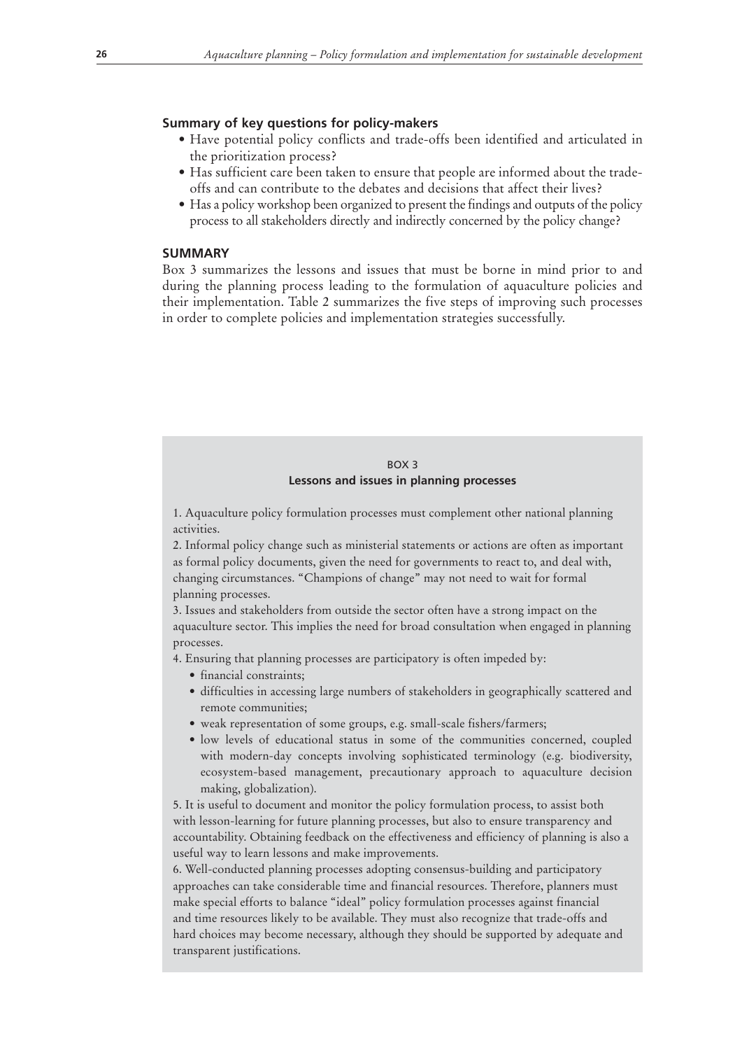### Summary of key questions for policy-makers

- Have potential policy conflicts and trade-offs been identified and articulated in the prioritization process?
- Has sufficient care been taken to ensure that people are informed about the trade-offs and can contribute to the debates and decisions that affect their lives?
- Has a policy workshop been organized to present the findings and outputs of the policy process to all stakeholders directly and indirectly concerned by the policy change?

## SUMMARY

Box 3 summarizes the lessons and issues that must be borne in mind prior to and during the planning process leading to the formulation of aquaculture policies and their implementation. Table 2 summarizes the five steps of improving such processes in order to complete policies and implementation strategies successfully.

BOX 3

**Lessons and issues in planning processes**

1. Aquaculture policy formulation processes must complement other national planning activities.
2. Informal policy change such as ministerial statements or actions are often as important as formal policy documents, given the need for governments to react to, and deal with, changing circumstances. "Champions of change" may not need to wait for formal planning processes.
3. Issues and stakeholders from outside the sector often have a strong impact on the aquaculture sector. This implies the need for broad consultation when engaged in planning processes.
4. Ensuring that planning processes are participatory is often impeded by:
    - financial constraints;
    - difficulties in accessing large numbers of stakeholders in geographically scattered and remote communities;
    - weak representation of some groups, e.g. small-scale fishers/farmers;
    - low levels of educational status in some of the communities concerned, coupled with modern-day concepts involving sophisticated terminology (e.g. biodiversity, ecosystem-based management, precautionary approach to aquaculture decision making, globalization).
5. It is useful to document and monitor the policy formulation process, to assist both with lesson-learning for future planning processes, but also to ensure transparency and accountability. Obtaining feedback on the effectiveness and efficiency of planning is also a useful way to learn lessons and make improvements.
6. Well-conducted planning processes adopting consensus-building and participatory approaches can take considerable time and financial resources. Therefore, planners must make special efforts to balance "ideal" policy formulation processes against financial and time resources likely to be available. They must also recognize that trade-offs and hard choices may become necessary, although they should be supported by adequate and transparent justifications.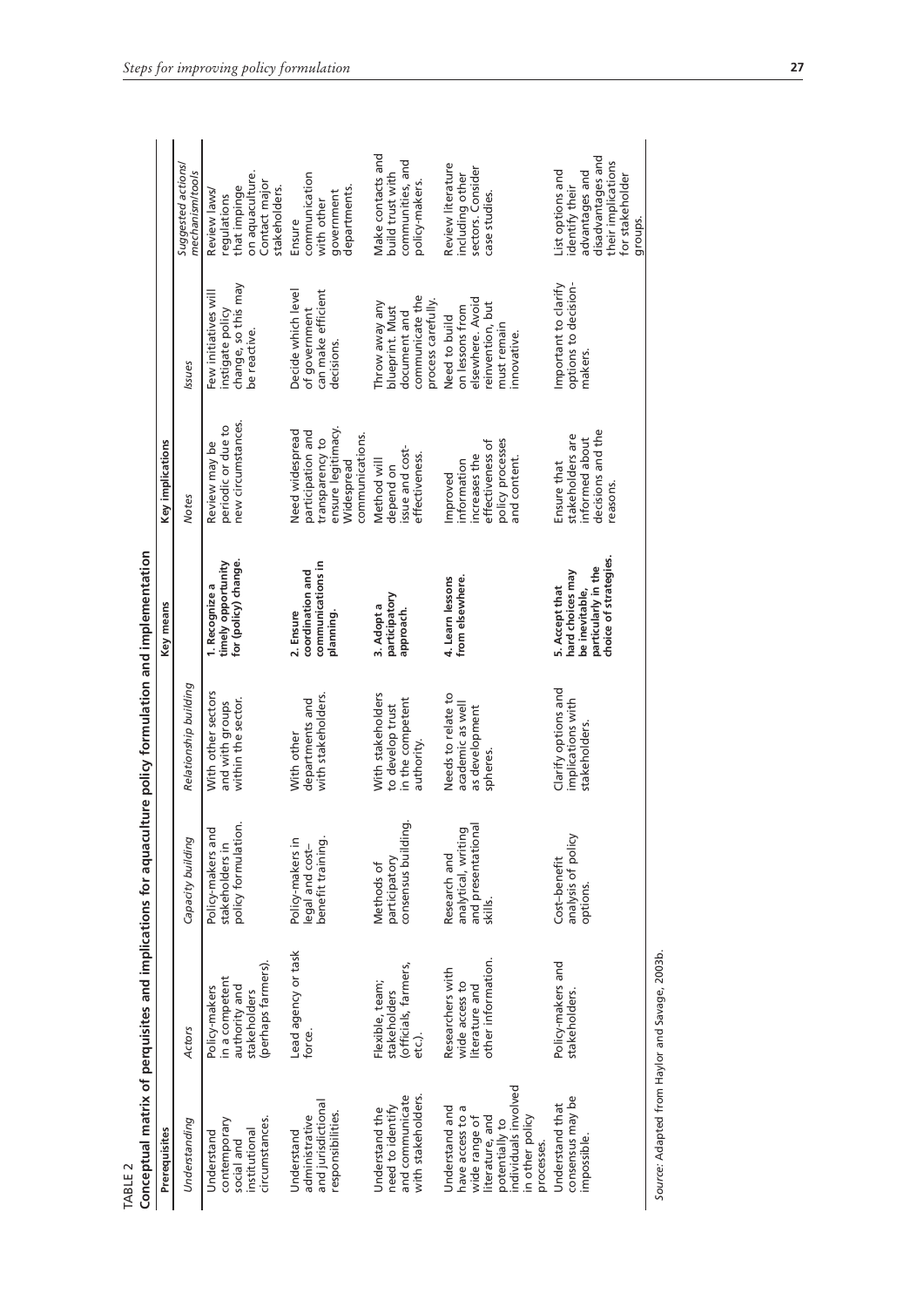TABLE 2

**Conceptual matrix of perquisites and implications for aquaculture policy formulation and implementation**

| Prerequisites | | | | Key means | Key implications | | |
|---|---|---|---|---|---|---|---|
| *Understanding* | *Actors* | *Capacity building* | *Relationship building* | | *Notes* | *Issues* | *Suggested actions/ mechanism/tools* |
| Understand contemporary social and institutional circumstances. | Policy-makers in a competent authority and stakeholders (perhaps farmers). | Policy-makers and stakeholders in policy formulation. | With other sectors and with groups within the sector. | **1. Recognize a timely opportunity for (policy) change.** | Review may be periodic or due to new circumstances. | Few initiatives will instigate policy change, so this may be reactive. | Review laws/ regulations that impinge on aquaculture. Contact major stakeholders. |
| Understand administrative and jurisdictional responsibilities. | Lead agency or task force. | Policy-makers in legal and cost–benefit training. | With other departments and with stakeholders. | **2. Ensure coordination and communications in planning.** | Need widespread participation and transparency to ensure legitimacy. Widespread communications. | Decide which level of government can make efficient decisions. | Ensure communication with other government departments. |
| Understand the need to identify and communicate with stakeholders. | Flexible, team; stakeholders (officials, farmers, etc.). | Methods of participatory consensus building. | With stakeholders to develop trust in the competent authority. | **3. Adopt a participatory approach.** | Method will depend on issue and cost-effectiveness. | Throw away any blueprint. Must document and communicate the process carefully. | Make contacts and build trust with communities, and policy-makers. |
| Understand and have access to a wide range of literature, and potentially to individuals involved in other policy processes. | Researchers with wide access to literature and other information. | Research and analytical, writing and presentational skills. | Needs to relate to academic as well as development spheres. | **4. Learn lessons from elsewhere.** | Improved information increases the effectiveness of policy processes and content. | Need to build on lessons from elsewhere. Avoid reinvention, but must remain innovative. | Review literature including other sectors. Consider case studies. |
| Understand that consensus may be impossible. | Policy-makers and stakeholders. | Cost–benefit analysis of policy options. | Clarify options and implications with stakeholders. | **5. Accept that hard choices may be inevitable, particularly in the choice of strategies.** | Ensure that stakeholders are informed about decisions and the reasons. | Important to clarify options to decision-makers. | List options and identify their advantages and disadvantages and their implications for stakeholder groups. |

*Source:* Adapted from Haylor and Savage, 2003b.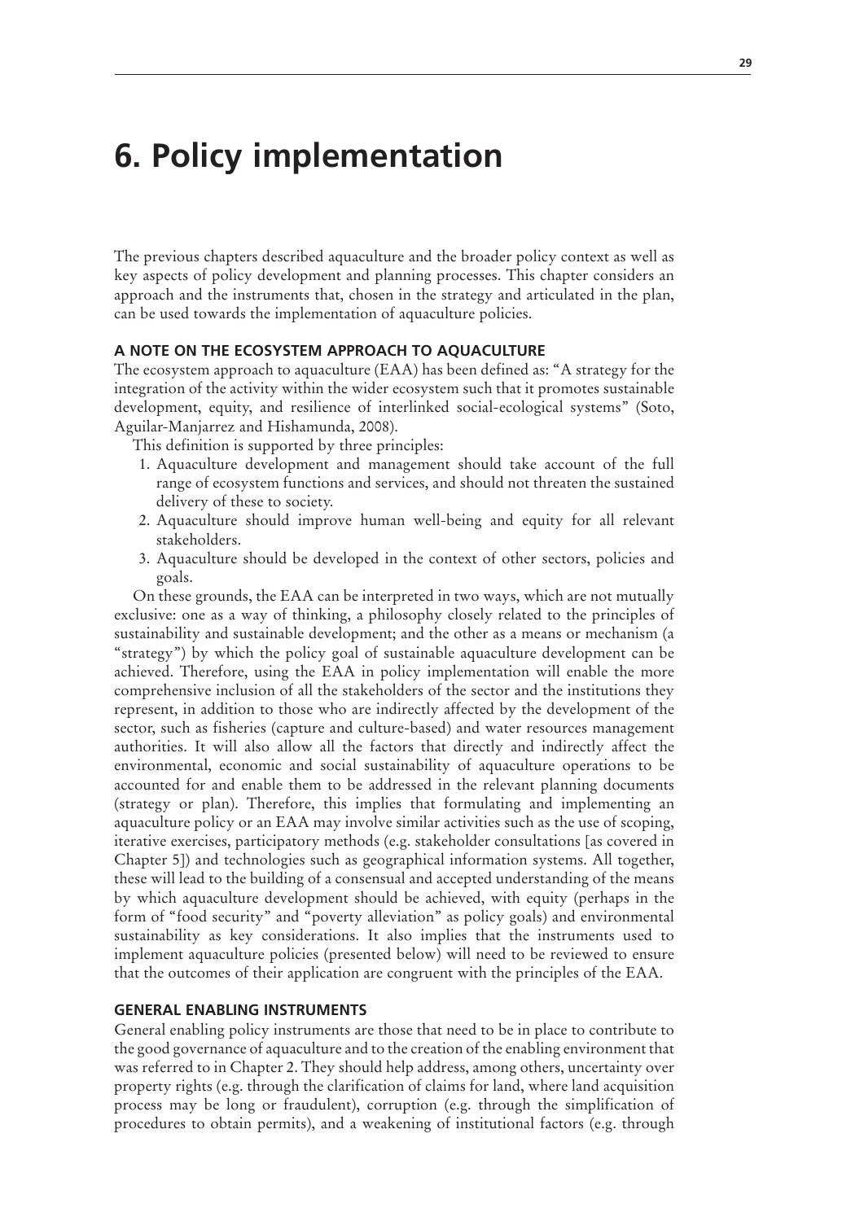# 6. Policy implementation

The previous chapters described aquaculture and the broader policy context as well as key aspects of policy development and planning processes. This chapter considers an approach and the instruments that, chosen in the strategy and articulated in the plan, can be used towards the implementation of aquaculture policies.

## A NOTE ON THE ECOSYSTEM APPROACH TO AQUACULTURE

The ecosystem approach to aquaculture (EAA) has been defined as: "A strategy for the integration of the activity within the wider ecosystem such that it promotes sustainable development, equity, and resilience of interlinked social-ecological systems" (Soto, Aguilar-Manjarrez and Hishamunda, 2008).

This definition is supported by three principles:

1. Aquaculture development and management should take account of the full range of ecosystem functions and services, and should not threaten the sustained delivery of these to society.
2. Aquaculture should improve human well-being and equity for all relevant stakeholders.
3. Aquaculture should be developed in the context of other sectors, policies and goals.

On these grounds, the EAA can be interpreted in two ways, which are not mutually exclusive: one as a way of thinking, a philosophy closely related to the principles of sustainability and sustainable development; and the other as a means or mechanism (a "strategy") by which the policy goal of sustainable aquaculture development can be achieved. Therefore, using the EAA in policy implementation will enable the more comprehensive inclusion of all the stakeholders of the sector and the institutions they represent, in addition to those who are indirectly affected by the development of the sector, such as fisheries (capture and culture-based) and water resources management authorities. It will also allow all the factors that directly and indirectly affect the environmental, economic and social sustainability of aquaculture operations to be accounted for and enable them to be addressed in the relevant planning documents (strategy or plan). Therefore, this implies that formulating and implementing an aquaculture policy or an EAA may involve similar activities such as the use of scoping, iterative exercises, participatory methods (e.g. stakeholder consultations [as covered in Chapter 5]) and technologies such as geographical information systems. All together, these will lead to the building of a consensual and accepted understanding of the means by which aquaculture development should be achieved, with equity (perhaps in the form of "food security" and "poverty alleviation" as policy goals) and environmental sustainability as key considerations. It also implies that the instruments used to implement aquaculture policies (presented below) will need to be reviewed to ensure that the outcomes of their application are congruent with the principles of the EAA.

## GENERAL ENABLING INSTRUMENTS

General enabling policy instruments are those that need to be in place to contribute to the good governance of aquaculture and to the creation of the enabling environment that was referred to in Chapter 2. They should help address, among others, uncertainty over property rights (e.g. through the clarification of claims for land, where land acquisition process may be long or fraudulent), corruption (e.g. through the simplification of procedures to obtain permits), and a weakening of institutional factors (e.g. through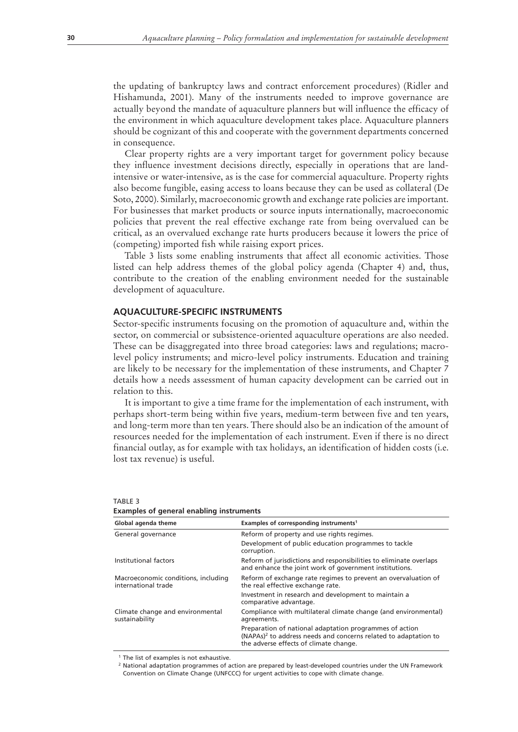the updating of bankruptcy laws and contract enforcement procedures) (Ridler and Hishamunda, 2001). Many of the instruments needed to improve governance are actually beyond the mandate of aquaculture planners but will influence the efficacy of the environment in which aquaculture development takes place. Aquaculture planners should be cognizant of this and cooperate with the government departments concerned in consequence.

Clear property rights are a very important target for government policy because they influence investment decisions directly, especially in operations that are land-intensive or water-intensive, as is the case for commercial aquaculture. Property rights also become fungible, easing access to loans because they can be used as collateral (De Soto, 2000). Similarly, macroeconomic growth and exchange rate policies are important. For businesses that market products or source inputs internationally, macroeconomic policies that prevent the real effective exchange rate from being overvalued can be critical, as an overvalued exchange rate hurts producers because it lowers the price of (competing) imported fish while raising export prices.

Table 3 lists some enabling instruments that affect all economic activities. Those listed can help address themes of the global policy agenda (Chapter 4) and, thus, contribute to the creation of the enabling environment needed for the sustainable development of aquaculture.

## AQUACULTURE-SPECIFIC INSTRUMENTS

Sector-specific instruments focusing on the promotion of aquaculture and, within the sector, on commercial or subsistence-oriented aquaculture operations are also needed. These can be disaggregated into three broad categories: laws and regulations; macro-level policy instruments; and micro-level policy instruments. Education and training are likely to be necessary for the implementation of these instruments, and Chapter 7 details how a needs assessment of human capacity development can be carried out in relation to this.

It is important to give a time frame for the implementation of each instrument, with perhaps short-term being within five years, medium-term between five and ten years, and long-term more than ten years. There should also be an indication of the amount of resources needed for the implementation of each instrument. Even if there is no direct financial outlay, as for example with tax holidays, an identification of hidden costs (i.e. lost tax revenue) is useful.

TABLE 3
**Examples of general enabling instruments**

| Global agenda theme | Examples of corresponding instruments[1] |
|---|---|
| General governance | Reform of property and use rights regimes. |
| | Development of public education programmes to tackle corruption. |
| Institutional factors | Reform of jurisdictions and responsibilities to eliminate overlaps and enhance the joint work of government institutions. |
| Macroeconomic conditions, including international trade | Reform of exchange rate regimes to prevent an overvaluation of the real effective exchange rate. |
| | Investment in research and development to maintain a comparative advantage. |
| Climate change and environmental sustainability | Compliance with multilateral climate change (and environmental) agreements. |
| | Preparation of national adaptation programmes of action (NAPAs)[2] to address needs and concerns related to adaptation to the adverse effects of climate change. |

[1] The list of examples is not exhaustive.
[2] National adaptation programmes of action are prepared by least-developed countries under the UN Framework Convention on Climate Change (UNFCCC) for urgent activities to cope with climate change.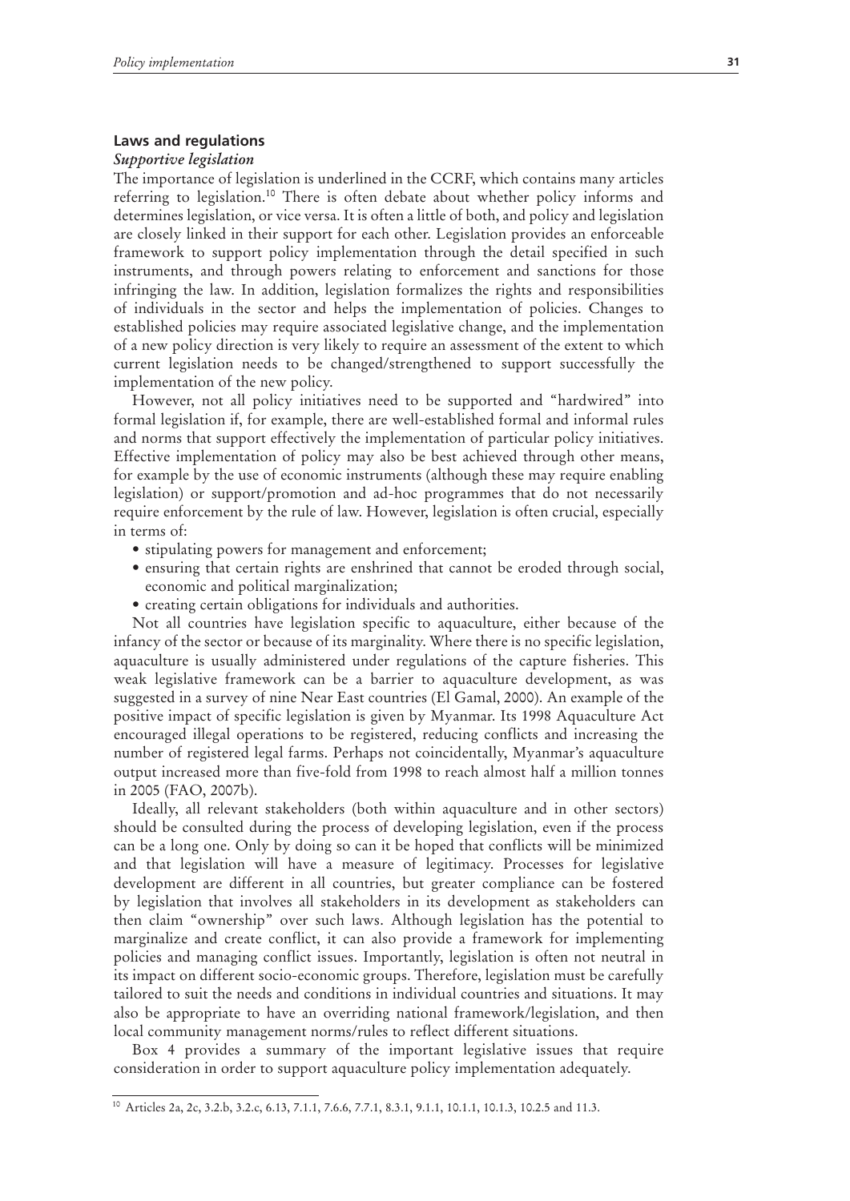## Laws and regulations

### *Supportive legislation*

The importance of legislation is underlined in the CCRF, which contains many articles referring to legislation.[10] There is often debate about whether policy informs and determines legislation, or vice versa. It is often a little of both, and policy and legislation are closely linked in their support for each other. Legislation provides an enforceable framework to support policy implementation through the detail specified in such instruments, and through powers relating to enforcement and sanctions for those infringing the law. In addition, legislation formalizes the rights and responsibilities of individuals in the sector and helps the implementation of policies. Changes to established policies may require associated legislative change, and the implementation of a new policy direction is very likely to require an assessment of the extent to which current legislation needs to be changed/strengthened to support successfully the implementation of the new policy.

However, not all policy initiatives need to be supported and "hardwired" into formal legislation if, for example, there are well-established formal and informal rules and norms that support effectively the implementation of particular policy initiatives. Effective implementation of policy may also be best achieved through other means, for example by the use of economic instruments (although these may require enabling legislation) or support/promotion and ad-hoc programmes that do not necessarily require enforcement by the rule of law. However, legislation is often crucial, especially in terms of:

- stipulating powers for management and enforcement;
- ensuring that certain rights are enshrined that cannot be eroded through social, economic and political marginalization;
- creating certain obligations for individuals and authorities.

Not all countries have legislation specific to aquaculture, either because of the infancy of the sector or because of its marginality. Where there is no specific legislation, aquaculture is usually administered under regulations of the capture fisheries. This weak legislative framework can be a barrier to aquaculture development, as was suggested in a survey of nine Near East countries (El Gamal, 2000). An example of the positive impact of specific legislation is given by Myanmar. Its 1998 Aquaculture Act encouraged illegal operations to be registered, reducing conflicts and increasing the number of registered legal farms. Perhaps not coincidentally, Myanmar's aquaculture output increased more than five-fold from 1998 to reach almost half a million tonnes in 2005 (FAO, 2007b).

Ideally, all relevant stakeholders (both within aquaculture and in other sectors) should be consulted during the process of developing legislation, even if the process can be a long one. Only by doing so can it be hoped that conflicts will be minimized and that legislation will have a measure of legitimacy. Processes for legislative development are different in all countries, but greater compliance can be fostered by legislation that involves all stakeholders in its development as stakeholders can then claim "ownership" over such laws. Although legislation has the potential to marginalize and create conflict, it can also provide a framework for implementing policies and managing conflict issues. Importantly, legislation is often not neutral in its impact on different socio-economic groups. Therefore, legislation must be carefully tailored to suit the needs and conditions in individual countries and situations. It may also be appropriate to have an overriding national framework/legislation, and then local community management norms/rules to reflect different situations.

Box 4 provides a summary of the important legislative issues that require consideration in order to support aquaculture policy implementation adequately.

---

[10] Articles 2a, 2c, 3.2.b, 3.2.c, 6.13, 7.1.1, 7.6.6, 7.7.1, 8.3.1, 9.1.1, 10.1.1, 10.1.3, 10.2.5 and 11.3.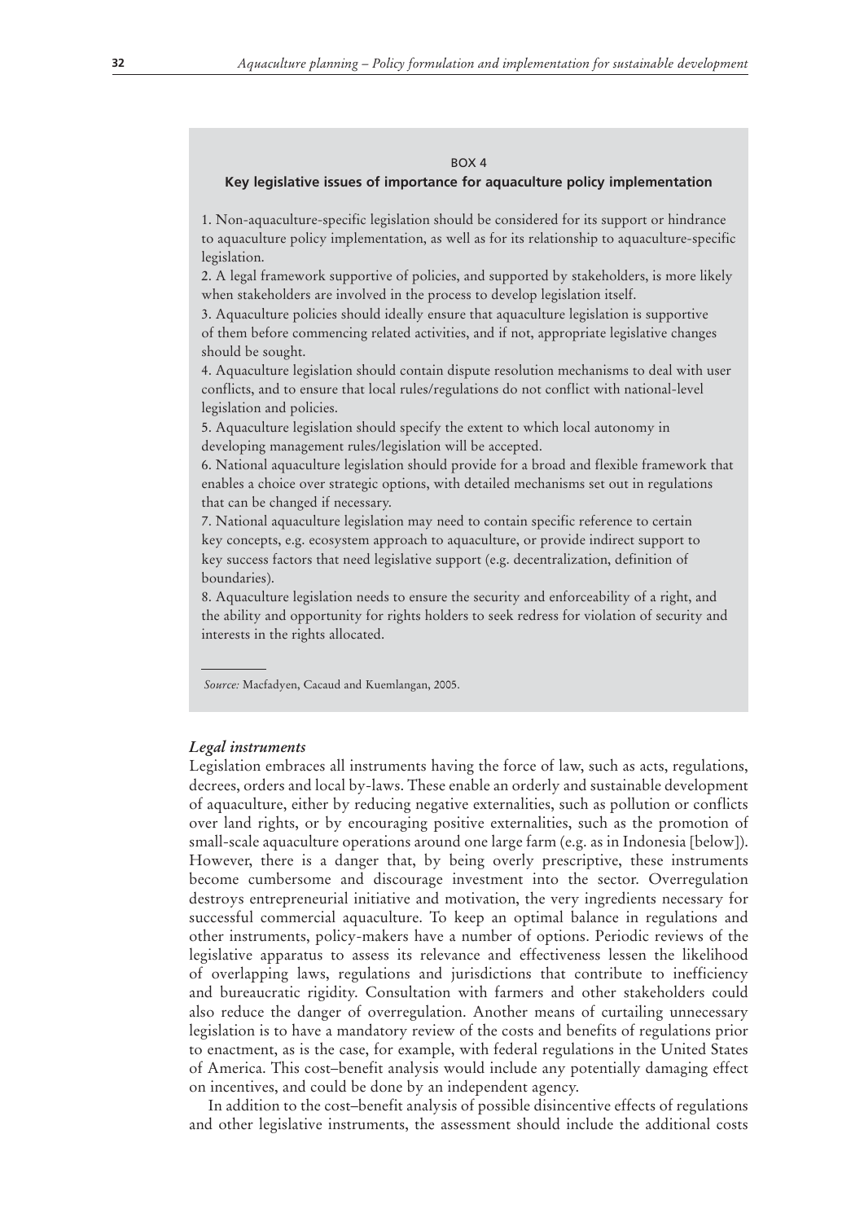BOX 4

**Key legislative issues of importance for aquaculture policy implementation**

1. Non-aquaculture-specific legislation should be considered for its support or hindrance to aquaculture policy implementation, as well as for its relationship to aquaculture-specific legislation.
2. A legal framework supportive of policies, and supported by stakeholders, is more likely when stakeholders are involved in the process to develop legislation itself.
3. Aquaculture policies should ideally ensure that aquaculture legislation is supportive of them before commencing related activities, and if not, appropriate legislative changes should be sought.
4. Aquaculture legislation should contain dispute resolution mechanisms to deal with user conflicts, and to ensure that local rules/regulations do not conflict with national-level legislation and policies.
5. Aquaculture legislation should specify the extent to which local autonomy in developing management rules/legislation will be accepted.
6. National aquaculture legislation should provide for a broad and flexible framework that enables a choice over strategic options, with detailed mechanisms set out in regulations that can be changed if necessary.
7. National aquaculture legislation may need to contain specific reference to certain key concepts, e.g. ecosystem approach to aquaculture, or provide indirect support to key success factors that need legislative support (e.g. decentralization, definition of boundaries).
8. Aquaculture legislation needs to ensure the security and enforceability of a right, and the ability and opportunity for rights holders to seek redress for violation of security and interests in the rights allocated.

*Source:* Macfadyen, Cacaud and Kuemlangan, 2005.

### *Legal instruments*

Legislation embraces all instruments having the force of law, such as acts, regulations, decrees, orders and local by-laws. These enable an orderly and sustainable development of aquaculture, either by reducing negative externalities, such as pollution or conflicts over land rights, or by encouraging positive externalities, such as the promotion of small-scale aquaculture operations around one large farm (e.g. as in Indonesia [below]). However, there is a danger that, by being overly prescriptive, these instruments become cumbersome and discourage investment into the sector. Overregulation destroys entrepreneurial initiative and motivation, the very ingredients necessary for successful commercial aquaculture. To keep an optimal balance in regulations and other instruments, policy-makers have a number of options. Periodic reviews of the legislative apparatus to assess its relevance and effectiveness lessen the likelihood of overlapping laws, regulations and jurisdictions that contribute to inefficiency and bureaucratic rigidity. Consultation with farmers and other stakeholders could also reduce the danger of overregulation. Another means of curtailing unnecessary legislation is to have a mandatory review of the costs and benefits of regulations prior to enactment, as is the case, for example, with federal regulations in the United States of America. This cost–benefit analysis would include any potentially damaging effect on incentives, and could be done by an independent agency.

In addition to the cost–benefit analysis of possible disincentive effects of regulations and other legislative instruments, the assessment should include the additional costs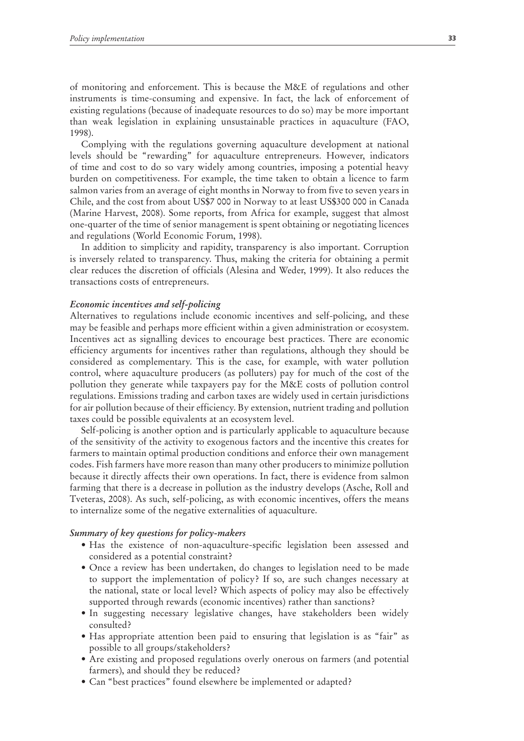of monitoring and enforcement. This is because the M&E of regulations and other instruments is time-consuming and expensive. In fact, the lack of enforcement of existing regulations (because of inadequate resources to do so) may be more important than weak legislation in explaining unsustainable practices in aquaculture (FAO, 1998).

Complying with the regulations governing aquaculture development at national levels should be "rewarding" for aquaculture entrepreneurs. However, indicators of time and cost to do so vary widely among countries, imposing a potential heavy burden on competitiveness. For example, the time taken to obtain a licence to farm salmon varies from an average of eight months in Norway to from five to seven years in Chile, and the cost from about US$7 000 in Norway to at least US$300 000 in Canada (Marine Harvest, 2008). Some reports, from Africa for example, suggest that almost one-quarter of the time of senior management is spent obtaining or negotiating licences and regulations (World Economic Forum, 1998).

In addition to simplicity and rapidity, transparency is also important. Corruption is inversely related to transparency. Thus, making the criteria for obtaining a permit clear reduces the discretion of officials (Alesina and Weder, 1999). It also reduces the transactions costs of entrepreneurs.

#### *Economic incentives and self-policing*

Alternatives to regulations include economic incentives and self-policing, and these may be feasible and perhaps more efficient within a given administration or ecosystem. Incentives act as signalling devices to encourage best practices. There are economic efficiency arguments for incentives rather than regulations, although they should be considered as complementary. This is the case, for example, with water pollution control, where aquaculture producers (as polluters) pay for much of the cost of the pollution they generate while taxpayers pay for the M&E costs of pollution control regulations. Emissions trading and carbon taxes are widely used in certain jurisdictions for air pollution because of their efficiency. By extension, nutrient trading and pollution taxes could be possible equivalents at an ecosystem level.

Self-policing is another option and is particularly applicable to aquaculture because of the sensitivity of the activity to exogenous factors and the incentive this creates for farmers to maintain optimal production conditions and enforce their own management codes. Fish farmers have more reason than many other producers to minimize pollution because it directly affects their own operations. In fact, there is evidence from salmon farming that there is a decrease in pollution as the industry develops (Asche, Roll and Tveteras, 2008). As such, self-policing, as with economic incentives, offers the means to internalize some of the negative externalities of aquaculture.

#### *Summary of key questions for policy-makers*

- Has the existence of non-aquaculture-specific legislation been assessed and considered as a potential constraint?
- Once a review has been undertaken, do changes to legislation need to be made to support the implementation of policy? If so, are such changes necessary at the national, state or local level? Which aspects of policy may also be effectively supported through rewards (economic incentives) rather than sanctions?
- In suggesting necessary legislative changes, have stakeholders been widely consulted?
- Has appropriate attention been paid to ensuring that legislation is as "fair" as possible to all groups/stakeholders?
- Are existing and proposed regulations overly onerous on farmers (and potential farmers), and should they be reduced?
- Can "best practices" found elsewhere be implemented or adapted?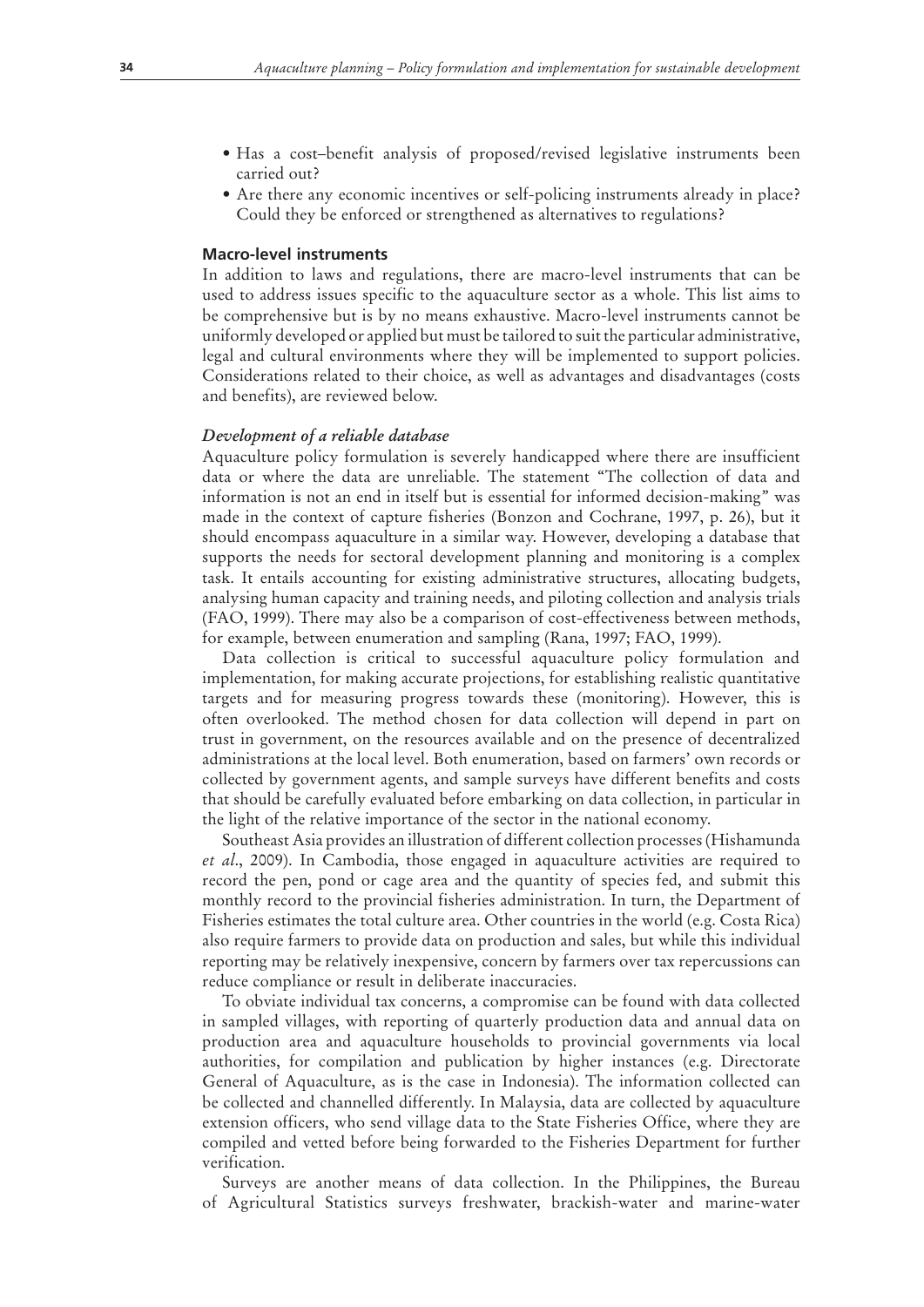- Has a cost–benefit analysis of proposed/revised legislative instruments been carried out?
- Are there any economic incentives or self-policing instruments already in place? Could they be enforced or strengthened as alternatives to regulations?

### Macro-level instruments

In addition to laws and regulations, there are macro-level instruments that can be used to address issues specific to the aquaculture sector as a whole. This list aims to be comprehensive but is by no means exhaustive. Macro-level instruments cannot be uniformly developed or applied but must be tailored to suit the particular administrative, legal and cultural environments where they will be implemented to support policies. Considerations related to their choice, as well as advantages and disadvantages (costs and benefits), are reviewed below.

#### *Development of a reliable database*

Aquaculture policy formulation is severely handicapped where there are insufficient data or where the data are unreliable. The statement "The collection of data and information is not an end in itself but is essential for informed decision-making" was made in the context of capture fisheries (Bonzon and Cochrane, 1997, p. 26), but it should encompass aquaculture in a similar way. However, developing a database that supports the needs for sectoral development planning and monitoring is a complex task. It entails accounting for existing administrative structures, allocating budgets, analysing human capacity and training needs, and piloting collection and analysis trials (FAO, 1999). There may also be a comparison of cost-effectiveness between methods, for example, between enumeration and sampling (Rana, 1997; FAO, 1999).

Data collection is critical to successful aquaculture policy formulation and implementation, for making accurate projections, for establishing realistic quantitative targets and for measuring progress towards these (monitoring). However, this is often overlooked. The method chosen for data collection will depend in part on trust in government, on the resources available and on the presence of decentralized administrations at the local level. Both enumeration, based on farmers' own records or collected by government agents, and sample surveys have different benefits and costs that should be carefully evaluated before embarking on data collection, in particular in the light of the relative importance of the sector in the national economy.

Southeast Asia provides an illustration of different collection processes (Hishamunda *et al*., 2009). In Cambodia, those engaged in aquaculture activities are required to record the pen, pond or cage area and the quantity of species fed, and submit this monthly record to the provincial fisheries administration. In turn, the Department of Fisheries estimates the total culture area. Other countries in the world (e.g. Costa Rica) also require farmers to provide data on production and sales, but while this individual reporting may be relatively inexpensive, concern by farmers over tax repercussions can reduce compliance or result in deliberate inaccuracies.

To obviate individual tax concerns, a compromise can be found with data collected in sampled villages, with reporting of quarterly production data and annual data on production area and aquaculture households to provincial governments via local authorities, for compilation and publication by higher instances (e.g. Directorate General of Aquaculture, as is the case in Indonesia). The information collected can be collected and channelled differently. In Malaysia, data are collected by aquaculture extension officers, who send village data to the State Fisheries Office, where they are compiled and vetted before being forwarded to the Fisheries Department for further verification.

Surveys are another means of data collection. In the Philippines, the Bureau of Agricultural Statistics surveys freshwater, brackish-water and marine-water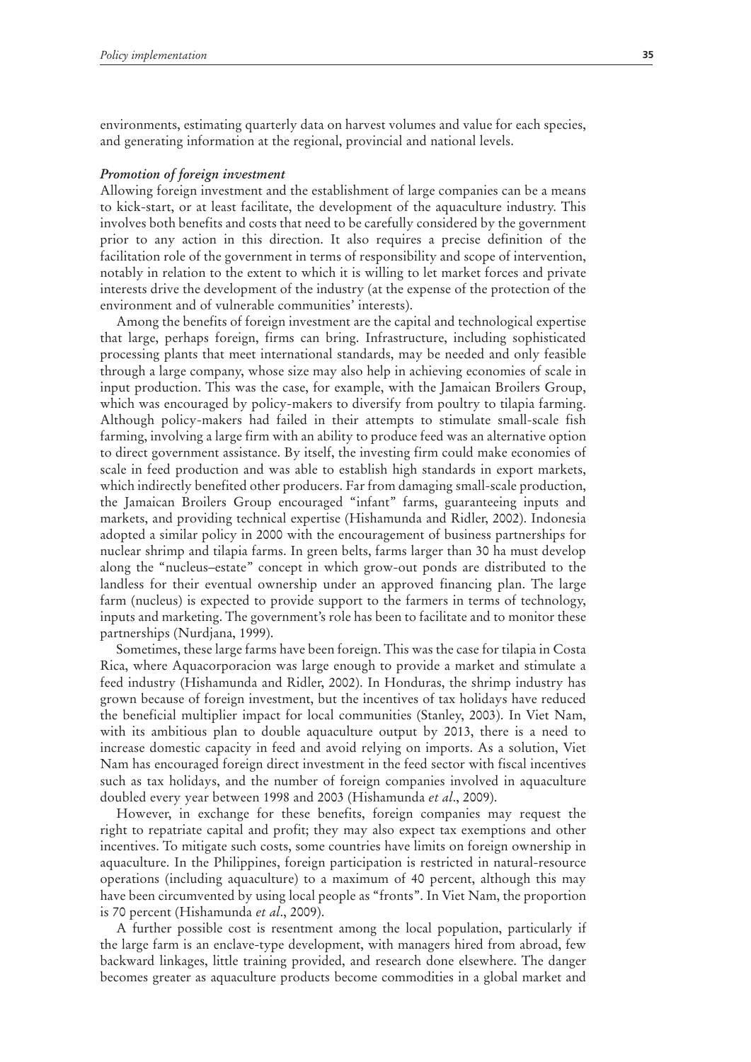environments, estimating quarterly data on harvest volumes and value for each species, and generating information at the regional, provincial and national levels.

***Promotion of foreign investment***

Allowing foreign investment and the establishment of large companies can be a means to kick-start, or at least facilitate, the development of the aquaculture industry. This involves both benefits and costs that need to be carefully considered by the government prior to any action in this direction. It also requires a precise definition of the facilitation role of the government in terms of responsibility and scope of intervention, notably in relation to the extent to which it is willing to let market forces and private interests drive the development of the industry (at the expense of the protection of the environment and of vulnerable communities' interests).

Among the benefits of foreign investment are the capital and technological expertise that large, perhaps foreign, firms can bring. Infrastructure, including sophisticated processing plants that meet international standards, may be needed and only feasible through a large company, whose size may also help in achieving economies of scale in input production. This was the case, for example, with the Jamaican Broilers Group, which was encouraged by policy-makers to diversify from poultry to tilapia farming. Although policy-makers had failed in their attempts to stimulate small-scale fish farming, involving a large firm with an ability to produce feed was an alternative option to direct government assistance. By itself, the investing firm could make economies of scale in feed production and was able to establish high standards in export markets, which indirectly benefited other producers. Far from damaging small-scale production, the Jamaican Broilers Group encouraged "infant" farms, guaranteeing inputs and markets, and providing technical expertise (Hishamunda and Ridler, 2002). Indonesia adopted a similar policy in 2000 with the encouragement of business partnerships for nuclear shrimp and tilapia farms. In green belts, farms larger than 30 ha must develop along the "nucleus–estate" concept in which grow-out ponds are distributed to the landless for their eventual ownership under an approved financing plan. The large farm (nucleus) is expected to provide support to the farmers in terms of technology, inputs and marketing. The government's role has been to facilitate and to monitor these partnerships (Nurdjana, 1999).

Sometimes, these large farms have been foreign. This was the case for tilapia in Costa Rica, where Aquacorporacion was large enough to provide a market and stimulate a feed industry (Hishamunda and Ridler, 2002). In Honduras, the shrimp industry has grown because of foreign investment, but the incentives of tax holidays have reduced the beneficial multiplier impact for local communities (Stanley, 2003). In Viet Nam, with its ambitious plan to double aquaculture output by 2013, there is a need to increase domestic capacity in feed and avoid relying on imports. As a solution, Viet Nam has encouraged foreign direct investment in the feed sector with fiscal incentives such as tax holidays, and the number of foreign companies involved in aquaculture doubled every year between 1998 and 2003 (Hishamunda *et al*., 2009).

However, in exchange for these benefits, foreign companies may request the right to repatriate capital and profit; they may also expect tax exemptions and other incentives. To mitigate such costs, some countries have limits on foreign ownership in aquaculture. In the Philippines, foreign participation is restricted in natural-resource operations (including aquaculture) to a maximum of 40 percent, although this may have been circumvented by using local people as "fronts". In Viet Nam, the proportion is 70 percent (Hishamunda *et al*., 2009).

A further possible cost is resentment among the local population, particularly if the large farm is an enclave-type development, with managers hired from abroad, few backward linkages, little training provided, and research done elsewhere. The danger becomes greater as aquaculture products become commodities in a global market and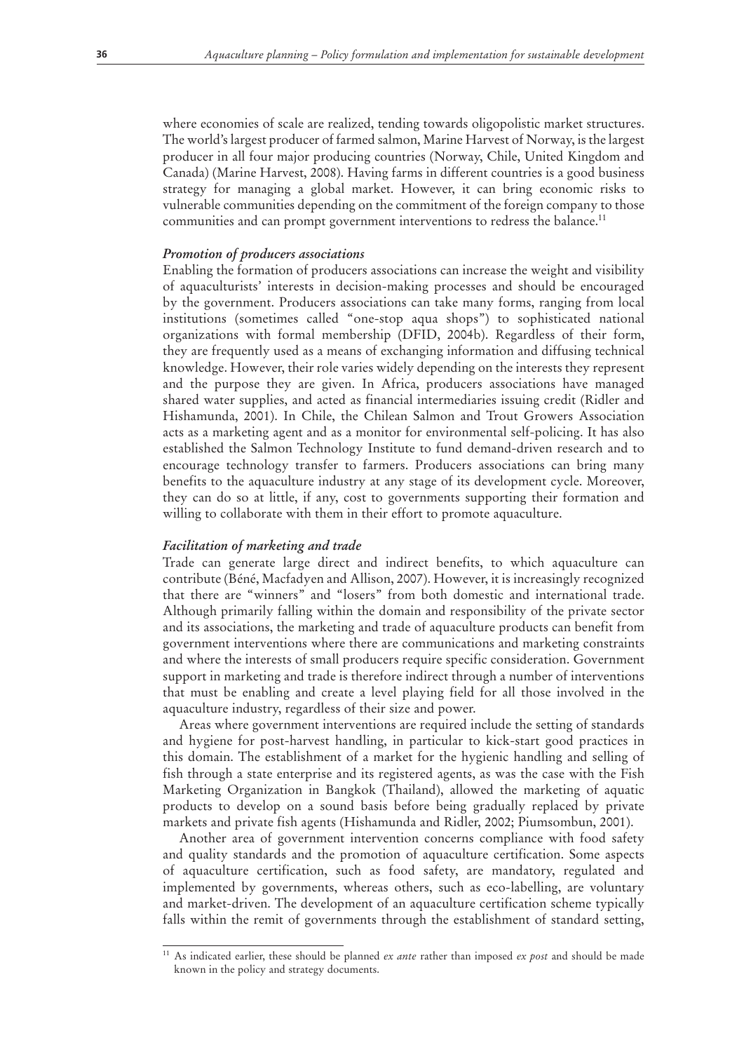where economies of scale are realized, tending towards oligopolistic market structures. The world's largest producer of farmed salmon, Marine Harvest of Norway, is the largest producer in all four major producing countries (Norway, Chile, United Kingdom and Canada) (Marine Harvest, 2008). Having farms in different countries is a good business strategy for managing a global market. However, it can bring economic risks to vulnerable communities depending on the commitment of the foreign company to those communities and can prompt government interventions to redress the balance.[11]

### *Promotion of producers associations*

Enabling the formation of producers associations can increase the weight and visibility of aquaculturists' interests in decision-making processes and should be encouraged by the government. Producers associations can take many forms, ranging from local institutions (sometimes called "one-stop aqua shops") to sophisticated national organizations with formal membership (DFID, 2004b). Regardless of their form, they are frequently used as a means of exchanging information and diffusing technical knowledge. However, their role varies widely depending on the interests they represent and the purpose they are given. In Africa, producers associations have managed shared water supplies, and acted as financial intermediaries issuing credit (Ridler and Hishamunda, 2001). In Chile, the Chilean Salmon and Trout Growers Association acts as a marketing agent and as a monitor for environmental self-policing. It has also established the Salmon Technology Institute to fund demand-driven research and to encourage technology transfer to farmers. Producers associations can bring many benefits to the aquaculture industry at any stage of its development cycle. Moreover, they can do so at little, if any, cost to governments supporting their formation and willing to collaborate with them in their effort to promote aquaculture.

### *Facilitation of marketing and trade*

Trade can generate large direct and indirect benefits, to which aquaculture can contribute (Béné, Macfadyen and Allison, 2007). However, it is increasingly recognized that there are "winners" and "losers" from both domestic and international trade. Although primarily falling within the domain and responsibility of the private sector and its associations, the marketing and trade of aquaculture products can benefit from government interventions where there are communications and marketing constraints and where the interests of small producers require specific consideration. Government support in marketing and trade is therefore indirect through a number of interventions that must be enabling and create a level playing field for all those involved in the aquaculture industry, regardless of their size and power.

Areas where government interventions are required include the setting of standards and hygiene for post-harvest handling, in particular to kick-start good practices in this domain. The establishment of a market for the hygienic handling and selling of fish through a state enterprise and its registered agents, as was the case with the Fish Marketing Organization in Bangkok (Thailand), allowed the marketing of aquatic products to develop on a sound basis before being gradually replaced by private markets and private fish agents (Hishamunda and Ridler, 2002; Piumsombun, 2001).

Another area of government intervention concerns compliance with food safety and quality standards and the promotion of aquaculture certification. Some aspects of aquaculture certification, such as food safety, are mandatory, regulated and implemented by governments, whereas others, such as eco-labelling, are voluntary and market-driven. The development of an aquaculture certification scheme typically falls within the remit of governments through the establishment of standard setting,

---

[11] As indicated earlier, these should be planned *ex ante* rather than imposed *ex post* and should be made known in the policy and strategy documents.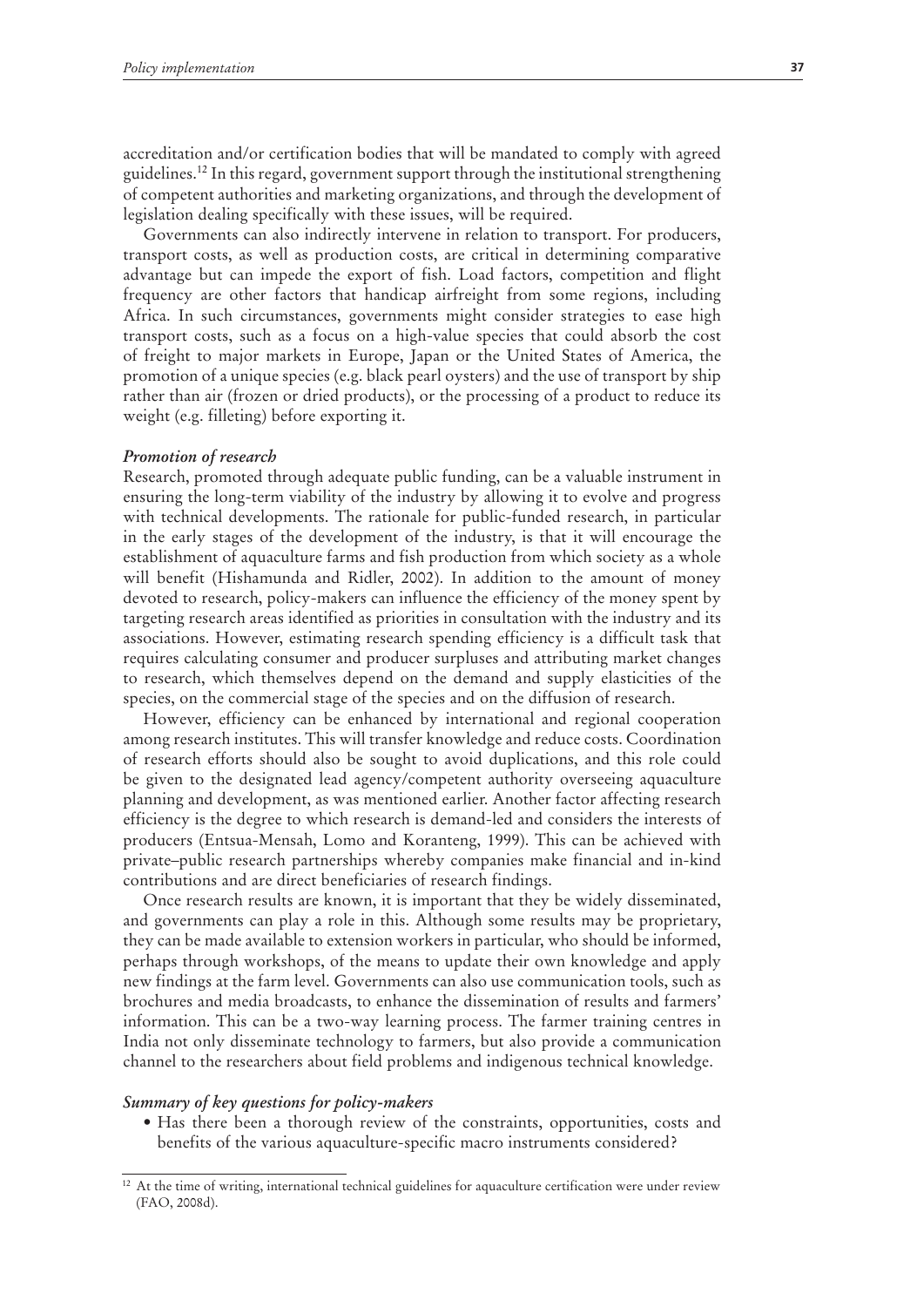accreditation and/or certification bodies that will be mandated to comply with agreed guidelines.[12] In this regard, government support through the institutional strengthening of competent authorities and marketing organizations, and through the development of legislation dealing specifically with these issues, will be required.

Governments can also indirectly intervene in relation to transport. For producers, transport costs, as well as production costs, are critical in determining comparative advantage but can impede the export of fish. Load factors, competition and flight frequency are other factors that handicap airfreight from some regions, including Africa. In such circumstances, governments might consider strategies to ease high transport costs, such as a focus on a high-value species that could absorb the cost of freight to major markets in Europe, Japan or the United States of America, the promotion of a unique species (e.g. black pearl oysters) and the use of transport by ship rather than air (frozen or dried products), or the processing of a product to reduce its weight (e.g. filleting) before exporting it.

***Promotion of research***

Research, promoted through adequate public funding, can be a valuable instrument in ensuring the long-term viability of the industry by allowing it to evolve and progress with technical developments. The rationale for public-funded research, in particular in the early stages of the development of the industry, is that it will encourage the establishment of aquaculture farms and fish production from which society as a whole will benefit (Hishamunda and Ridler, 2002). In addition to the amount of money devoted to research, policy-makers can influence the efficiency of the money spent by targeting research areas identified as priorities in consultation with the industry and its associations. However, estimating research spending efficiency is a difficult task that requires calculating consumer and producer surpluses and attributing market changes to research, which themselves depend on the demand and supply elasticities of the species, on the commercial stage of the species and on the diffusion of research.

However, efficiency can be enhanced by international and regional cooperation among research institutes. This will transfer knowledge and reduce costs. Coordination of research efforts should also be sought to avoid duplications, and this role could be given to the designated lead agency/competent authority overseeing aquaculture planning and development, as was mentioned earlier. Another factor affecting research efficiency is the degree to which research is demand-led and considers the interests of producers (Entsua-Mensah, Lomo and Koranteng, 1999). This can be achieved with private–public research partnerships whereby companies make financial and in-kind contributions and are direct beneficiaries of research findings.

Once research results are known, it is important that they be widely disseminated, and governments can play a role in this. Although some results may be proprietary, they can be made available to extension workers in particular, who should be informed, perhaps through workshops, of the means to update their own knowledge and apply new findings at the farm level. Governments can also use communication tools, such as brochures and media broadcasts, to enhance the dissemination of results and farmers' information. This can be a two-way learning process. The farmer training centres in India not only disseminate technology to farmers, but also provide a communication channel to the researchers about field problems and indigenous technical knowledge.

***Summary of key questions for policy-makers***

- Has there been a thorough review of the constraints, opportunities, costs and benefits of the various aquaculture-specific macro instruments considered?

[12] At the time of writing, international technical guidelines for aquaculture certification were under review (FAO, 2008d).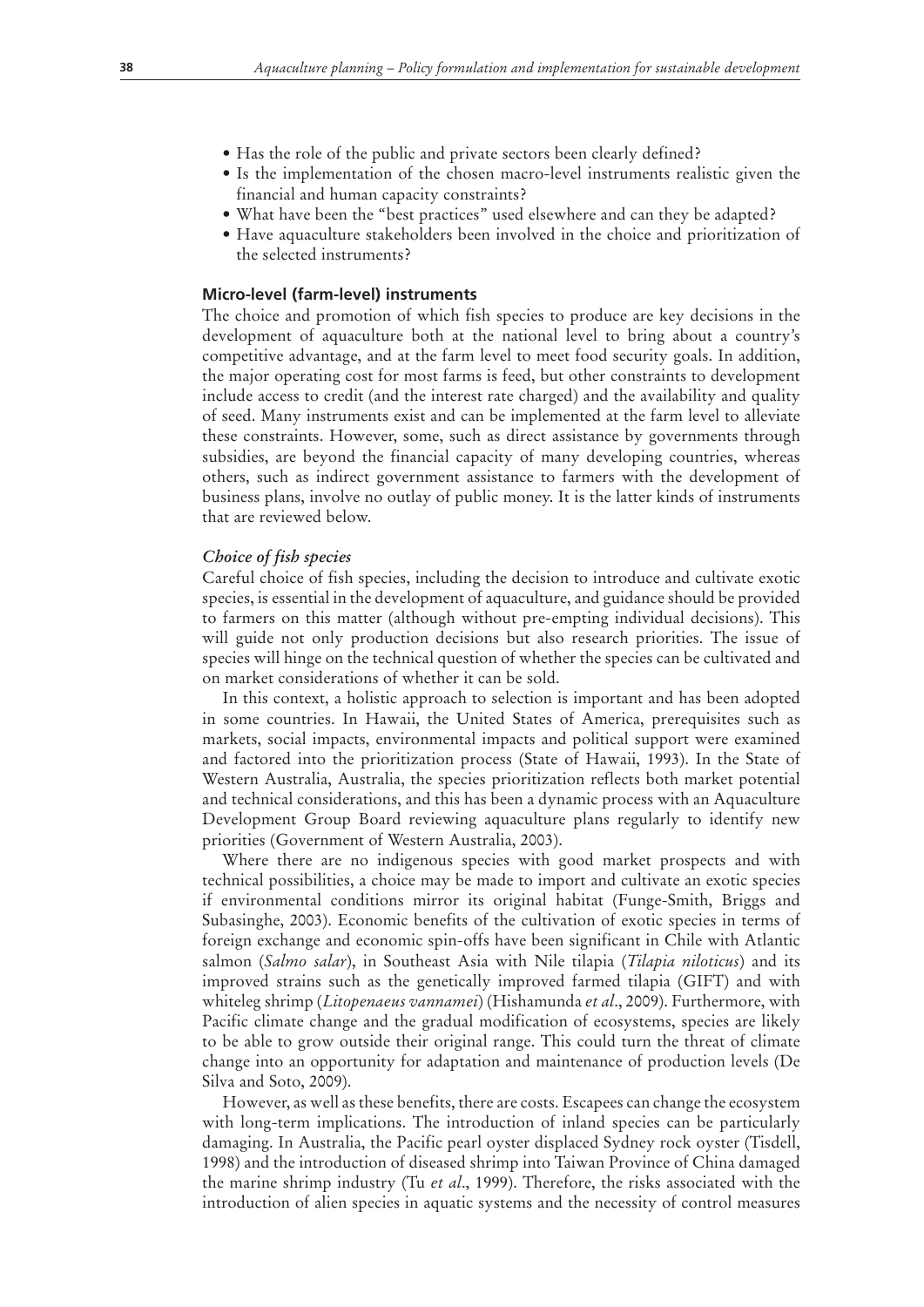- Has the role of the public and private sectors been clearly defined?
- Is the implementation of the chosen macro-level instruments realistic given the financial and human capacity constraints?
- What have been the "best practices" used elsewhere and can they be adapted?
- Have aquaculture stakeholders been involved in the choice and prioritization of the selected instruments?

### Micro-level (farm-level) instruments

The choice and promotion of which fish species to produce are key decisions in the development of aquaculture both at the national level to bring about a country's competitive advantage, and at the farm level to meet food security goals. In addition, the major operating cost for most farms is feed, but other constraints to development include access to credit (and the interest rate charged) and the availability and quality of seed. Many instruments exist and can be implemented at the farm level to alleviate these constraints. However, some, such as direct assistance by governments through subsidies, are beyond the financial capacity of many developing countries, whereas others, such as indirect government assistance to farmers with the development of business plans, involve no outlay of public money. It is the latter kinds of instruments that are reviewed below.

#### *Choice of fish species*

Careful choice of fish species, including the decision to introduce and cultivate exotic species, is essential in the development of aquaculture, and guidance should be provided to farmers on this matter (although without pre-empting individual decisions). This will guide not only production decisions but also research priorities. The issue of species will hinge on the technical question of whether the species can be cultivated and on market considerations of whether it can be sold.

In this context, a holistic approach to selection is important and has been adopted in some countries. In Hawaii, the United States of America, prerequisites such as markets, social impacts, environmental impacts and political support were examined and factored into the prioritization process (State of Hawaii, 1993). In the State of Western Australia, Australia, the species prioritization reflects both market potential and technical considerations, and this has been a dynamic process with an Aquaculture Development Group Board reviewing aquaculture plans regularly to identify new priorities (Government of Western Australia, 2003).

Where there are no indigenous species with good market prospects and with technical possibilities, a choice may be made to import and cultivate an exotic species if environmental conditions mirror its original habitat (Funge-Smith, Briggs and Subasinghe, 2003). Economic benefits of the cultivation of exotic species in terms of foreign exchange and economic spin-offs have been significant in Chile with Atlantic salmon (*Salmo salar*), in Southeast Asia with Nile tilapia (*Tilapia niloticus*) and its improved strains such as the genetically improved farmed tilapia (GIFT) and with whiteleg shrimp (*Litopenaeus vannamei*) (Hishamunda *et al*., 2009). Furthermore, with Pacific climate change and the gradual modification of ecosystems, species are likely to be able to grow outside their original range. This could turn the threat of climate change into an opportunity for adaptation and maintenance of production levels (De Silva and Soto, 2009).

However, as well as these benefits, there are costs. Escapees can change the ecosystem with long-term implications. The introduction of inland species can be particularly damaging. In Australia, the Pacific pearl oyster displaced Sydney rock oyster (Tisdell, 1998) and the introduction of diseased shrimp into Taiwan Province of China damaged the marine shrimp industry (Tu *et al*., 1999). Therefore, the risks associated with the introduction of alien species in aquatic systems and the necessity of control measures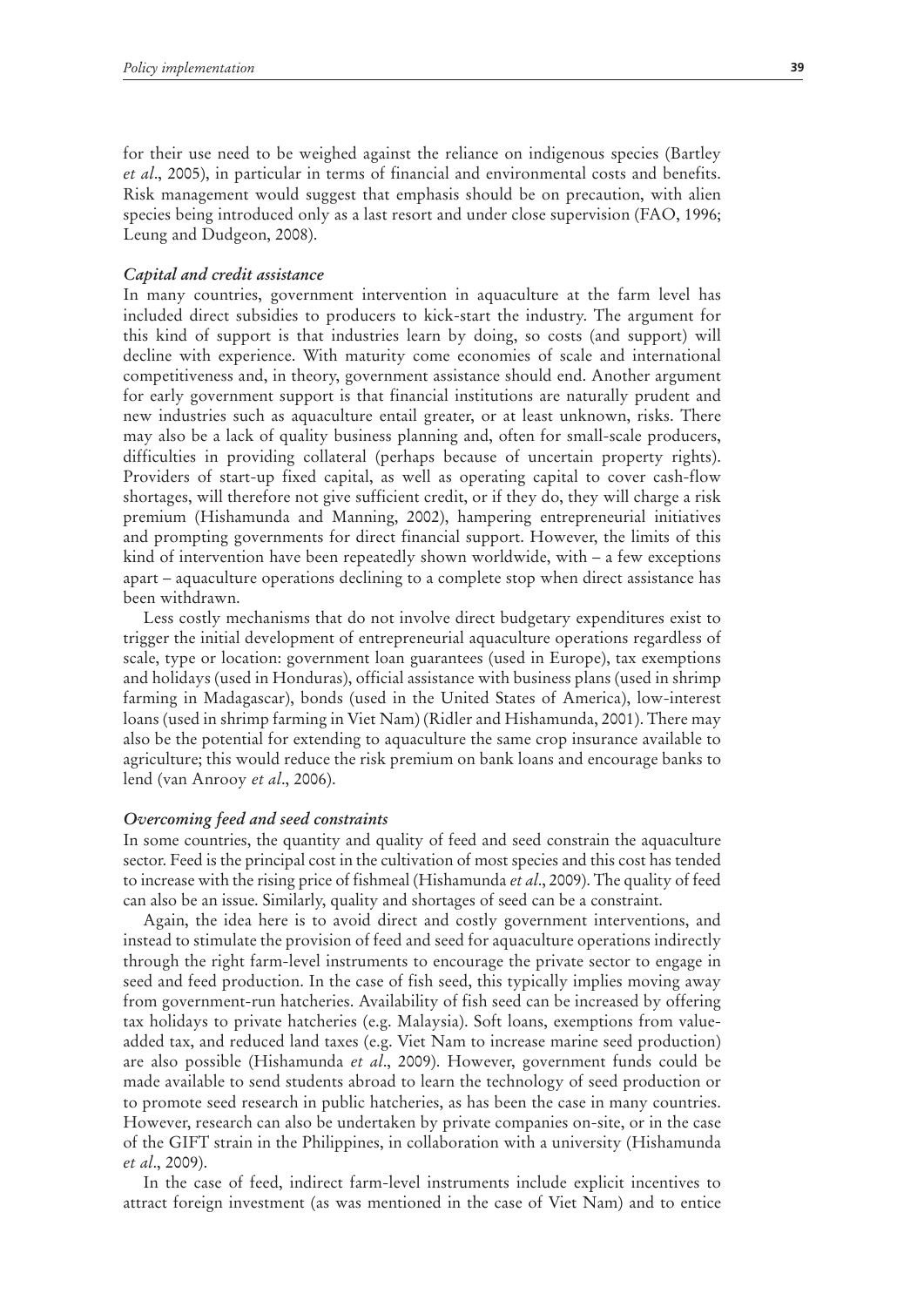for their use need to be weighed against the reliance on indigenous species (Bartley *et al*., 2005), in particular in terms of financial and environmental costs and benefits. Risk management would suggest that emphasis should be on precaution, with alien species being introduced only as a last resort and under close supervision (FAO, 1996; Leung and Dudgeon, 2008).

### *Capital and credit assistance*

In many countries, government intervention in aquaculture at the farm level has included direct subsidies to producers to kick-start the industry. The argument for this kind of support is that industries learn by doing, so costs (and support) will decline with experience. With maturity come economies of scale and international competitiveness and, in theory, government assistance should end. Another argument for early government support is that financial institutions are naturally prudent and new industries such as aquaculture entail greater, or at least unknown, risks. There may also be a lack of quality business planning and, often for small-scale producers, difficulties in providing collateral (perhaps because of uncertain property rights). Providers of start-up fixed capital, as well as operating capital to cover cash-flow shortages, will therefore not give sufficient credit, or if they do, they will charge a risk premium (Hishamunda and Manning, 2002), hampering entrepreneurial initiatives and prompting governments for direct financial support. However, the limits of this kind of intervention have been repeatedly shown worldwide, with – a few exceptions apart – aquaculture operations declining to a complete stop when direct assistance has been withdrawn.

Less costly mechanisms that do not involve direct budgetary expenditures exist to trigger the initial development of entrepreneurial aquaculture operations regardless of scale, type or location: government loan guarantees (used in Europe), tax exemptions and holidays (used in Honduras), official assistance with business plans (used in shrimp farming in Madagascar), bonds (used in the United States of America), low-interest loans (used in shrimp farming in Viet Nam) (Ridler and Hishamunda, 2001). There may also be the potential for extending to aquaculture the same crop insurance available to agriculture; this would reduce the risk premium on bank loans and encourage banks to lend (van Anrooy *et al*., 2006).

### *Overcoming feed and seed constraints*

In some countries, the quantity and quality of feed and seed constrain the aquaculture sector. Feed is the principal cost in the cultivation of most species and this cost has tended to increase with the rising price of fishmeal (Hishamunda *et al*., 2009). The quality of feed can also be an issue. Similarly, quality and shortages of seed can be a constraint.

Again, the idea here is to avoid direct and costly government interventions, and instead to stimulate the provision of feed and seed for aquaculture operations indirectly through the right farm-level instruments to encourage the private sector to engage in seed and feed production. In the case of fish seed, this typically implies moving away from government-run hatcheries. Availability of fish seed can be increased by offering tax holidays to private hatcheries (e.g. Malaysia). Soft loans, exemptions from value-added tax, and reduced land taxes (e.g. Viet Nam to increase marine seed production) are also possible (Hishamunda *et al*., 2009). However, government funds could be made available to send students abroad to learn the technology of seed production or to promote seed research in public hatcheries, as has been the case in many countries. However, research can also be undertaken by private companies on-site, or in the case of the GIFT strain in the Philippines, in collaboration with a university (Hishamunda *et al*., 2009).

In the case of feed, indirect farm-level instruments include explicit incentives to attract foreign investment (as was mentioned in the case of Viet Nam) and to entice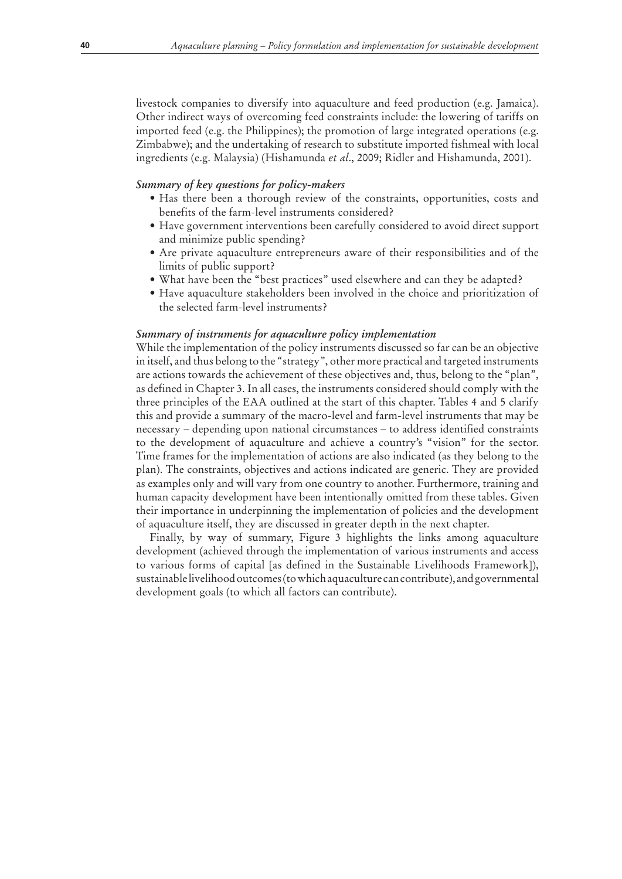livestock companies to diversify into aquaculture and feed production (e.g. Jamaica). Other indirect ways of overcoming feed constraints include: the lowering of tariffs on imported feed (e.g. the Philippines); the promotion of large integrated operations (e.g. Zimbabwe); and the undertaking of research to substitute imported fishmeal with local ingredients (e.g. Malaysia) (Hishamunda *et al*., 2009; Ridler and Hishamunda, 2001).

***Summary of key questions for policy-makers***

- Has there been a thorough review of the constraints, opportunities, costs and benefits of the farm-level instruments considered?
- Have government interventions been carefully considered to avoid direct support and minimize public spending?
- Are private aquaculture entrepreneurs aware of their responsibilities and of the limits of public support?
- What have been the "best practices" used elsewhere and can they be adapted?
- Have aquaculture stakeholders been involved in the choice and prioritization of the selected farm-level instruments?

***Summary of instruments for aquaculture policy implementation***

While the implementation of the policy instruments discussed so far can be an objective in itself, and thus belong to the "strategy", other more practical and targeted instruments are actions towards the achievement of these objectives and, thus, belong to the "plan", as defined in Chapter 3. In all cases, the instruments considered should comply with the three principles of the EAA outlined at the start of this chapter. Tables 4 and 5 clarify this and provide a summary of the macro-level and farm-level instruments that may be necessary – depending upon national circumstances – to address identified constraints to the development of aquaculture and achieve a country's "vision" for the sector. Time frames for the implementation of actions are also indicated (as they belong to the plan). The constraints, objectives and actions indicated are generic. They are provided as examples only and will vary from one country to another. Furthermore, training and human capacity development have been intentionally omitted from these tables. Given their importance in underpinning the implementation of policies and the development of aquaculture itself, they are discussed in greater depth in the next chapter.

Finally, by way of summary, Figure 3 highlights the links among aquaculture development (achieved through the implementation of various instruments and access to various forms of capital [as defined in the Sustainable Livelihoods Framework]), sustainable livelihood outcomes (to which aquaculture can contribute), and governmental development goals (to which all factors can contribute).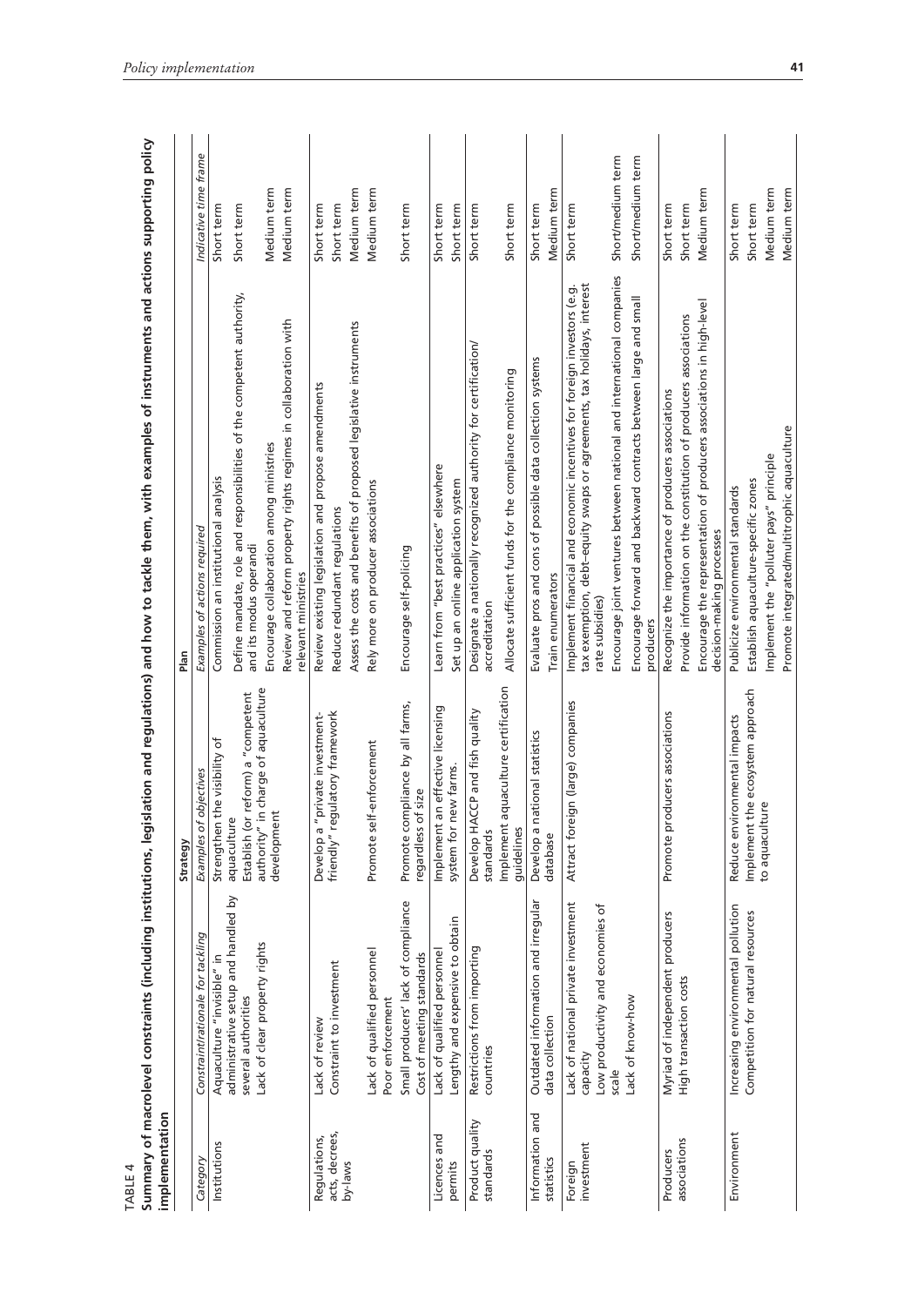TABLE 4

**Summary of macrolevel constraints (including institutions, legislation and regulations) and how to tackle them, with examples of instruments and actions supporting policy implementation**

| | | Strategy | Plan | |
|---|---|---|---|---|
| *Category* | *Constraint/rationale for tackling* | *Examples of objectives* | *Examples of actions required* | *Indicative time frame* |
| Institutions | Aquaculture "invisible" in administrative setup and handled by several authorities | Strengthen the visibility of aquaculture | Commission an institutional analysis | Short term |
| | Lack of clear property rights | Establish (or reform) a "competent authority" in charge of aquaculture development | Define mandate, role and responsibilities of the competent authority, and its modus operandi | Short term |
| | | | Encourage collaboration among ministries | Medium term |
| | | | Review and reform property rights regimes in collaboration with relevant ministries | Medium term |
| Regulations, acts, decrees, by-laws | Lack of review | Develop a "private investment-friendly" regulatory framework | Review existing legislation and propose amendments | Short term |
| | Constraint to investment | | Reduce redundant regulations | Short term |
| | | | Assess the costs and benefits of proposed legislative instruments | Medium term |
| | Lack of qualified personnel | Promote self-enforcement | Rely more on producer associations | Medium term |
| | Poor enforcement | | | |
| | Small producers' lack of compliance | Promote compliance by all farms, regardless of size | Encourage self-policing | Short term |
| | Cost of meeting standards | | | |
| Licences and permits | Lack of qualified personnel | Implement an effective licensing system for new farms. | Learn from "best practices" elsewhere | Short term |
| | Lengthy and expensive to obtain | | Set up an online application system | Short term |
| Product quality standards | Restrictions from importing countries | Develop HACCP and fish quality standards | Designate a nationally recognized authority for certification/accreditation | Short term |
| | | Implement aquaculture certification guidelines | Allocate sufficient funds for the compliance monitoring | Short term |
| Information and statistics | Outdated information and irregular data collection | Develop a national statistics database | Evaluate pros and cons of possible data collection systems | Short term |
| | | | Train enumerators | Medium term |
| Foreign investment | Lack of national private investment capacity | Attract foreign (large) companies | Implement financial and economic incentives for foreign investors (e.g. tax exemption, debt–equity swaps or agreements, tax holidays, interest rate subsidies) | Short term |
| | Low productivity and economies of scale | | | |
| | Lack of know-how | | Encourage joint ventures between national and international companies | Short/medium term |
| | | | Encourage forward and backward contracts between large and small producers | Short/medium term |
| Producers associations | Myriad of independent producers | Promote producers associations | Recognize the importance of producers associations | Short term |
| | High transaction costs | | Provide information on the constitution of producers associations | Short term |
| | | | Encourage the representation of producers associations in high-level decision-making processes | Medium term |
| Environment | Increasing environmental pollution | Reduce environmental impacts | Publicize environmental standards | Short term |
| | Competition for natural resources | Implement the ecosystem approach to aquaculture | Establish aquaculture-specific zones | Short term |
| | | | Implement the "polluter pays" principle | Medium term |
| | | | Promote integrated/multitrophic aquaculture | Medium term |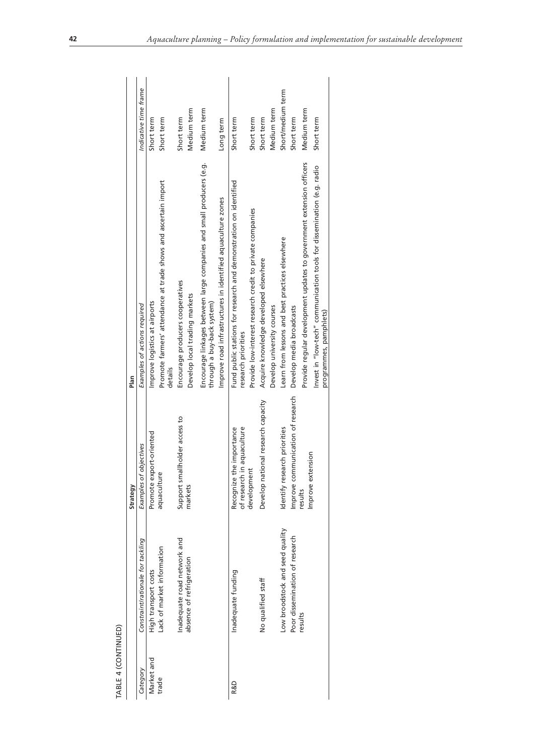TABLE 4 (CONTINUED)

| Category | Constraint/rationale for tackling | Strategy<br>*Examples of objectives* | Plan<br>*Examples of actions required* | *Indicative time frame* |
|---|---|---|---|---|
| Market and trade | High transport costs | Promote export-oriented aquaculture | Improve logistics at airports | Short term |
| | Lack of market information | | Promote farmers' attendance at trade shows and ascertain import details | Short term |
| | Inadequate road network and absence of refrigeration | Support smallholder access to markets | Encourage producers cooperatives | Short term |
| | | | Develop local trading markets | Medium term |
| | | | Encourage linkages between large companies and small producers (e.g. through a buy-back system) | Medium term |
| | | | Improve road infrastructures in identified aquaculture zones | Long term |
| R&D | Inadequate funding | Recognize the importance of research in aquaculture development | Fund public stations for research and demonstration on identified research priorities | Short term |
| | | | Provide low-interest research credit to private companies | Short term |
| | No qualified staff | Develop national research capacity | Acquire knowledge developed elsewhere | Short term |
| | | | Develop university courses | Medium term |
| | Low broodstock and seed quality | Identify research priorities | Learn from lessons and best practices elsewhere | Short/medium term |
| | Poor dissemination of research results | Improve communication of research results | Develop media broadcasts | Short term |
| | | Improve extension | Provide regular development updates to government extension officers | Medium term |
| | | | Invest in "low-tech" communication tools for dissemination (e.g. radio programmes, pamphlets) | Short term |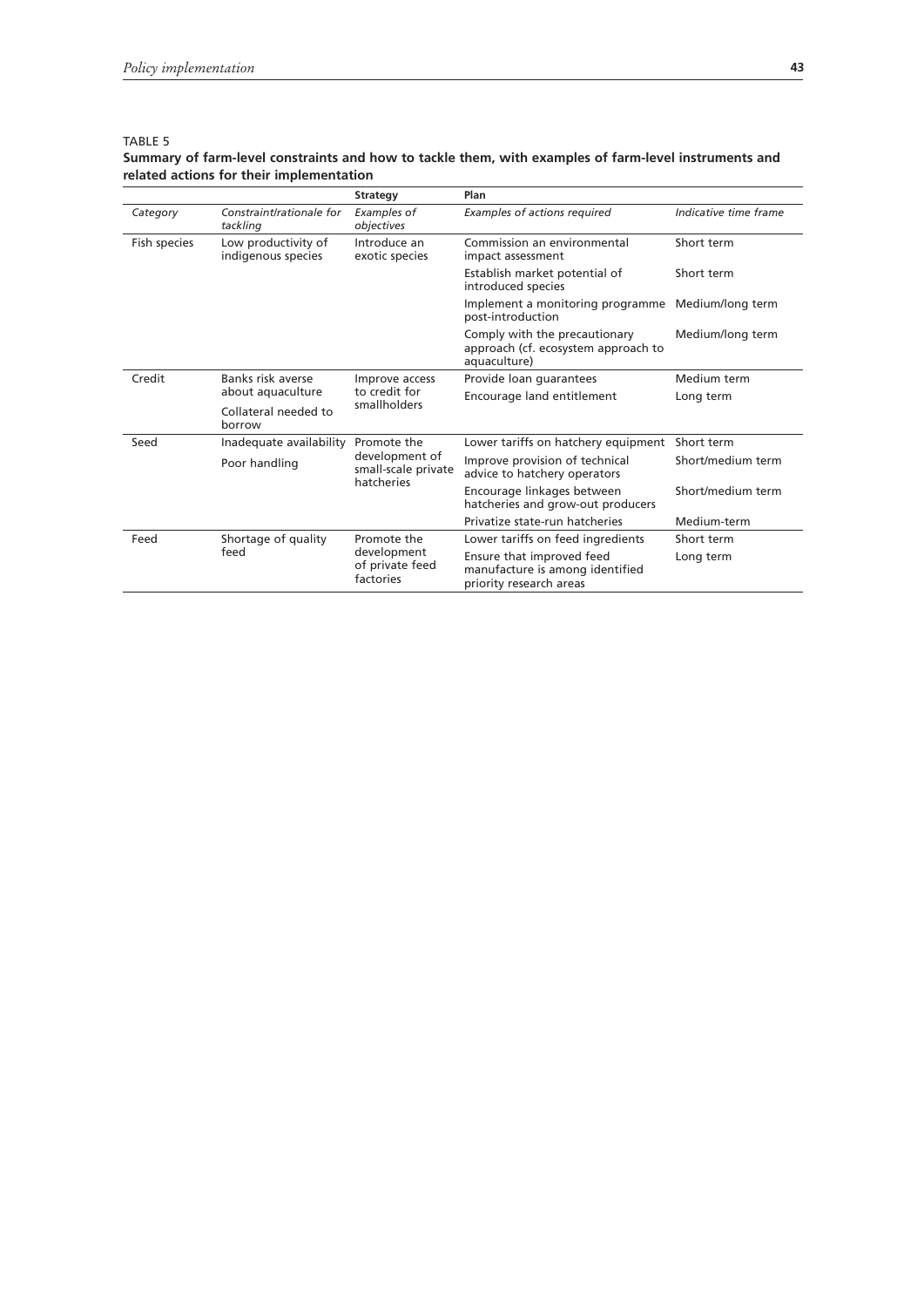TABLE 5

**Summary of farm-level constraints and how to tackle them, with examples of farm-level instruments and related actions for their implementation**

| | | **Strategy** | **Plan** | |
|---|---|---|---|---|
| *Category* | *Constraint/rationale for tackling* | *Examples of objectives* | *Examples of actions required* | *Indicative time frame* |
| Fish species | Low productivity of indigenous species | Introduce an exotic species | Commission an environmental impact assessment | Short term |
| | | | Establish market potential of introduced species | Short term |
| | | | Implement a monitoring programme post-introduction | Medium/long term |
| | | | Comply with the precautionary approach (cf. ecosystem approach to aquaculture) | Medium/long term |
| Credit | Banks risk averse about aquaculture | Improve access to credit for smallholders | Provide loan guarantees | Medium term |
| | Collateral needed to borrow | | Encourage land entitlement | Long term |
| Seed | Inadequate availability | Promote the development of small-scale private hatcheries | Lower tariffs on hatchery equipment | Short term |
| | Poor handling | | Improve provision of technical advice to hatchery operators | Short/medium term |
| | | | Encourage linkages between hatcheries and grow-out producers | Short/medium term |
| | | | Privatize state-run hatcheries | Medium-term |
| Feed | Shortage of quality feed | Promote the development of private feed factories | Lower tariffs on feed ingredients | Short term |
| | | | Ensure that improved feed manufacture is among identified priority research areas | Long term |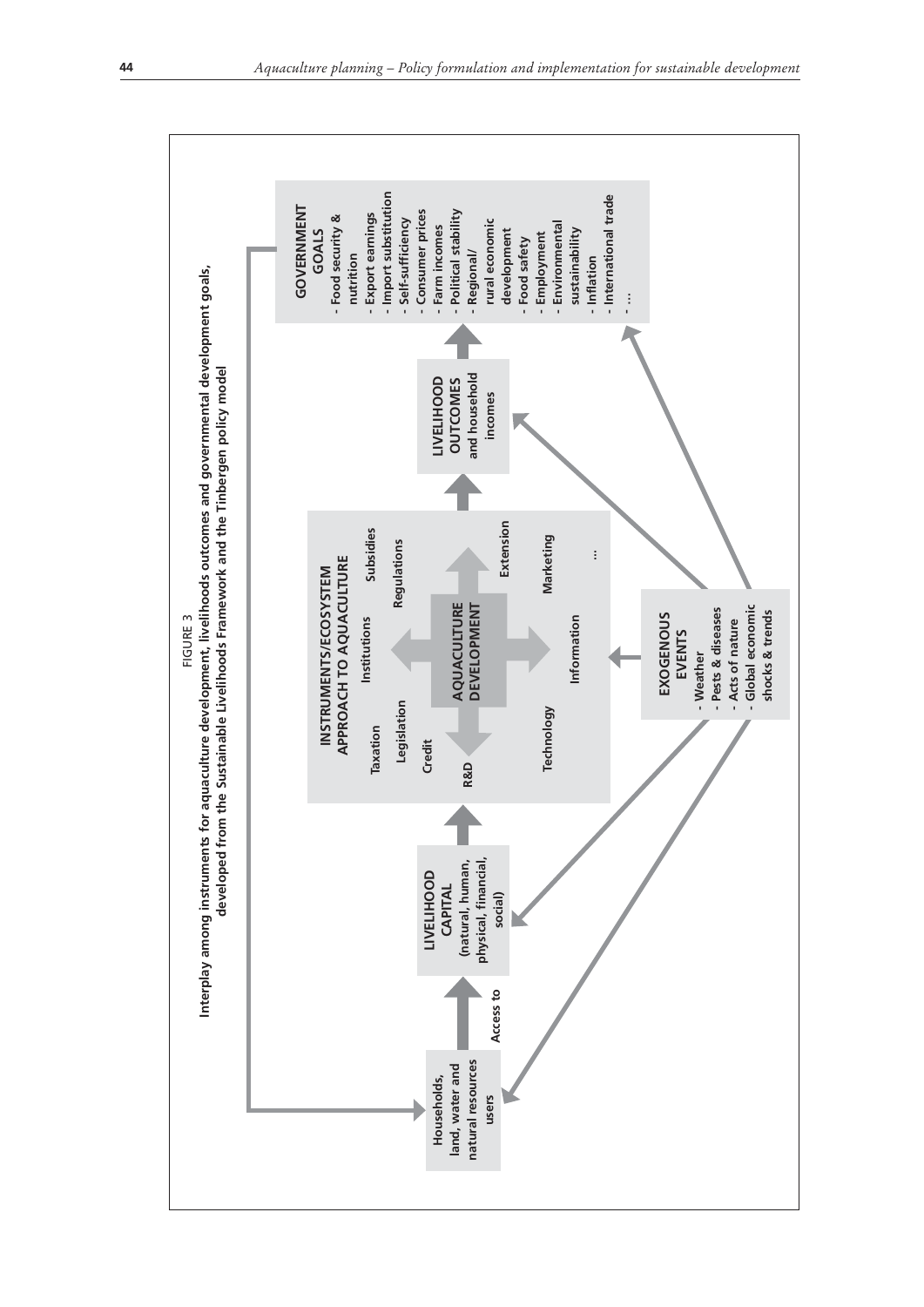FIGURE 3

**Interplay among instruments for aquaculture development, livelihoods outcomes and governmental development goals, developed from the Sustainable Livelihoods Framework and the Tinbergen policy model**

**Households, land, water and natural resources users**

**Access to**

**LIVELIHOOD CAPITAL (natural, human, physical, financial, social)**

**INSTRUMENTS/ECOSYSTEM APPROACH TO AQUACULTURE**

- Taxation
- Institutions
- Subsidies
- Legislation
- Regulations
- Credit
- R&D
- Extension
- Technology
- Information
- Marketing
- ...

**AQUACULTURE DEVELOPMENT**

**LIVELIHOOD OUTCOMES and household incomes**

**GOVERNMENT GOALS**

- Food security & nutrition
- Export earnings
- Import substitution
- Self-sufficiency
- Consumer prices
- Farm incomes
- Political stability
- Regional/rural economic development
- Food safety
- Employment
- Environmental sustainability
- Inflation
- International trade
- ...

**EXOGENOUS EVENTS**

- Weather
- Pests & diseases
- Acts of nature
- Global economic shocks & trends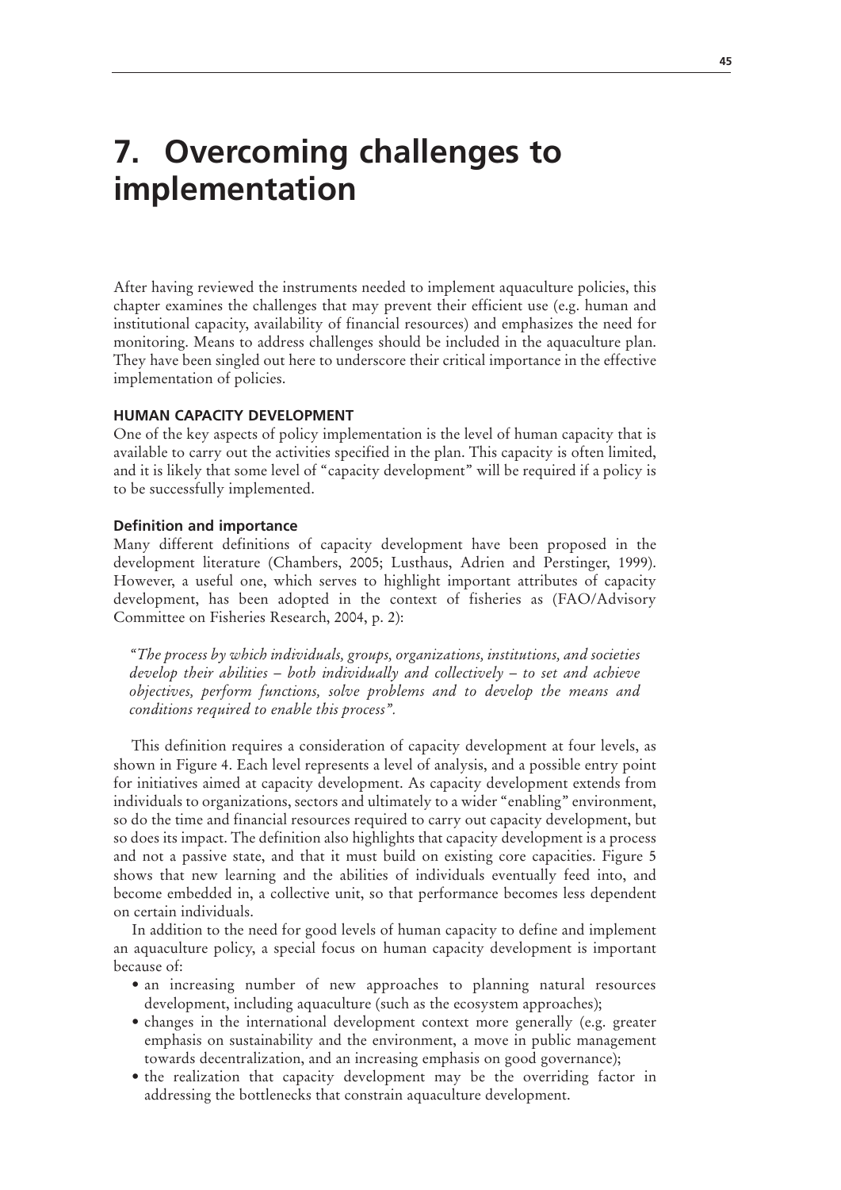# 7. Overcoming challenges to implementation

After having reviewed the instruments needed to implement aquaculture policies, this chapter examines the challenges that may prevent their efficient use (e.g. human and institutional capacity, availability of financial resources) and emphasizes the need for monitoring. Means to address challenges should be included in the aquaculture plan. They have been singled out here to underscore their critical importance in the effective implementation of policies.

## HUMAN CAPACITY DEVELOPMENT

One of the key aspects of policy implementation is the level of human capacity that is available to carry out the activities specified in the plan. This capacity is often limited, and it is likely that some level of "capacity development" will be required if a policy is to be successfully implemented.

### Definition and importance

Many different definitions of capacity development have been proposed in the development literature (Chambers, 2005; Lusthaus, Adrien and Perstinger, 1999). However, a useful one, which serves to highlight important attributes of capacity development, has been adopted in the context of fisheries as (FAO/Advisory Committee on Fisheries Research, 2004, p. 2):

> *"The process by which individuals, groups, organizations, institutions, and societies develop their abilities – both individually and collectively – to set and achieve objectives, perform functions, solve problems and to develop the means and conditions required to enable this process".*

This definition requires a consideration of capacity development at four levels, as shown in Figure 4. Each level represents a level of analysis, and a possible entry point for initiatives aimed at capacity development. As capacity development extends from individuals to organizations, sectors and ultimately to a wider "enabling" environment, so do the time and financial resources required to carry out capacity development, but so does its impact. The definition also highlights that capacity development is a process and not a passive state, and that it must build on existing core capacities. Figure 5 shows that new learning and the abilities of individuals eventually feed into, and become embedded in, a collective unit, so that performance becomes less dependent on certain individuals.

In addition to the need for good levels of human capacity to define and implement an aquaculture policy, a special focus on human capacity development is important because of:

- an increasing number of new approaches to planning natural resources development, including aquaculture (such as the ecosystem approaches);
- changes in the international development context more generally (e.g. greater emphasis on sustainability and the environment, a move in public management towards decentralization, and an increasing emphasis on good governance);
- the realization that capacity development may be the overriding factor in addressing the bottlenecks that constrain aquaculture development.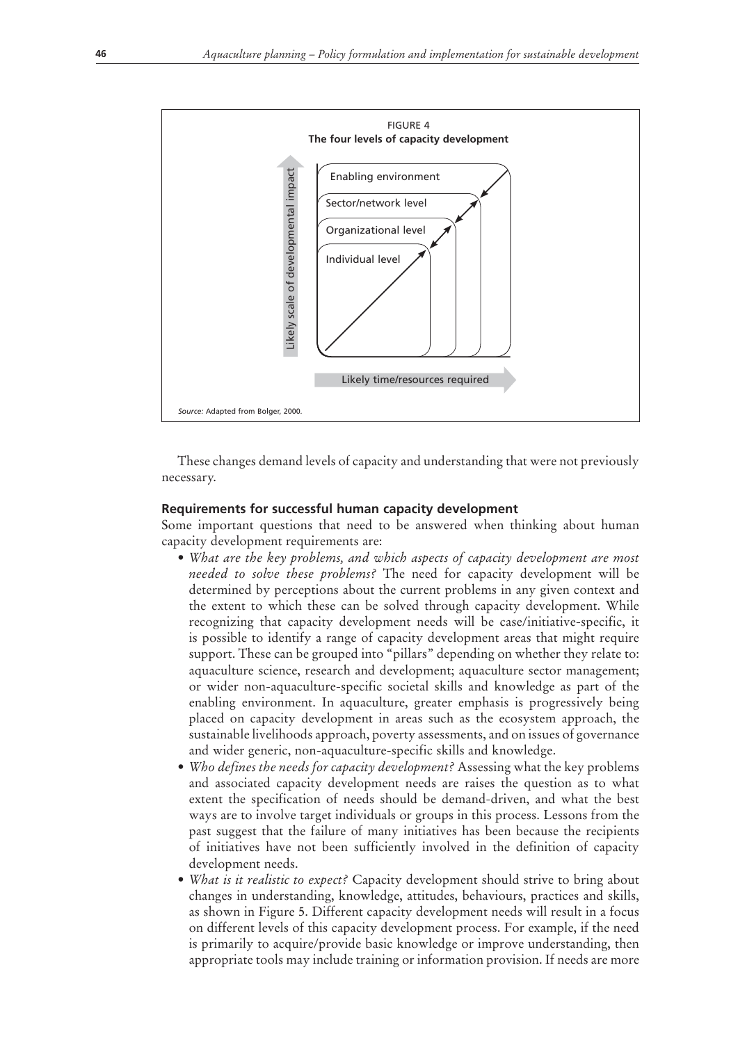FIGURE 4
**The four levels of capacity development**

Enabling environment

Sector/network level

Organizational level

Individual level

Likely scale of developmental impact

Likely time/resources required

*Source:* Adapted from Bolger, 2000.

These changes demand levels of capacity and understanding that were not previously necessary.

### Requirements for successful human capacity development

Some important questions that need to be answered when thinking about human capacity development requirements are:

- *What are the key problems, and which aspects of capacity development are most needed to solve these problems?* The need for capacity development will be determined by perceptions about the current problems in any given context and the extent to which these can be solved through capacity development. While recognizing that capacity development needs will be case/initiative-specific, it is possible to identify a range of capacity development areas that might require support. These can be grouped into "pillars" depending on whether they relate to: aquaculture science, research and development; aquaculture sector management; or wider non-aquaculture-specific societal skills and knowledge as part of the enabling environment. In aquaculture, greater emphasis is progressively being placed on capacity development in areas such as the ecosystem approach, the sustainable livelihoods approach, poverty assessments, and on issues of governance and wider generic, non-aquaculture-specific skills and knowledge.
- *Who defines the needs for capacity development?* Assessing what the key problems and associated capacity development needs are raises the question as to what extent the specification of needs should be demand-driven, and what the best ways are to involve target individuals or groups in this process. Lessons from the past suggest that the failure of many initiatives has been because the recipients of initiatives have not been sufficiently involved in the definition of capacity development needs.
- *What is it realistic to expect?* Capacity development should strive to bring about changes in understanding, knowledge, attitudes, behaviours, practices and skills, as shown in Figure 5. Different capacity development needs will result in a focus on different levels of this capacity development process. For example, if the need is primarily to acquire/provide basic knowledge or improve understanding, then appropriate tools may include training or information provision. If needs are more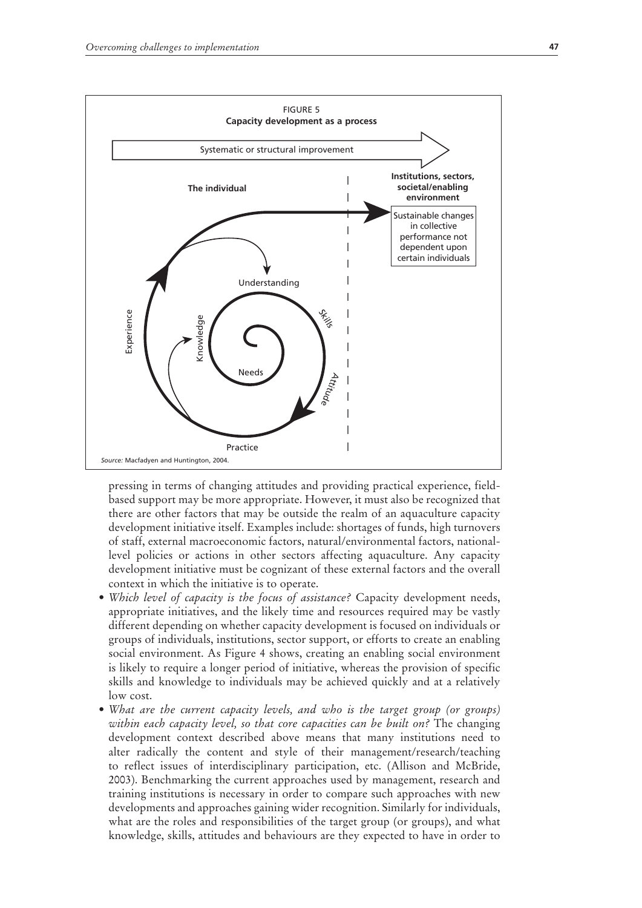FIGURE 5
**Capacity development as a process**

Systematic or structural improvement

**The individual**

**Institutions, sectors, societal/enabling environment**

Sustainable changes in collective performance not dependent upon certain individuals

Understanding

Skills

Attitude

Practice

Experience

Knowledge

Needs

*Source:* Macfadyen and Huntington, 2004.

pressing in terms of changing attitudes and providing practical experience, field-based support may be more appropriate. However, it must also be recognized that there are other factors that may be outside the realm of an aquaculture capacity development initiative itself. Examples include: shortages of funds, high turnovers of staff, external macroeconomic factors, natural/environmental factors, national-level policies or actions in other sectors affecting aquaculture. Any capacity development initiative must be cognizant of these external factors and the overall context in which the initiative is to operate.

- *Which level of capacity is the focus of assistance?* Capacity development needs, appropriate initiatives, and the likely time and resources required may be vastly different depending on whether capacity development is focused on individuals or groups of individuals, institutions, sector support, or efforts to create an enabling social environment. As Figure 4 shows, creating an enabling social environment is likely to require a longer period of initiative, whereas the provision of specific skills and knowledge to individuals may be achieved quickly and at a relatively low cost.
- *What are the current capacity levels, and who is the target group (or groups) within each capacity level, so that core capacities can be built on?* The changing development context described above means that many institutions need to alter radically the content and style of their management/research/teaching to reflect issues of interdisciplinary participation, etc. (Allison and McBride, 2003). Benchmarking the current approaches used by management, research and training institutions is necessary in order to compare such approaches with new developments and approaches gaining wider recognition. Similarly for individuals, what are the roles and responsibilities of the target group (or groups), and what knowledge, skills, attitudes and behaviours are they expected to have in order to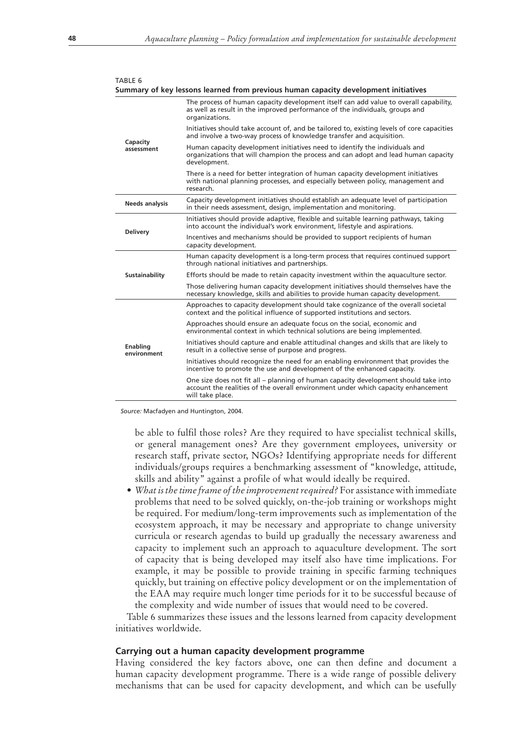TABLE 6
**Summary of key lessons learned from previous human capacity development initiatives**

| | |
|---|---|
| **Capacity assessment** | The process of human capacity development itself can add value to overall capability, as well as result in the improved performance of the individuals, groups and organizations. |
| | Initiatives should take account of, and be tailored to, existing levels of core capacities and involve a two-way process of knowledge transfer and acquisition. |
| | Human capacity development initiatives need to identify the individuals and organizations that will champion the process and can adopt and lead human capacity development. |
| | There is a need for better integration of human capacity development initiatives with national planning processes, and especially between policy, management and research. |
| **Needs analysis** | Capacity development initiatives should establish an adequate level of participation in their needs assessment, design, implementation and monitoring. |
| **Delivery** | Initiatives should provide adaptive, flexible and suitable learning pathways, taking into account the individual's work environment, lifestyle and aspirations. |
| | Incentives and mechanisms should be provided to support recipients of human capacity development. |
| **Sustainability** | Human capacity development is a long-term process that requires continued support through national initiatives and partnerships. |
| | Efforts should be made to retain capacity investment within the aquaculture sector. |
| | Those delivering human capacity development initiatives should themselves have the necessary knowledge, skills and abilities to provide human capacity development. |
| **Enabling environment** | Approaches to capacity development should take cognizance of the overall societal context and the political influence of supported institutions and sectors. |
| | Approaches should ensure an adequate focus on the social, economic and environmental context in which technical solutions are being implemented. |
| | Initiatives should capture and enable attitudinal changes and skills that are likely to result in a collective sense of purpose and progress. |
| | Initiatives should recognize the need for an enabling environment that provides the incentive to promote the use and development of the enhanced capacity. |
| | One size does not fit all – planning of human capacity development should take into account the realities of the overall environment under which capacity enhancement will take place. |

*Source:* Macfadyen and Huntington, 2004.

be able to fulfil those roles? Are they required to have specialist technical skills, or general management ones? Are they government employees, university or research staff, private sector, NGOs? Identifying appropriate needs for different individuals/groups requires a benchmarking assessment of "knowledge, attitude, skills and ability" against a profile of what would ideally be required.

- *What is the time frame of the improvement required?* For assistance with immediate problems that need to be solved quickly, on-the-job training or workshops might be required. For medium/long-term improvements such as implementation of the ecosystem approach, it may be necessary and appropriate to change university curricula or research agendas to build up gradually the necessary awareness and capacity to implement such an approach to aquaculture development. The sort of capacity that is being developed may itself also have time implications. For example, it may be possible to provide training in specific farming techniques quickly, but training on effective policy development or on the implementation of the EAA may require much longer time periods for it to be successful because of the complexity and wide number of issues that would need to be covered.

Table 6 summarizes these issues and the lessons learned from capacity development initiatives worldwide.

### Carrying out a human capacity development programme

Having considered the key factors above, one can then define and document a human capacity development programme. There is a wide range of possible delivery mechanisms that can be used for capacity development, and which can be usefully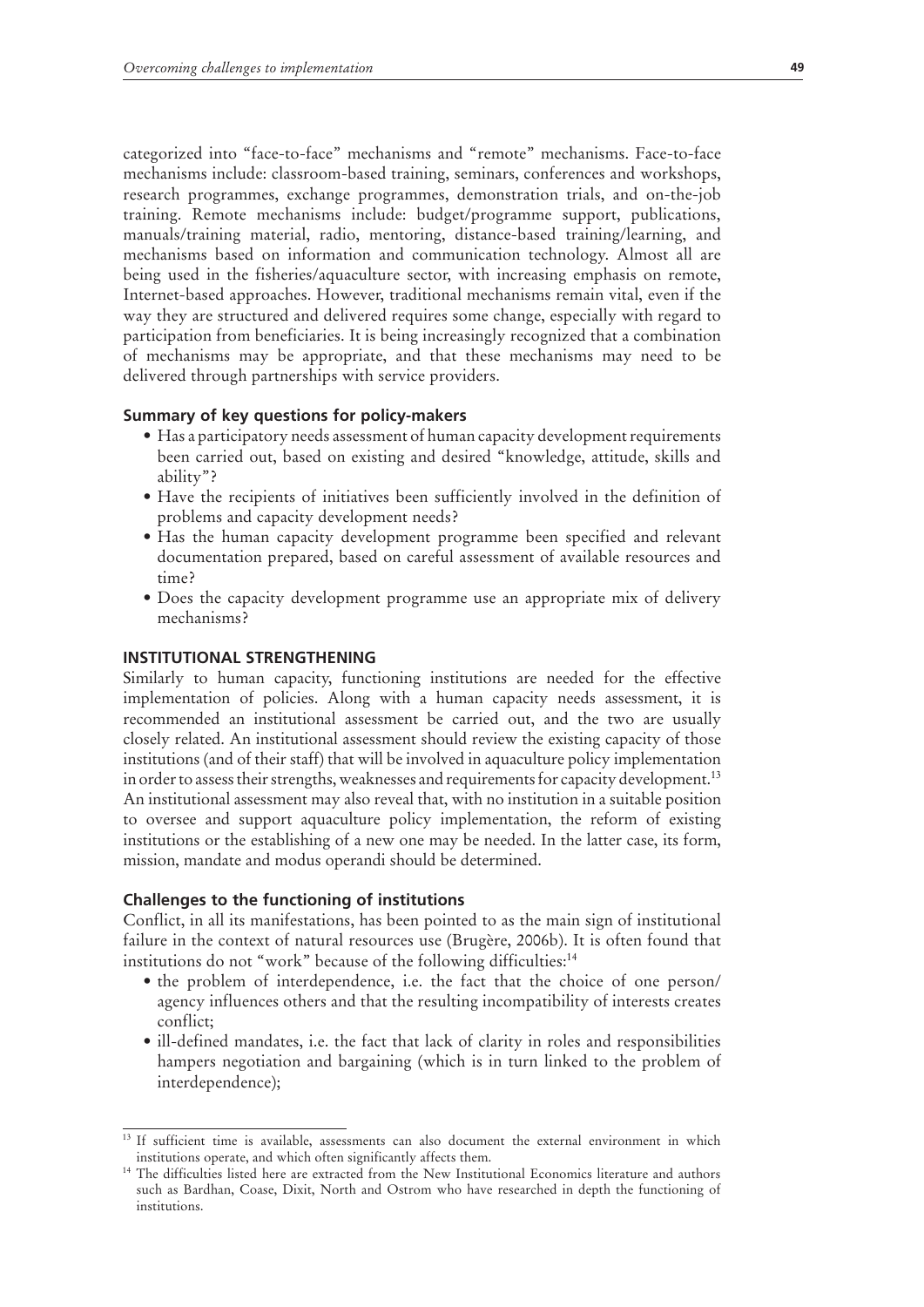categorized into "face-to-face" mechanisms and "remote" mechanisms. Face-to-face mechanisms include: classroom-based training, seminars, conferences and workshops, research programmes, exchange programmes, demonstration trials, and on-the-job training. Remote mechanisms include: budget/programme support, publications, manuals/training material, radio, mentoring, distance-based training/learning, and mechanisms based on information and communication technology. Almost all are being used in the fisheries/aquaculture sector, with increasing emphasis on remote, Internet-based approaches. However, traditional mechanisms remain vital, even if the way they are structured and delivered requires some change, especially with regard to participation from beneficiaries. It is being increasingly recognized that a combination of mechanisms may be appropriate, and that these mechanisms may need to be delivered through partnerships with service providers.

### Summary of key questions for policy-makers

- Has a participatory needs assessment of human capacity development requirements been carried out, based on existing and desired "knowledge, attitude, skills and ability"?
- Have the recipients of initiatives been sufficiently involved in the definition of problems and capacity development needs?
- Has the human capacity development programme been specified and relevant documentation prepared, based on careful assessment of available resources and time?
- Does the capacity development programme use an appropriate mix of delivery mechanisms?

## INSTITUTIONAL STRENGTHENING

Similarly to human capacity, functioning institutions are needed for the effective implementation of policies. Along with a human capacity needs assessment, it is recommended an institutional assessment be carried out, and the two are usually closely related. An institutional assessment should review the existing capacity of those institutions (and of their staff) that will be involved in aquaculture policy implementation in order to assess their strengths, weaknesses and requirements for capacity development.[13] An institutional assessment may also reveal that, with no institution in a suitable position to oversee and support aquaculture policy implementation, the reform of existing institutions or the establishing of a new one may be needed. In the latter case, its form, mission, mandate and modus operandi should be determined.

### Challenges to the functioning of institutions

Conflict, in all its manifestations, has been pointed to as the main sign of institutional failure in the context of natural resources use (Brugère, 2006b). It is often found that institutions do not "work" because of the following difficulties:[14]

- the problem of interdependence, i.e. the fact that the choice of one person/agency influences others and that the resulting incompatibility of interests creates conflict;
- ill-defined mandates, i.e. the fact that lack of clarity in roles and responsibilities hampers negotiation and bargaining (which is in turn linked to the problem of interdependence);

---

[13] If sufficient time is available, assessments can also document the external environment in which institutions operate, and which often significantly affects them.

[14] The difficulties listed here are extracted from the New Institutional Economics literature and authors such as Bardhan, Coase, Dixit, North and Ostrom who have researched in depth the functioning of institutions.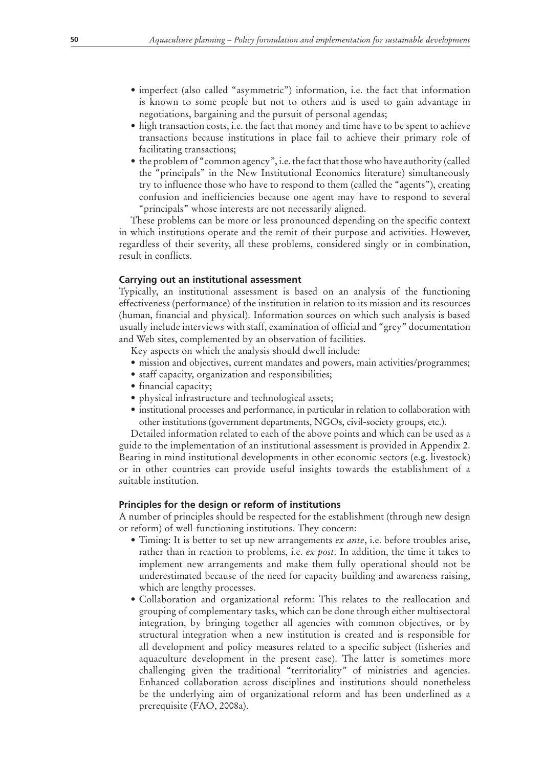- imperfect (also called "asymmetric") information, i.e. the fact that information is known to some people but not to others and is used to gain advantage in negotiations, bargaining and the pursuit of personal agendas;
- high transaction costs, i.e. the fact that money and time have to be spent to achieve transactions because institutions in place fail to achieve their primary role of facilitating transactions;
- the problem of "common agency", i.e. the fact that those who have authority (called the "principals" in the New Institutional Economics literature) simultaneously try to influence those who have to respond to them (called the "agents"), creating confusion and inefficiencies because one agent may have to respond to several "principals" whose interests are not necessarily aligned.

These problems can be more or less pronounced depending on the specific context in which institutions operate and the remit of their purpose and activities. However, regardless of their severity, all these problems, considered singly or in combination, result in conflicts.

### Carrying out an institutional assessment

Typically, an institutional assessment is based on an analysis of the functioning effectiveness (performance) of the institution in relation to its mission and its resources (human, financial and physical). Information sources on which such analysis is based usually include interviews with staff, examination of official and "grey" documentation and Web sites, complemented by an observation of facilities.

Key aspects on which the analysis should dwell include:

- mission and objectives, current mandates and powers, main activities/programmes;
- staff capacity, organization and responsibilities;
- financial capacity;
- physical infrastructure and technological assets;
- institutional processes and performance, in particular in relation to collaboration with other institutions (government departments, NGOs, civil-society groups, etc.).

Detailed information related to each of the above points and which can be used as a guide to the implementation of an institutional assessment is provided in Appendix 2. Bearing in mind institutional developments in other economic sectors (e.g. livestock) or in other countries can provide useful insights towards the establishment of a suitable institution.

### Principles for the design or reform of institutions

A number of principles should be respected for the establishment (through new design or reform) of well-functioning institutions. They concern:

- Timing: It is better to set up new arrangements *ex ante*, i.e. before troubles arise, rather than in reaction to problems, i.e. *ex post*. In addition, the time it takes to implement new arrangements and make them fully operational should not be underestimated because of the need for capacity building and awareness raising, which are lengthy processes.
- Collaboration and organizational reform: This relates to the reallocation and grouping of complementary tasks, which can be done through either multisectoral integration, by bringing together all agencies with common objectives, or by structural integration when a new institution is created and is responsible for all development and policy measures related to a specific subject (fisheries and aquaculture development in the present case). The latter is sometimes more challenging given the traditional "territoriality" of ministries and agencies. Enhanced collaboration across disciplines and institutions should nonetheless be the underlying aim of organizational reform and has been underlined as a prerequisite (FAO, 2008a).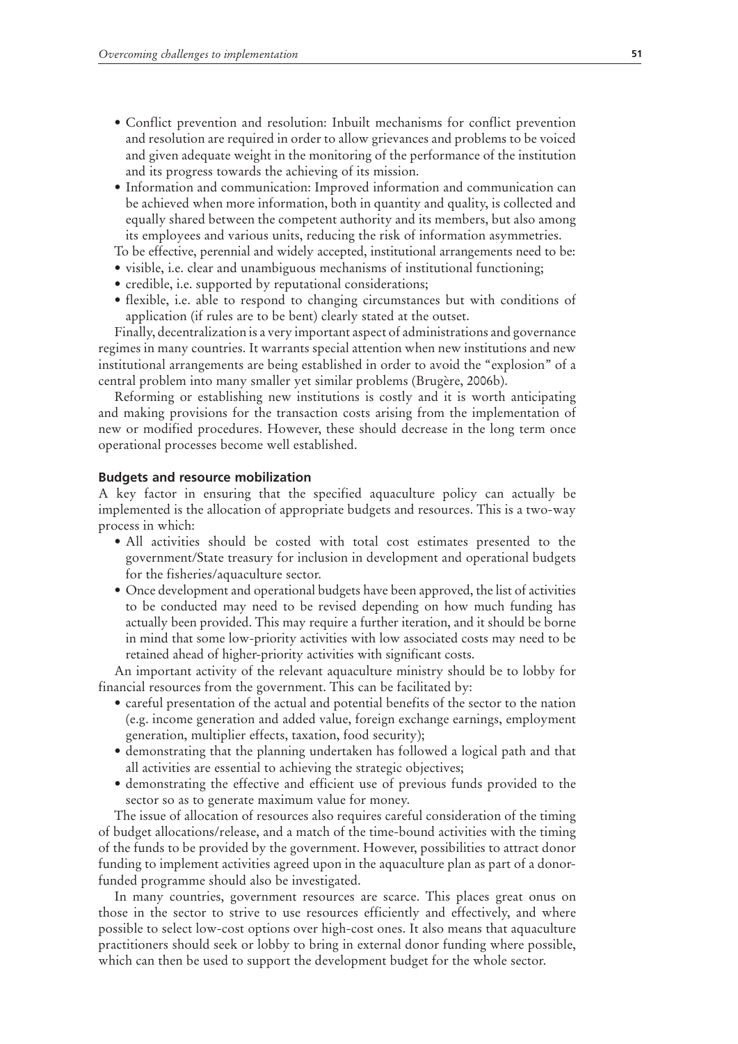- Conflict prevention and resolution: Inbuilt mechanisms for conflict prevention and resolution are required in order to allow grievances and problems to be voiced and given adequate weight in the monitoring of the performance of the institution and its progress towards the achieving of its mission.
- Information and communication: Improved information and communication can be achieved when more information, both in quantity and quality, is collected and equally shared between the competent authority and its members, but also among its employees and various units, reducing the risk of information asymmetries.

To be effective, perennial and widely accepted, institutional arrangements need to be:

- visible, i.e. clear and unambiguous mechanisms of institutional functioning;
- credible, i.e. supported by reputational considerations;
- flexible, i.e. able to respond to changing circumstances but with conditions of application (if rules are to be bent) clearly stated at the outset.

Finally, decentralization is a very important aspect of administrations and governance regimes in many countries. It warrants special attention when new institutions and new institutional arrangements are being established in order to avoid the "explosion" of a central problem into many smaller yet similar problems (Brugère, 2006b).

Reforming or establishing new institutions is costly and it is worth anticipating and making provisions for the transaction costs arising from the implementation of new or modified procedures. However, these should decrease in the long term once operational processes become well established.

#### Budgets and resource mobilization

A key factor in ensuring that the specified aquaculture policy can actually be implemented is the allocation of appropriate budgets and resources. This is a two-way process in which:

- All activities should be costed with total cost estimates presented to the government/State treasury for inclusion in development and operational budgets for the fisheries/aquaculture sector.
- Once development and operational budgets have been approved, the list of activities to be conducted may need to be revised depending on how much funding has actually been provided. This may require a further iteration, and it should be borne in mind that some low-priority activities with low associated costs may need to be retained ahead of higher-priority activities with significant costs.

An important activity of the relevant aquaculture ministry should be to lobby for financial resources from the government. This can be facilitated by:

- careful presentation of the actual and potential benefits of the sector to the nation (e.g. income generation and added value, foreign exchange earnings, employment generation, multiplier effects, taxation, food security);
- demonstrating that the planning undertaken has followed a logical path and that all activities are essential to achieving the strategic objectives;
- demonstrating the effective and efficient use of previous funds provided to the sector so as to generate maximum value for money.

The issue of allocation of resources also requires careful consideration of the timing of budget allocations/release, and a match of the time-bound activities with the timing of the funds to be provided by the government. However, possibilities to attract donor funding to implement activities agreed upon in the aquaculture plan as part of a donor-funded programme should also be investigated.

In many countries, government resources are scarce. This places great onus on those in the sector to strive to use resources efficiently and effectively, and where possible to select low-cost options over high-cost ones. It also means that aquaculture practitioners should seek or lobby to bring in external donor funding where possible, which can then be used to support the development budget for the whole sector.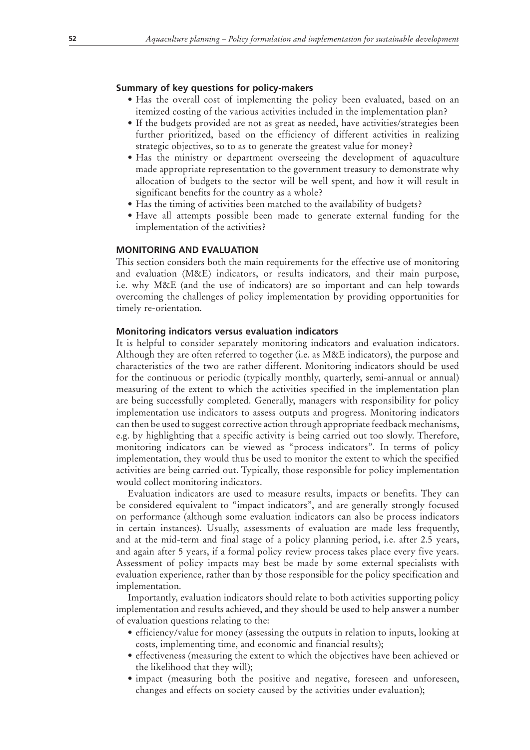### Summary of key questions for policy-makers

- Has the overall cost of implementing the policy been evaluated, based on an itemized costing of the various activities included in the implementation plan?
- If the budgets provided are not as great as needed, have activities/strategies been further prioritized, based on the efficiency of different activities in realizing strategic objectives, so to as to generate the greatest value for money?
- Has the ministry or department overseeing the development of aquaculture made appropriate representation to the government treasury to demonstrate why allocation of budgets to the sector will be well spent, and how it will result in significant benefits for the country as a whole?
- Has the timing of activities been matched to the availability of budgets?
- Have all attempts possible been made to generate external funding for the implementation of the activities?

## MONITORING AND EVALUATION

This section considers both the main requirements for the effective use of monitoring and evaluation (M&E) indicators, or results indicators, and their main purpose, i.e. why M&E (and the use of indicators) are so important and can help towards overcoming the challenges of policy implementation by providing opportunities for timely re-orientation.

### Monitoring indicators versus evaluation indicators

It is helpful to consider separately monitoring indicators and evaluation indicators. Although they are often referred to together (i.e. as M&E indicators), the purpose and characteristics of the two are rather different. Monitoring indicators should be used for the continuous or periodic (typically monthly, quarterly, semi-annual or annual) measuring of the extent to which the activities specified in the implementation plan are being successfully completed. Generally, managers with responsibility for policy implementation use indicators to assess outputs and progress. Monitoring indicators can then be used to suggest corrective action through appropriate feedback mechanisms, e.g. by highlighting that a specific activity is being carried out too slowly. Therefore, monitoring indicators can be viewed as "process indicators". In terms of policy implementation, they would thus be used to monitor the extent to which the specified activities are being carried out. Typically, those responsible for policy implementation would collect monitoring indicators.

Evaluation indicators are used to measure results, impacts or benefits. They can be considered equivalent to "impact indicators", and are generally strongly focused on performance (although some evaluation indicators can also be process indicators in certain instances). Usually, assessments of evaluation are made less frequently, and at the mid-term and final stage of a policy planning period, i.e. after 2.5 years, and again after 5 years, if a formal policy review process takes place every five years. Assessment of policy impacts may best be made by some external specialists with evaluation experience, rather than by those responsible for the policy specification and implementation.

Importantly, evaluation indicators should relate to both activities supporting policy implementation and results achieved, and they should be used to help answer a number of evaluation questions relating to the:

- efficiency/value for money (assessing the outputs in relation to inputs, looking at costs, implementing time, and economic and financial results);
- effectiveness (measuring the extent to which the objectives have been achieved or the likelihood that they will);
- impact (measuring both the positive and negative, foreseen and unforeseen, changes and effects on society caused by the activities under evaluation);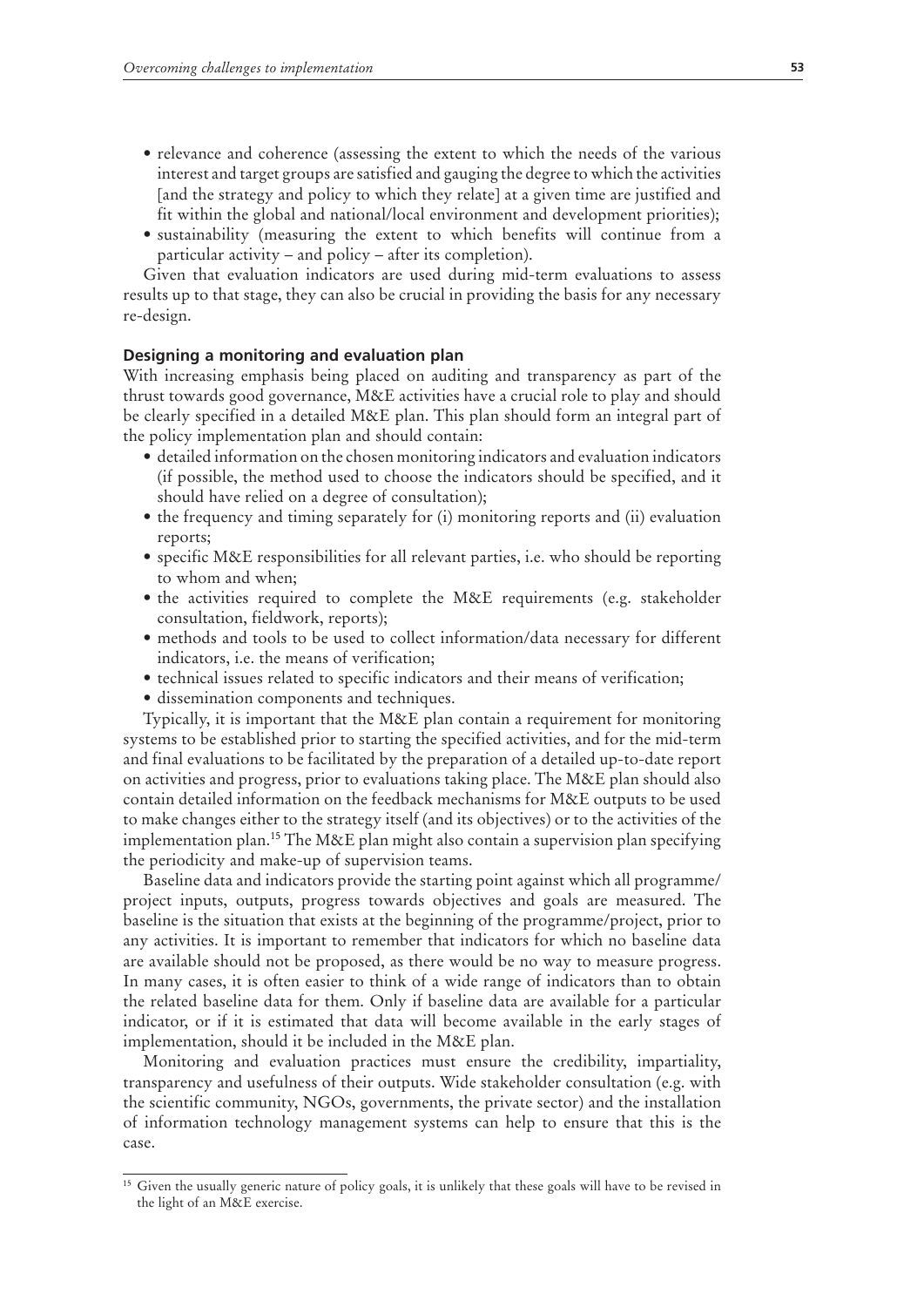- relevance and coherence (assessing the extent to which the needs of the various interest and target groups are satisfied and gauging the degree to which the activities [and the strategy and policy to which they relate] at a given time are justified and fit within the global and national/local environment and development priorities);
- sustainability (measuring the extent to which benefits will continue from a particular activity – and policy – after its completion).

Given that evaluation indicators are used during mid-term evaluations to assess results up to that stage, they can also be crucial in providing the basis for any necessary re-design.

### Designing a monitoring and evaluation plan

With increasing emphasis being placed on auditing and transparency as part of the thrust towards good governance, M&E activities have a crucial role to play and should be clearly specified in a detailed M&E plan. This plan should form an integral part of the policy implementation plan and should contain:

- detailed information on the chosen monitoring indicators and evaluation indicators (if possible, the method used to choose the indicators should be specified, and it should have relied on a degree of consultation);
- the frequency and timing separately for (i) monitoring reports and (ii) evaluation reports;
- specific M&E responsibilities for all relevant parties, i.e. who should be reporting to whom and when;
- the activities required to complete the M&E requirements (e.g. stakeholder consultation, fieldwork, reports);
- methods and tools to be used to collect information/data necessary for different indicators, i.e. the means of verification;
- technical issues related to specific indicators and their means of verification;
- dissemination components and techniques.

Typically, it is important that the M&E plan contain a requirement for monitoring systems to be established prior to starting the specified activities, and for the mid-term and final evaluations to be facilitated by the preparation of a detailed up-to-date report on activities and progress, prior to evaluations taking place. The M&E plan should also contain detailed information on the feedback mechanisms for M&E outputs to be used to make changes either to the strategy itself (and its objectives) or to the activities of the implementation plan.[15] The M&E plan might also contain a supervision plan specifying the periodicity and make-up of supervision teams.

Baseline data and indicators provide the starting point against which all programme/project inputs, outputs, progress towards objectives and goals are measured. The baseline is the situation that exists at the beginning of the programme/project, prior to any activities. It is important to remember that indicators for which no baseline data are available should not be proposed, as there would be no way to measure progress. In many cases, it is often easier to think of a wide range of indicators than to obtain the related baseline data for them. Only if baseline data are available for a particular indicator, or if it is estimated that data will become available in the early stages of implementation, should it be included in the M&E plan.

Monitoring and evaluation practices must ensure the credibility, impartiality, transparency and usefulness of their outputs. Wide stakeholder consultation (e.g. with the scientific community, NGOs, governments, the private sector) and the installation of information technology management systems can help to ensure that this is the case.

---

[15] Given the usually generic nature of policy goals, it is unlikely that these goals will have to be revised in the light of an M&E exercise.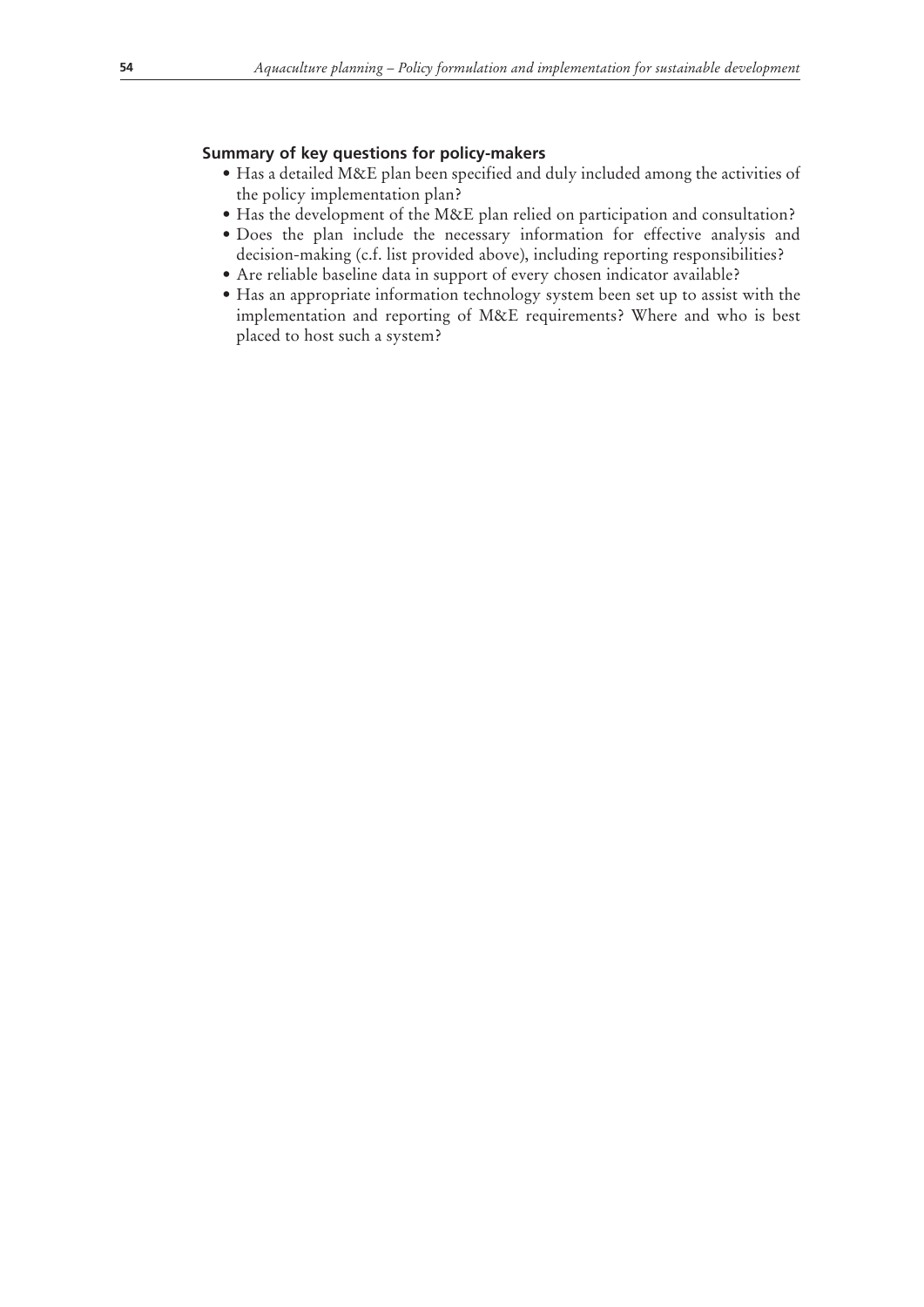**Summary of key questions for policy-makers**

- Has a detailed M&E plan been specified and duly included among the activities of the policy implementation plan?
- Has the development of the M&E plan relied on participation and consultation?
- Does the plan include the necessary information for effective analysis and decision-making (c.f. list provided above), including reporting responsibilities?
- Are reliable baseline data in support of every chosen indicator available?
- Has an appropriate information technology system been set up to assist with the implementation and reporting of M&E requirements? Where and who is best placed to host such a system?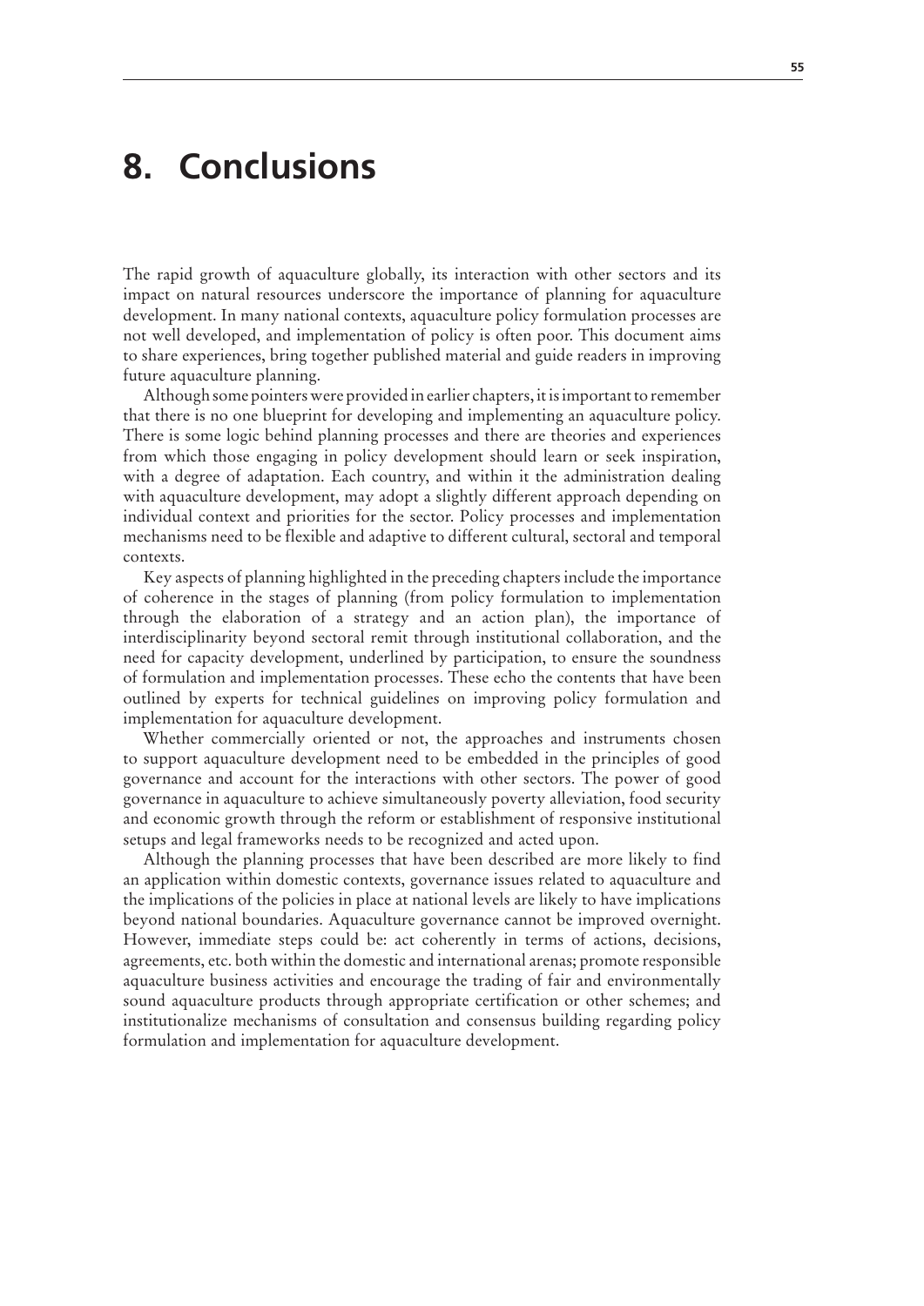# 8. Conclusions

The rapid growth of aquaculture globally, its interaction with other sectors and its impact on natural resources underscore the importance of planning for aquaculture development. In many national contexts, aquaculture policy formulation processes are not well developed, and implementation of policy is often poor. This document aims to share experiences, bring together published material and guide readers in improving future aquaculture planning.

Although some pointers were provided in earlier chapters, it is important to remember that there is no one blueprint for developing and implementing an aquaculture policy. There is some logic behind planning processes and there are theories and experiences from which those engaging in policy development should learn or seek inspiration, with a degree of adaptation. Each country, and within it the administration dealing with aquaculture development, may adopt a slightly different approach depending on individual context and priorities for the sector. Policy processes and implementation mechanisms need to be flexible and adaptive to different cultural, sectoral and temporal contexts.

Key aspects of planning highlighted in the preceding chapters include the importance of coherence in the stages of planning (from policy formulation to implementation through the elaboration of a strategy and an action plan), the importance of interdisciplinarity beyond sectoral remit through institutional collaboration, and the need for capacity development, underlined by participation, to ensure the soundness of formulation and implementation processes. These echo the contents that have been outlined by experts for technical guidelines on improving policy formulation and implementation for aquaculture development.

Whether commercially oriented or not, the approaches and instruments chosen to support aquaculture development need to be embedded in the principles of good governance and account for the interactions with other sectors. The power of good governance in aquaculture to achieve simultaneously poverty alleviation, food security and economic growth through the reform or establishment of responsive institutional setups and legal frameworks needs to be recognized and acted upon.

Although the planning processes that have been described are more likely to find an application within domestic contexts, governance issues related to aquaculture and the implications of the policies in place at national levels are likely to have implications beyond national boundaries. Aquaculture governance cannot be improved overnight. However, immediate steps could be: act coherently in terms of actions, decisions, agreements, etc. both within the domestic and international arenas; promote responsible aquaculture business activities and encourage the trading of fair and environmentally sound aquaculture products through appropriate certification or other schemes; and institutionalize mechanisms of consultation and consensus building regarding policy formulation and implementation for aquaculture development.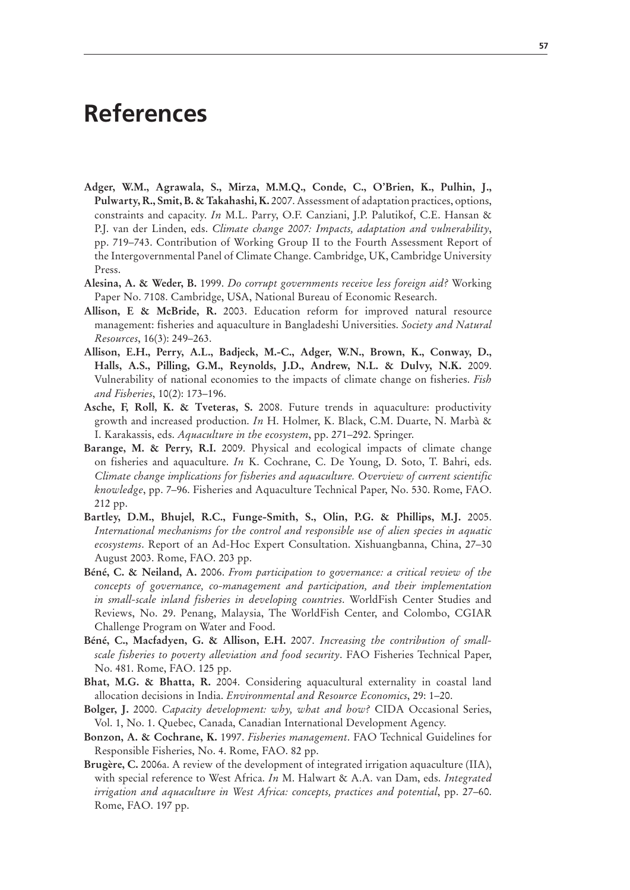# References

**Adger, W.M., Agrawala, S., Mirza, M.M.Q., Conde, C., O'Brien, K., Pulhin, J., Pulwarty, R., Smit, B. & Takahashi, K.** 2007. Assessment of adaptation practices, options, constraints and capacity. *In* M.L. Parry, O.F. Canziani, J.P. Palutikof, C.E. Hansan & P.J. van der Linden, eds. *Climate change 2007: Impacts, adaptation and vulnerability*, pp. 719–743. Contribution of Working Group II to the Fourth Assessment Report of the Intergovernmental Panel of Climate Change. Cambridge, UK, Cambridge University Press.

**Alesina, A. & Weder, B.** 1999. *Do corrupt governments receive less foreign aid?* Working Paper No. 7108. Cambridge, USA, National Bureau of Economic Research.

**Allison, E & McBride, R.** 2003. Education reform for improved natural resource management: fisheries and aquaculture in Bangladeshi Universities. *Society and Natural Resources*, 16(3): 249–263.

**Allison, E.H., Perry, A.L., Badjeck, M.-C., Adger, W.N., Brown, K., Conway, D., Halls, A.S., Pilling, G.M., Reynolds, J.D., Andrew, N.L. & Dulvy, N.K.** 2009. Vulnerability of national economies to the impacts of climate change on fisheries. *Fish and Fisheries*, 10(2): 173–196.

**Asche, F, Roll, K. & Tveteras, S.** 2008. Future trends in aquaculture: productivity growth and increased production. *In* H. Holmer, K. Black, C.M. Duarte, N. Marbà & I. Karakassis, eds. *Aquaculture in the ecosystem*, pp. 271–292. Springer.

**Barange, M. & Perry, R.I.** 2009. Physical and ecological impacts of climate change on fisheries and aquaculture. *In* K. Cochrane, C. De Young, D. Soto, T. Bahri, eds. *Climate change implications for fisheries and aquaculture. Overview of current scientific knowledge*, pp. 7–96. Fisheries and Aquaculture Technical Paper, No. 530. Rome, FAO. 212 pp.

**Bartley, D.M., Bhujel, R.C., Funge-Smith, S., Olin, P.G. & Phillips, M.J.** 2005. *International mechanisms for the control and responsible use of alien species in aquatic ecosystems*. Report of an Ad-Hoc Expert Consultation. Xishuangbanna, China, 27–30 August 2003. Rome, FAO. 203 pp.

**Béné, C. & Neiland, A.** 2006. *From participation to governance: a critical review of the concepts of governance, co-management and participation, and their implementation in small-scale inland fisheries in developing countries*. WorldFish Center Studies and Reviews, No. 29. Penang, Malaysia, The WorldFish Center, and Colombo, CGIAR Challenge Program on Water and Food.

**Béné, C., Macfadyen, G. & Allison, E.H.** 2007. *Increasing the contribution of small-scale fisheries to poverty alleviation and food security*. FAO Fisheries Technical Paper, No. 481. Rome, FAO. 125 pp.

**Bhat, M.G. & Bhatta, R.** 2004. Considering aquacultural externality in coastal land allocation decisions in India. *Environmental and Resource Economics*, 29: 1–20.

**Bolger, J.** 2000. *Capacity development: why, what and how?* CIDA Occasional Series, Vol. 1, No. 1. Quebec, Canada, Canadian International Development Agency.

**Bonzon, A. & Cochrane, K.** 1997. *Fisheries management*. FAO Technical Guidelines for Responsible Fisheries, No. 4. Rome, FAO. 82 pp.

**Brugère, C.** 2006a. A review of the development of integrated irrigation aquaculture (IIA), with special reference to West Africa. *In* M. Halwart & A.A. van Dam, eds. *Integrated irrigation and aquaculture in West Africa: concepts, practices and potential*, pp. 27–60. Rome, FAO. 197 pp.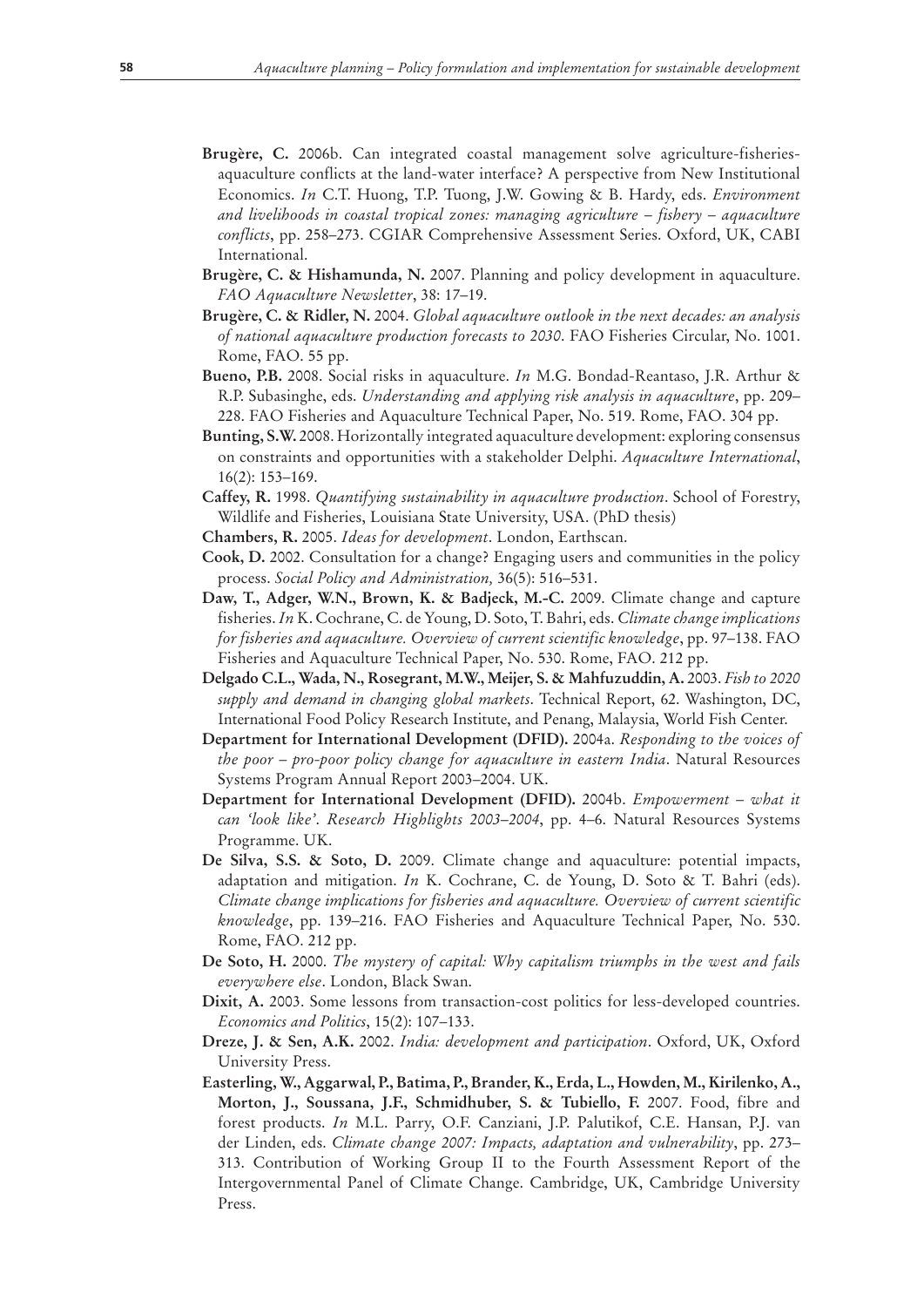**Brugère, C.** 2006b. Can integrated coastal management solve agriculture-fisheries-aquaculture conflicts at the land-water interface? A perspective from New Institutional Economics. *In* C.T. Huong, T.P. Tuong, J.W. Gowing & B. Hardy, eds. *Environment and livelihoods in coastal tropical zones: managing agriculture – fishery – aquaculture conflicts*, pp. 258–273. CGIAR Comprehensive Assessment Series. Oxford, UK, CABI International.

**Brugère, C. & Hishamunda, N.** 2007. Planning and policy development in aquaculture. *FAO Aquaculture Newsletter*, 38: 17–19.

**Brugère, C. & Ridler, N.** 2004. *Global aquaculture outlook in the next decades: an analysis of national aquaculture production forecasts to 2030*. FAO Fisheries Circular, No. 1001. Rome, FAO. 55 pp.

**Bueno, P.B.** 2008. Social risks in aquaculture. *In* M.G. Bondad-Reantaso, J.R. Arthur & R.P. Subasinghe, eds. *Understanding and applying risk analysis in aquaculture*, pp. 209–228. FAO Fisheries and Aquaculture Technical Paper, No. 519. Rome, FAO. 304 pp.

**Bunting, S.W.** 2008. Horizontally integrated aquaculture development: exploring consensus on constraints and opportunities with a stakeholder Delphi. *Aquaculture International*, 16(2): 153–169.

**Caffey, R.** 1998. *Quantifying sustainability in aquaculture production*. School of Forestry, Wildlife and Fisheries, Louisiana State University, USA. (PhD thesis)

**Chambers, R.** 2005. *Ideas for development*. London, Earthscan.

**Cook, D.** 2002. Consultation for a change? Engaging users and communities in the policy process. *Social Policy and Administration,* 36(5): 516–531.

**Daw, T., Adger, W.N., Brown, K. & Badjeck, M.-C.** 2009. Climate change and capture fisheries. *In* K. Cochrane, C. de Young, D. Soto, T. Bahri, eds. *Climate change implications for fisheries and aquaculture. Overview of current scientific knowledge*, pp. 97–138. FAO Fisheries and Aquaculture Technical Paper, No. 530. Rome, FAO. 212 pp.

**Delgado C.L., Wada, N., Rosegrant, M.W., Meijer, S. & Mahfuzuddin, A.** 2003. *Fish to 2020 supply and demand in changing global markets*. Technical Report, 62. Washington, DC, International Food Policy Research Institute, and Penang, Malaysia, World Fish Center.

**Department for International Development (DFID).** 2004a. *Responding to the voices of the poor – pro-poor policy change for aquaculture in eastern India*. Natural Resources Systems Program Annual Report 2003–2004. UK.

**Department for International Development (DFID).** 2004b. *Empowerment – what it can 'look like'. Research Highlights 2003–2004*, pp. 4–6. Natural Resources Systems Programme. UK.

**De Silva, S.S. & Soto, D.** 2009. Climate change and aquaculture: potential impacts, adaptation and mitigation. *In* K. Cochrane, C. de Young, D. Soto & T. Bahri (eds). *Climate change implications for fisheries and aquaculture. Overview of current scientific knowledge*, pp. 139–216. FAO Fisheries and Aquaculture Technical Paper, No. 530. Rome, FAO. 212 pp.

**De Soto, H.** 2000. *The mystery of capital: Why capitalism triumphs in the west and fails everywhere else*. London, Black Swan.

**Dixit, A.** 2003. Some lessons from transaction-cost politics for less-developed countries. *Economics and Politics*, 15(2): 107–133.

**Dreze, J. & Sen, A.K.** 2002. *India: development and participation*. Oxford, UK, Oxford University Press.

**Easterling, W., Aggarwal, P., Batima, P., Brander, K., Erda, L., Howden, M., Kirilenko, A., Morton, J., Soussana, J.F., Schmidhuber, S. & Tubiello, F.** 2007. Food, fibre and forest products. *In* M.L. Parry, O.F. Canziani, J.P. Palutikof, C.E. Hansan, P.J. van der Linden, eds. *Climate change 2007: Impacts, adaptation and vulnerability*, pp. 273–313. Contribution of Working Group II to the Fourth Assessment Report of the Intergovernmental Panel of Climate Change. Cambridge, UK, Cambridge University Press.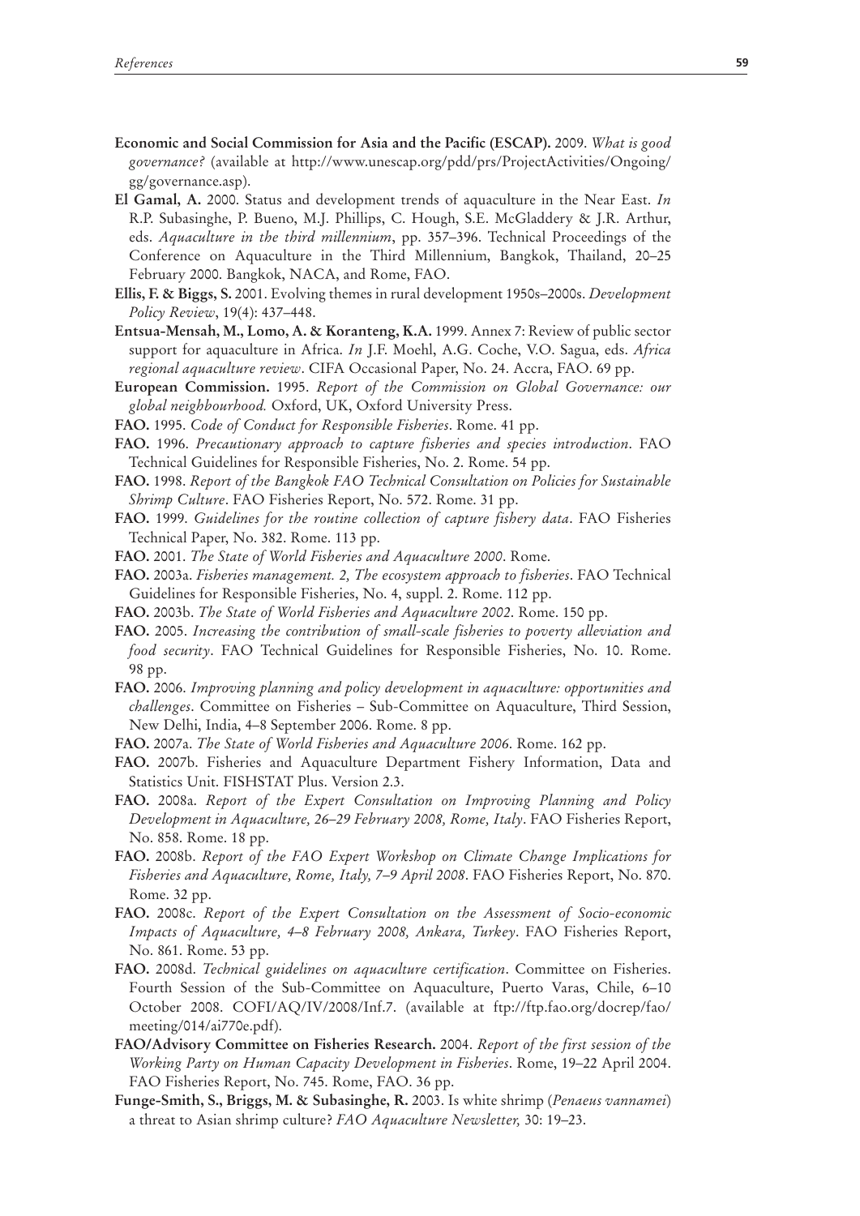**Economic and Social Commission for Asia and the Pacific (ESCAP).** 2009. *What is good governance?* (available at http://www.unescap.org/pdd/prs/ProjectActivities/Ongoing/gg/governance.asp).

**El Gamal, A.** 2000. Status and development trends of aquaculture in the Near East. *In* R.P. Subasinghe, P. Bueno, M.J. Phillips, C. Hough, S.E. McGladdery & J.R. Arthur, eds. *Aquaculture in the third millennium*, pp. 357–396. Technical Proceedings of the Conference on Aquaculture in the Third Millennium, Bangkok, Thailand, 20–25 February 2000. Bangkok, NACA, and Rome, FAO.

**Ellis, F. & Biggs, S.** 2001. Evolving themes in rural development 1950s–2000s. *Development Policy Review*, 19(4): 437–448.

**Entsua-Mensah, M., Lomo, A. & Koranteng, K.A.** 1999. Annex 7: Review of public sector support for aquaculture in Africa. *In* J.F. Moehl, A.G. Coche, V.O. Sagua, eds. *Africa regional aquaculture review*. CIFA Occasional Paper, No. 24. Accra, FAO. 69 pp.

**European Commission.** 1995. *Report of the Commission on Global Governance: our global neighbourhood.* Oxford, UK, Oxford University Press.

**FAO.** 1995. *Code of Conduct for Responsible Fisheries*. Rome. 41 pp.

**FAO.** 1996. *Precautionary approach to capture fisheries and species introduction*. FAO Technical Guidelines for Responsible Fisheries, No. 2. Rome. 54 pp.

**FAO.** 1998. *Report of the Bangkok FAO Technical Consultation on Policies for Sustainable Shrimp Culture*. FAO Fisheries Report, No. 572. Rome. 31 pp.

**FAO.** 1999. *Guidelines for the routine collection of capture fishery data*. FAO Fisheries Technical Paper, No. 382. Rome. 113 pp.

**FAO.** 2001. *The State of World Fisheries and Aquaculture 2000*. Rome.

**FAO.** 2003a. *Fisheries management. 2, The ecosystem approach to fisheries*. FAO Technical Guidelines for Responsible Fisheries, No. 4, suppl. 2. Rome. 112 pp.

**FAO.** 2003b. *The State of World Fisheries and Aquaculture 2002*. Rome. 150 pp.

**FAO.** 2005. *Increasing the contribution of small-scale fisheries to poverty alleviation and food security*. FAO Technical Guidelines for Responsible Fisheries, No. 10. Rome. 98 pp.

**FAO.** 2006. *Improving planning and policy development in aquaculture: opportunities and challenges*. Committee on Fisheries – Sub-Committee on Aquaculture, Third Session, New Delhi, India, 4–8 September 2006. Rome. 8 pp.

**FAO.** 2007a. *The State of World Fisheries and Aquaculture 2006*. Rome. 162 pp.

**FAO.** 2007b. Fisheries and Aquaculture Department Fishery Information, Data and Statistics Unit. FISHSTAT Plus. Version 2.3.

**FAO.** 2008a. *Report of the Expert Consultation on Improving Planning and Policy Development in Aquaculture, 26–29 February 2008, Rome, Italy*. FAO Fisheries Report, No. 858. Rome. 18 pp.

**FAO.** 2008b. *Report of the FAO Expert Workshop on Climate Change Implications for Fisheries and Aquaculture, Rome, Italy, 7–9 April 2008*. FAO Fisheries Report, No. 870. Rome. 32 pp.

**FAO.** 2008c. *Report of the Expert Consultation on the Assessment of Socio-economic Impacts of Aquaculture, 4–8 February 2008, Ankara, Turkey*. FAO Fisheries Report, No. 861. Rome. 53 pp.

**FAO.** 2008d. *Technical guidelines on aquaculture certification*. Committee on Fisheries. Fourth Session of the Sub-Committee on Aquaculture, Puerto Varas, Chile, 6–10 October 2008. COFI/AQ/IV/2008/Inf.7. (available at ftp://ftp.fao.org/docrep/fao/meeting/014/ai770e.pdf).

**FAO/Advisory Committee on Fisheries Research.** 2004. *Report of the first session of the Working Party on Human Capacity Development in Fisheries*. Rome, 19–22 April 2004. FAO Fisheries Report, No. 745. Rome, FAO. 36 pp.

**Funge-Smith, S., Briggs, M. & Subasinghe, R.** 2003. Is white shrimp (*Penaeus vannamei*) a threat to Asian shrimp culture? *FAO Aquaculture Newsletter,* 30: 19–23.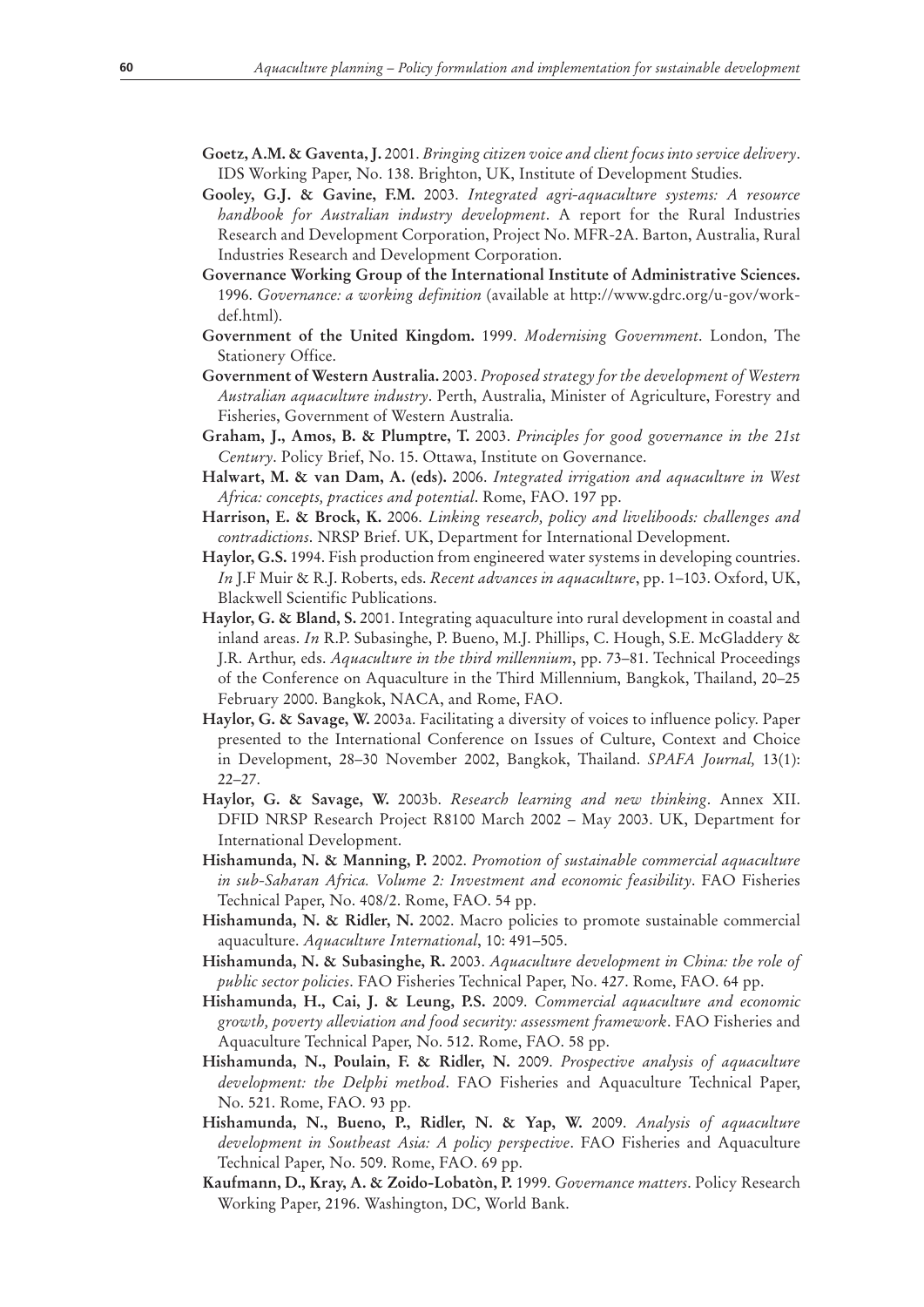**Goetz, A.M. & Gaventa, J.** 2001. *Bringing citizen voice and client focus into service delivery*. IDS Working Paper, No. 138. Brighton, UK, Institute of Development Studies.

**Gooley, G.J. & Gavine, F.M.** 2003. *Integrated agri-aquaculture systems: A resource handbook for Australian industry development*. A report for the Rural Industries Research and Development Corporation, Project No. MFR-2A. Barton, Australia, Rural Industries Research and Development Corporation.

**Governance Working Group of the International Institute of Administrative Sciences.** 1996. *Governance: a working definition* (available at http://www.gdrc.org/u-gov/work-def.html).

**Government of the United Kingdom.** 1999. *Modernising Government*. London, The Stationery Office.

**Government of Western Australia.** 2003. *Proposed strategy for the development of Western Australian aquaculture industry*. Perth, Australia, Minister of Agriculture, Forestry and Fisheries, Government of Western Australia.

**Graham, J., Amos, B. & Plumptre, T.** 2003. *Principles for good governance in the 21st Century*. Policy Brief, No. 15. Ottawa, Institute on Governance.

**Halwart, M. & van Dam, A. (eds).** 2006. *Integrated irrigation and aquaculture in West Africa: concepts, practices and potential*. Rome, FAO. 197 pp.

**Harrison, E. & Brock, K.** 2006. *Linking research, policy and livelihoods: challenges and contradictions*. NRSP Brief. UK, Department for International Development.

**Haylor, G.S.** 1994. Fish production from engineered water systems in developing countries. *In* J.F Muir & R.J. Roberts, eds. *Recent advances in aquaculture*, pp. 1–103. Oxford, UK, Blackwell Scientific Publications.

**Haylor, G. & Bland, S.** 2001. Integrating aquaculture into rural development in coastal and inland areas. *In* R.P. Subasinghe, P. Bueno, M.J. Phillips, C. Hough, S.E. McGladdery & J.R. Arthur, eds. *Aquaculture in the third millennium*, pp. 73–81. Technical Proceedings of the Conference on Aquaculture in the Third Millennium, Bangkok, Thailand, 20–25 February 2000. Bangkok, NACA, and Rome, FAO.

**Haylor, G. & Savage, W.** 2003a. Facilitating a diversity of voices to influence policy. Paper presented to the International Conference on Issues of Culture, Context and Choice in Development, 28–30 November 2002, Bangkok, Thailand. *SPAFA Journal,* 13(1): 22–27.

**Haylor, G. & Savage, W.** 2003b. *Research learning and new thinking*. Annex XII. DFID NRSP Research Project R8100 March 2002 – May 2003. UK, Department for International Development.

**Hishamunda, N. & Manning, P.** 2002. *Promotion of sustainable commercial aquaculture in sub-Saharan Africa. Volume 2: Investment and economic feasibility*. FAO Fisheries Technical Paper, No. 408/2. Rome, FAO. 54 pp.

**Hishamunda, N. & Ridler, N.** 2002. Macro policies to promote sustainable commercial aquaculture. *Aquaculture International*, 10: 491–505.

**Hishamunda, N. & Subasinghe, R.** 2003. *Aquaculture development in China: the role of public sector policies*. FAO Fisheries Technical Paper, No. 427. Rome, FAO. 64 pp.

**Hishamunda, H., Cai, J. & Leung, P.S.** 2009. *Commercial aquaculture and economic growth, poverty alleviation and food security: assessment framework*. FAO Fisheries and Aquaculture Technical Paper, No. 512. Rome, FAO. 58 pp.

**Hishamunda, N., Poulain, F. & Ridler, N.** 2009. *Prospective analysis of aquaculture development: the Delphi method*. FAO Fisheries and Aquaculture Technical Paper, No. 521. Rome, FAO. 93 pp.

**Hishamunda, N., Bueno, P., Ridler, N. & Yap, W.** 2009. *Analysis of aquaculture development in Southeast Asia: A policy perspective*. FAO Fisheries and Aquaculture Technical Paper, No. 509. Rome, FAO. 69 pp.

**Kaufmann, D., Kray, A. & Zoido-Lobatòn, P.** 1999. *Governance matters*. Policy Research Working Paper, 2196. Washington, DC, World Bank.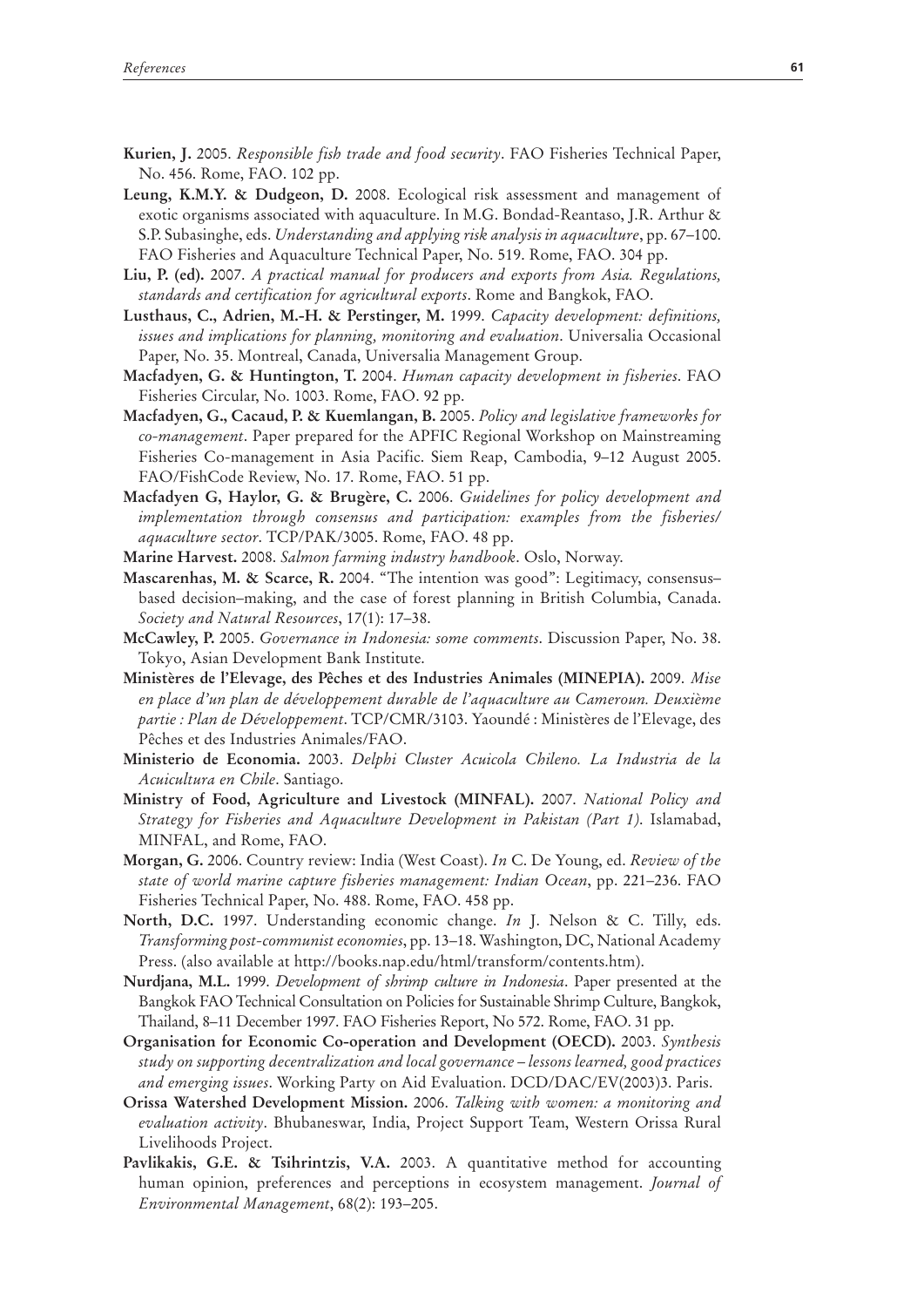**Kurien, J.** 2005. *Responsible fish trade and food security*. FAO Fisheries Technical Paper, No. 456. Rome, FAO. 102 pp.

**Leung, K.M.Y. & Dudgeon, D.** 2008. Ecological risk assessment and management of exotic organisms associated with aquaculture. In M.G. Bondad-Reantaso, J.R. Arthur & S.P. Subasinghe, eds. *Understanding and applying risk analysis in aquaculture*, pp. 67–100. FAO Fisheries and Aquaculture Technical Paper, No. 519. Rome, FAO. 304 pp.

**Liu, P. (ed).** 2007. *A practical manual for producers and exports from Asia. Regulations, standards and certification for agricultural exports*. Rome and Bangkok, FAO.

**Lusthaus, C., Adrien, M.-H. & Perstinger, M.** 1999. *Capacity development: definitions, issues and implications for planning, monitoring and evaluation*. Universalia Occasional Paper, No. 35. Montreal, Canada, Universalia Management Group.

**Macfadyen, G. & Huntington, T.** 2004. *Human capacity development in fisheries*. FAO Fisheries Circular, No. 1003. Rome, FAO. 92 pp.

**Macfadyen, G., Cacaud, P. & Kuemlangan, B.** 2005. *Policy and legislative frameworks for co-management*. Paper prepared for the APFIC Regional Workshop on Mainstreaming Fisheries Co-management in Asia Pacific. Siem Reap, Cambodia, 9–12 August 2005. FAO/FishCode Review, No. 17. Rome, FAO. 51 pp.

**Macfadyen G, Haylor, G. & Brugère, C.** 2006. *Guidelines for policy development and implementation through consensus and participation: examples from the fisheries/aquaculture sector*. TCP/PAK/3005. Rome, FAO. 48 pp.

**Marine Harvest.** 2008. *Salmon farming industry handbook*. Oslo, Norway.

**Mascarenhas, M. & Scarce, R.** 2004. "The intention was good": Legitimacy, consensus–based decision–making, and the case of forest planning in British Columbia, Canada. *Society and Natural Resources*, 17(1): 17–38.

**McCawley, P.** 2005. *Governance in Indonesia: some comments*. Discussion Paper, No. 38. Tokyo, Asian Development Bank Institute.

**Ministères de l'Elevage, des Pêches et des Industries Animales (MINEPIA).** 2009. *Mise en place d'un plan de développement durable de l'aquaculture au Cameroun. Deuxième partie : Plan de Développement*. TCP/CMR/3103. Yaoundé : Ministères de l'Elevage, des Pêches et des Industries Animales/FAO.

**Ministerio de Economia.** 2003. *Delphi Cluster Acuicola Chileno. La Industria de la Acuicultura en Chile*. Santiago.

**Ministry of Food, Agriculture and Livestock (MINFAL).** 2007. *National Policy and Strategy for Fisheries and Aquaculture Development in Pakistan (Part 1)*. Islamabad, MINFAL, and Rome, FAO.

**Morgan, G.** 2006. Country review: India (West Coast). *In* C. De Young, ed. *Review of the state of world marine capture fisheries management: Indian Ocean*, pp. 221–236. FAO Fisheries Technical Paper, No. 488. Rome, FAO. 458 pp.

**North, D.C.** 1997. Understanding economic change. *In* J. Nelson & C. Tilly, eds. *Transforming post-communist economies*, pp. 13–18. Washington, DC, National Academy Press. (also available at http://books.nap.edu/html/transform/contents.htm).

**Nurdjana, M.L.** 1999. *Development of shrimp culture in Indonesia*. Paper presented at the Bangkok FAO Technical Consultation on Policies for Sustainable Shrimp Culture, Bangkok, Thailand, 8–11 December 1997. FAO Fisheries Report, No 572. Rome, FAO. 31 pp.

**Organisation for Economic Co-operation and Development (OECD).** 2003. *Synthesis study on supporting decentralization and local governance – lessons learned, good practices and emerging issues*. Working Party on Aid Evaluation. DCD/DAC/EV(2003)3. Paris.

**Orissa Watershed Development Mission.** 2006. *Talking with women: a monitoring and evaluation activity*. Bhubaneswar, India, Project Support Team, Western Orissa Rural Livelihoods Project.

**Pavlikakis, G.E. & Tsihrintzis, V.A.** 2003. A quantitative method for accounting human opinion, preferences and perceptions in ecosystem management. *Journal of Environmental Management*, 68(2): 193–205.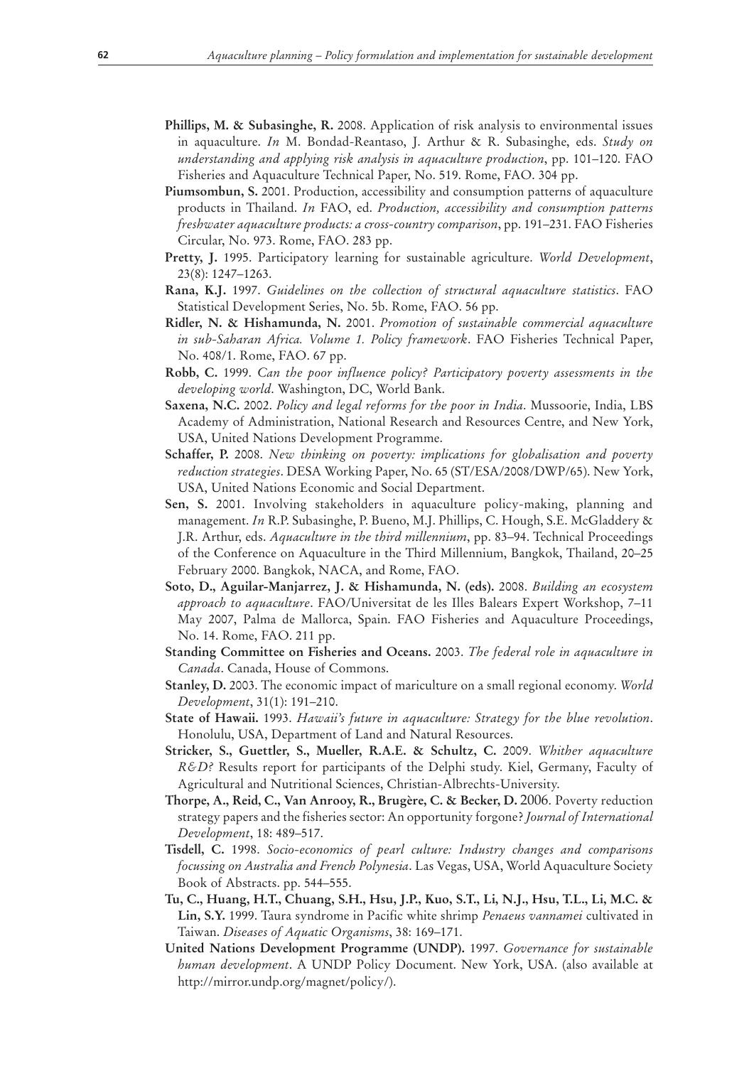**Phillips, M. & Subasinghe, R.** 2008. Application of risk analysis to environmental issues in aquaculture. *In* M. Bondad-Reantaso, J. Arthur & R. Subasinghe, eds. *Study on understanding and applying risk analysis in aquaculture production*, pp. 101–120. FAO Fisheries and Aquaculture Technical Paper, No. 519. Rome, FAO. 304 pp.

**Piumsombun, S.** 2001. Production, accessibility and consumption patterns of aquaculture products in Thailand. *In* FAO, ed. *Production, accessibility and consumption patterns freshwater aquaculture products: a cross-country comparison*, pp. 191–231. FAO Fisheries Circular, No. 973. Rome, FAO. 283 pp.

**Pretty, J.** 1995. Participatory learning for sustainable agriculture. *World Development*, 23(8): 1247–1263.

**Rana, K.J.** 1997. *Guidelines on the collection of structural aquaculture statistics*. FAO Statistical Development Series, No. 5b. Rome, FAO. 56 pp.

**Ridler, N. & Hishamunda, N.** 2001. *Promotion of sustainable commercial aquaculture in sub-Saharan Africa. Volume 1. Policy framework*. FAO Fisheries Technical Paper, No. 408/1. Rome, FAO. 67 pp.

**Robb, C.** 1999. *Can the poor influence policy? Participatory poverty assessments in the developing world*. Washington, DC, World Bank.

**Saxena, N.C.** 2002. *Policy and legal reforms for the poor in India*. Mussoorie, India, LBS Academy of Administration, National Research and Resources Centre, and New York, USA, United Nations Development Programme.

**Schaffer, P.** 2008. *New thinking on poverty: implications for globalisation and poverty reduction strategies*. DESA Working Paper, No. 65 (ST/ESA/2008/DWP/65). New York, USA, United Nations Economic and Social Department.

**Sen, S.** 2001. Involving stakeholders in aquaculture policy-making, planning and management. *In* R.P. Subasinghe, P. Bueno, M.J. Phillips, C. Hough, S.E. McGladdery & J.R. Arthur, eds. *Aquaculture in the third millennium*, pp. 83–94. Technical Proceedings of the Conference on Aquaculture in the Third Millennium, Bangkok, Thailand, 20–25 February 2000. Bangkok, NACA, and Rome, FAO.

**Soto, D., Aguilar-Manjarrez, J. & Hishamunda, N. (eds).** 2008. *Building an ecosystem approach to aquaculture*. FAO/Universitat de les Illes Balears Expert Workshop, 7–11 May 2007, Palma de Mallorca, Spain. FAO Fisheries and Aquaculture Proceedings, No. 14. Rome, FAO. 211 pp.

**Standing Committee on Fisheries and Oceans.** 2003. *The federal role in aquaculture in Canada*. Canada, House of Commons.

**Stanley, D.** 2003. The economic impact of mariculture on a small regional economy. *World Development*, 31(1): 191–210.

**State of Hawaii.** 1993. *Hawaii's future in aquaculture: Strategy for the blue revolution*. Honolulu, USA, Department of Land and Natural Resources.

**Stricker, S., Guettler, S., Mueller, R.A.E. & Schultz, C.** 2009. *Whither aquaculture R&D?* Results report for participants of the Delphi study. Kiel, Germany, Faculty of Agricultural and Nutritional Sciences, Christian-Albrechts-University.

**Thorpe, A., Reid, C., Van Anrooy, R., Brugère, C. & Becker, D.** 2006. Poverty reduction strategy papers and the fisheries sector: An opportunity forgone? *Journal of International Development*, 18: 489–517.

**Tisdell, C.** 1998. *Socio-economics of pearl culture: Industry changes and comparisons focussing on Australia and French Polynesia*. Las Vegas, USA, World Aquaculture Society Book of Abstracts. pp. 544–555.

**Tu, C., Huang, H.T., Chuang, S.H., Hsu, J.P., Kuo, S.T., Li, N.J., Hsu, T.L., Li, M.C. & Lin, S.Y.** 1999. Taura syndrome in Pacific white shrimp *Penaeus vannamei* cultivated in Taiwan. *Diseases of Aquatic Organisms*, 38: 169–171.

**United Nations Development Programme (UNDP).** 1997. *Governance for sustainable human development*. A UNDP Policy Document. New York, USA. (also available at http://mirror.undp.org/magnet/policy/).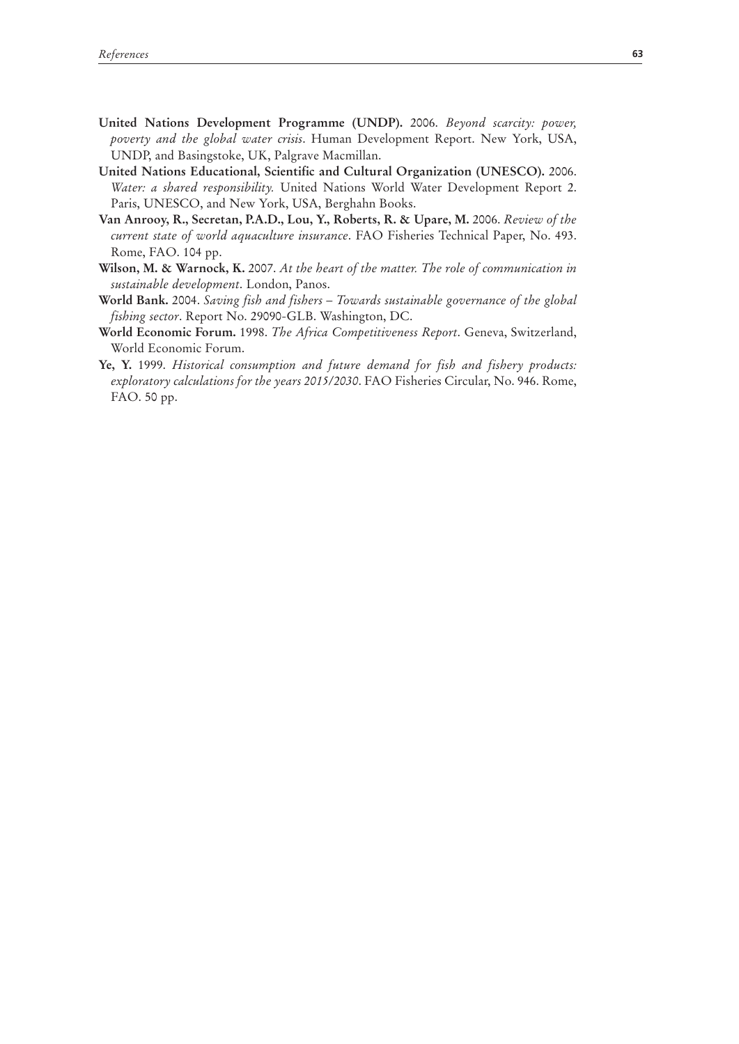**United Nations Development Programme (UNDP).** 2006. *Beyond scarcity: power, poverty and the global water crisis*. Human Development Report. New York, USA, UNDP, and Basingstoke, UK, Palgrave Macmillan.

**United Nations Educational, Scientific and Cultural Organization (UNESCO).** 2006. *Water: a shared responsibility.* United Nations World Water Development Report 2. Paris, UNESCO, and New York, USA, Berghahn Books.

**Van Anrooy, R., Secretan, P.A.D., Lou, Y., Roberts, R. & Upare, M.** 2006. *Review of the current state of world aquaculture insurance*. FAO Fisheries Technical Paper, No. 493. Rome, FAO. 104 pp.

**Wilson, M. & Warnock, K.** 2007. *At the heart of the matter. The role of communication in sustainable development*. London, Panos.

**World Bank.** 2004. *Saving fish and fishers – Towards sustainable governance of the global fishing sector*. Report No. 29090-GLB. Washington, DC.

**World Economic Forum.** 1998. *The Africa Competitiveness Report*. Geneva, Switzerland, World Economic Forum.

**Ye, Y.** 1999. *Historical consumption and future demand for fish and fishery products: exploratory calculations for the years 2015/2030*. FAO Fisheries Circular, No. 946. Rome, FAO. 50 pp.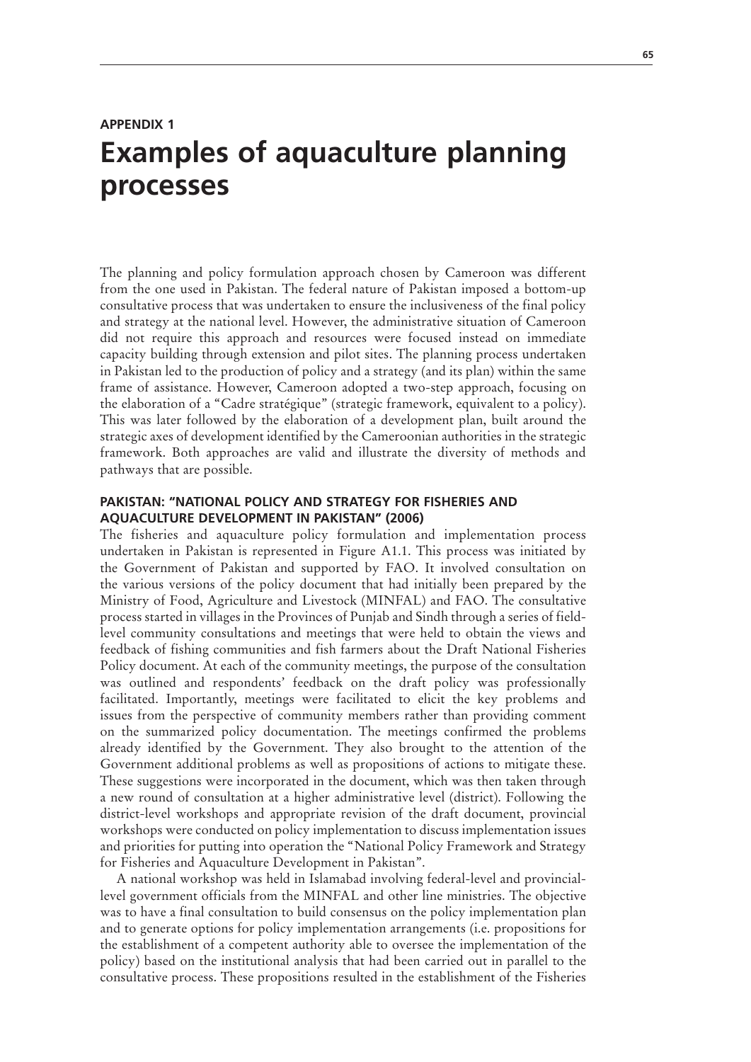APPENDIX 1

# Examples of aquaculture planning processes

The planning and policy formulation approach chosen by Cameroon was different from the one used in Pakistan. The federal nature of Pakistan imposed a bottom-up consultative process that was undertaken to ensure the inclusiveness of the final policy and strategy at the national level. However, the administrative situation of Cameroon did not require this approach and resources were focused instead on immediate capacity building through extension and pilot sites. The planning process undertaken in Pakistan led to the production of policy and a strategy (and its plan) within the same frame of assistance. However, Cameroon adopted a two-step approach, focusing on the elaboration of a "Cadre stratégique" (strategic framework, equivalent to a policy). This was later followed by the elaboration of a development plan, built around the strategic axes of development identified by the Cameroonian authorities in the strategic framework. Both approaches are valid and illustrate the diversity of methods and pathways that are possible.

## PAKISTAN: "NATIONAL POLICY AND STRATEGY FOR FISHERIES AND AQUACULTURE DEVELOPMENT IN PAKISTAN" (2006)

The fisheries and aquaculture policy formulation and implementation process undertaken in Pakistan is represented in Figure A1.1. This process was initiated by the Government of Pakistan and supported by FAO. It involved consultation on the various versions of the policy document that had initially been prepared by the Ministry of Food, Agriculture and Livestock (MINFAL) and FAO. The consultative process started in villages in the Provinces of Punjab and Sindh through a series of field-level community consultations and meetings that were held to obtain the views and feedback of fishing communities and fish farmers about the Draft National Fisheries Policy document. At each of the community meetings, the purpose of the consultation was outlined and respondents' feedback on the draft policy was professionally facilitated. Importantly, meetings were facilitated to elicit the key problems and issues from the perspective of community members rather than providing comment on the summarized policy documentation. The meetings confirmed the problems already identified by the Government. They also brought to the attention of the Government additional problems as well as propositions of actions to mitigate these. These suggestions were incorporated in the document, which was then taken through a new round of consultation at a higher administrative level (district). Following the district-level workshops and appropriate revision of the draft document, provincial workshops were conducted on policy implementation to discuss implementation issues and priorities for putting into operation the "National Policy Framework and Strategy for Fisheries and Aquaculture Development in Pakistan".

A national workshop was held in Islamabad involving federal-level and provincial-level government officials from the MINFAL and other line ministries. The objective was to have a final consultation to build consensus on the policy implementation plan and to generate options for policy implementation arrangements (i.e. propositions for the establishment of a competent authority able to oversee the implementation of the policy) based on the institutional analysis that had been carried out in parallel to the consultative process. These propositions resulted in the establishment of the Fisheries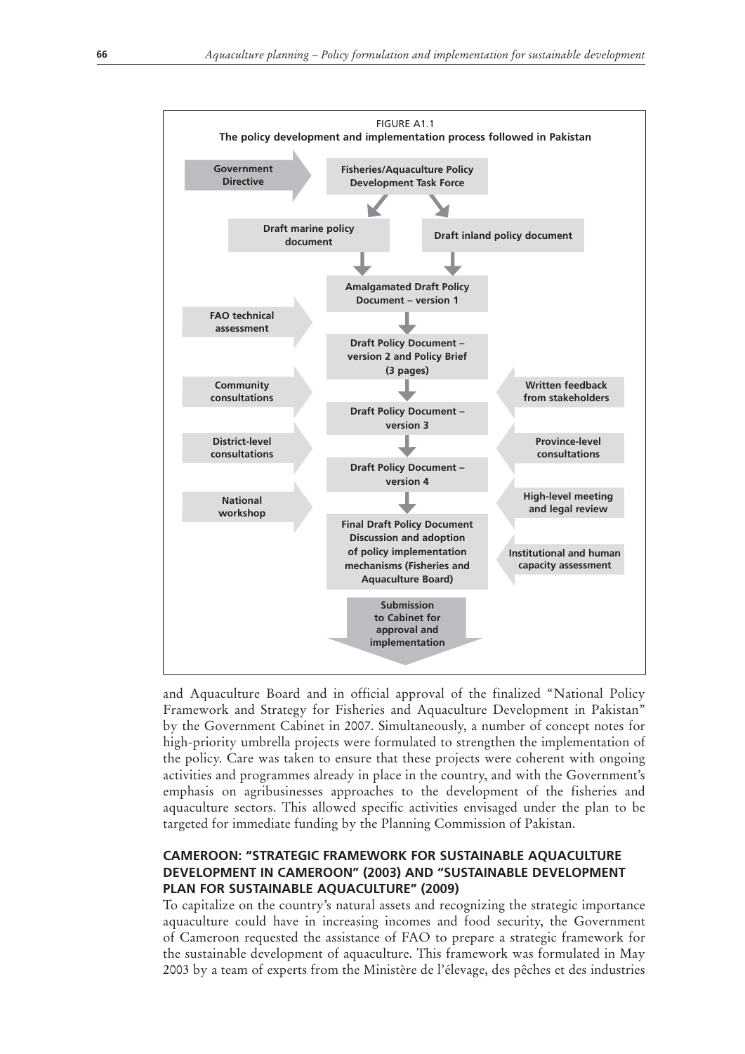FIGURE A1.1
**The policy development and implementation process followed in Pakistan**

- **Government Directive** → **Fisheries/Aquaculture Policy Development Task Force**
- **Draft marine policy document** / **Draft inland policy document**
- **Amalgamated Draft Policy Document – version 1**
- **FAO technical assessment** → **Draft Policy Document – version 2 and Policy Brief (3 pages)**
- **Community consultations** / **Written feedback from stakeholders** → **Draft Policy Document – version 3**
- **District-level consultations** / **Province-level consultations** → **Draft Policy Document – version 4**
- **National workshop** / **High-level meeting and legal review** / **Institutional and human capacity assessment** → **Final Draft Policy Document Discussion and adoption of policy implementation mechanisms (Fisheries and Aquaculture Board)**
- **Submission to Cabinet for approval and implementation**

and Aquaculture Board and in official approval of the finalized "National Policy Framework and Strategy for Fisheries and Aquaculture Development in Pakistan" by the Government Cabinet in 2007. Simultaneously, a number of concept notes for high-priority umbrella projects were formulated to strengthen the implementation of the policy. Care was taken to ensure that these projects were coherent with ongoing activities and programmes already in place in the country, and with the Government's emphasis on agribusinesses approaches to the development of the fisheries and aquaculture sectors. This allowed specific activities envisaged under the plan to be targeted for immediate funding by the Planning Commission of Pakistan.

### CAMEROON: "STRATEGIC FRAMEWORK FOR SUSTAINABLE AQUACULTURE DEVELOPMENT IN CAMEROON" (2003) AND "SUSTAINABLE DEVELOPMENT PLAN FOR SUSTAINABLE AQUACULTURE" (2009)

To capitalize on the country's natural assets and recognizing the strategic importance aquaculture could have in increasing incomes and food security, the Government of Cameroon requested the assistance of FAO to prepare a strategic framework for the sustainable development of aquaculture. This framework was formulated in May 2003 by a team of experts from the Ministère de l'élevage, des pêches et des industries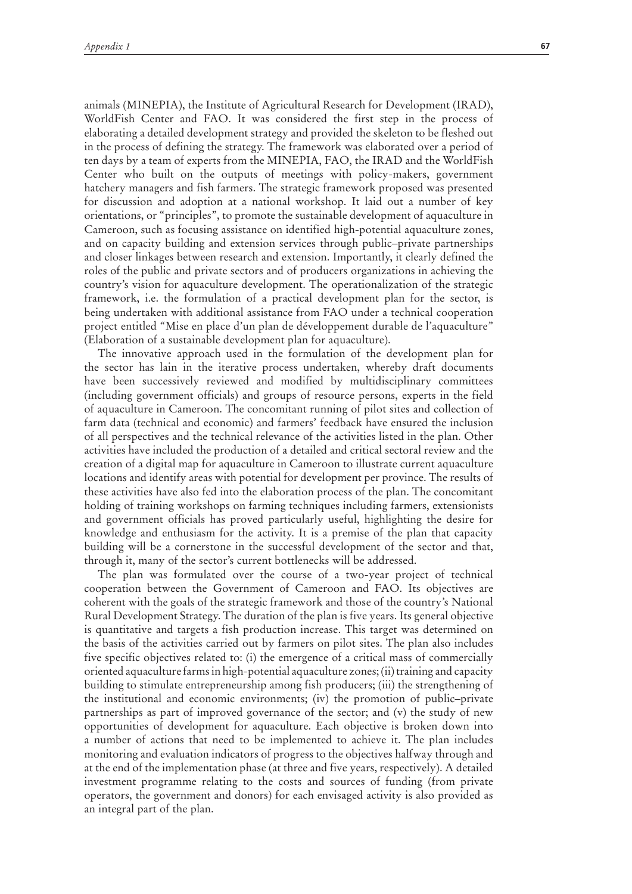animals (MINEPIA), the Institute of Agricultural Research for Development (IRAD), WorldFish Center and FAO. It was considered the first step in the process of elaborating a detailed development strategy and provided the skeleton to be fleshed out in the process of defining the strategy. The framework was elaborated over a period of ten days by a team of experts from the MINEPIA, FAO, the IRAD and the WorldFish Center who built on the outputs of meetings with policy-makers, government hatchery managers and fish farmers. The strategic framework proposed was presented for discussion and adoption at a national workshop. It laid out a number of key orientations, or "principles", to promote the sustainable development of aquaculture in Cameroon, such as focusing assistance on identified high-potential aquaculture zones, and on capacity building and extension services through public–private partnerships and closer linkages between research and extension. Importantly, it clearly defined the roles of the public and private sectors and of producers organizations in achieving the country's vision for aquaculture development. The operationalization of the strategic framework, i.e. the formulation of a practical development plan for the sector, is being undertaken with additional assistance from FAO under a technical cooperation project entitled "Mise en place d'un plan de développement durable de l'aquaculture" (Elaboration of a sustainable development plan for aquaculture).

The innovative approach used in the formulation of the development plan for the sector has lain in the iterative process undertaken, whereby draft documents have been successively reviewed and modified by multidisciplinary committees (including government officials) and groups of resource persons, experts in the field of aquaculture in Cameroon. The concomitant running of pilot sites and collection of farm data (technical and economic) and farmers' feedback have ensured the inclusion of all perspectives and the technical relevance of the activities listed in the plan. Other activities have included the production of a detailed and critical sectoral review and the creation of a digital map for aquaculture in Cameroon to illustrate current aquaculture locations and identify areas with potential for development per province. The results of these activities have also fed into the elaboration process of the plan. The concomitant holding of training workshops on farming techniques including farmers, extensionists and government officials has proved particularly useful, highlighting the desire for knowledge and enthusiasm for the activity. It is a premise of the plan that capacity building will be a cornerstone in the successful development of the sector and that, through it, many of the sector's current bottlenecks will be addressed.

The plan was formulated over the course of a two-year project of technical cooperation between the Government of Cameroon and FAO. Its objectives are coherent with the goals of the strategic framework and those of the country's National Rural Development Strategy. The duration of the plan is five years. Its general objective is quantitative and targets a fish production increase. This target was determined on the basis of the activities carried out by farmers on pilot sites. The plan also includes five specific objectives related to: (i) the emergence of a critical mass of commercially oriented aquaculture farms in high-potential aquaculture zones; (ii) training and capacity building to stimulate entrepreneurship among fish producers; (iii) the strengthening of the institutional and economic environments; (iv) the promotion of public–private partnerships as part of improved governance of the sector; and (v) the study of new opportunities of development for aquaculture. Each objective is broken down into a number of actions that need to be implemented to achieve it. The plan includes monitoring and evaluation indicators of progress to the objectives halfway through and at the end of the implementation phase (at three and five years, respectively). A detailed investment programme relating to the costs and sources of funding (from private operators, the government and donors) for each envisaged activity is also provided as an integral part of the plan.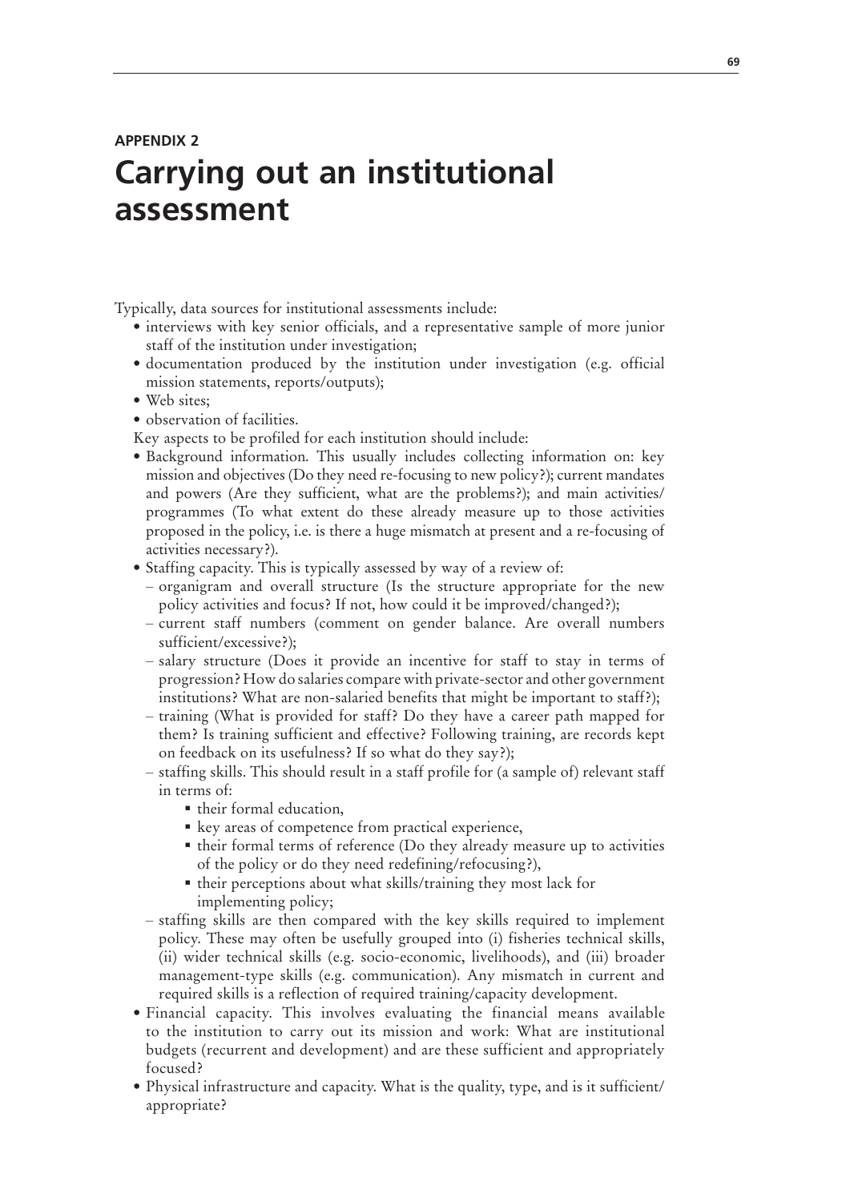## APPENDIX 2

# Carrying out an institutional assessment

Typically, data sources for institutional assessments include:

- interviews with key senior officials, and a representative sample of more junior staff of the institution under investigation;
- documentation produced by the institution under investigation (e.g. official mission statements, reports/outputs);
- Web sites;
- observation of facilities.

Key aspects to be profiled for each institution should include:

- Background information. This usually includes collecting information on: key mission and objectives (Do they need re-focusing to new policy?); current mandates and powers (Are they sufficient, what are the problems?); and main activities/ programmes (To what extent do these already measure up to those activities proposed in the policy, i.e. is there a huge mismatch at present and a re-focusing of activities necessary?).
- Staffing capacity. This is typically assessed by way of a review of:
  - organigram and overall structure (Is the structure appropriate for the new policy activities and focus? If not, how could it be improved/changed?);
  - current staff numbers (comment on gender balance. Are overall numbers sufficient/excessive?);
  - salary structure (Does it provide an incentive for staff to stay in terms of progression? How do salaries compare with private-sector and other government institutions? What are non-salaried benefits that might be important to staff?);
  - training (What is provided for staff? Do they have a career path mapped for them? Is training sufficient and effective? Following training, are records kept on feedback on its usefulness? If so what do they say?);
  - staffing skills. This should result in a staff profile for (a sample of) relevant staff in terms of:
    - their formal education,
    - key areas of competence from practical experience,
    - their formal terms of reference (Do they already measure up to activities of the policy or do they need redefining/refocusing?),
    - their perceptions about what skills/training they most lack for implementing policy;
  - staffing skills are then compared with the key skills required to implement policy. These may often be usefully grouped into (i) fisheries technical skills, (ii) wider technical skills (e.g. socio-economic, livelihoods), and (iii) broader management-type skills (e.g. communication). Any mismatch in current and required skills is a reflection of required training/capacity development.
- Financial capacity. This involves evaluating the financial means available to the institution to carry out its mission and work: What are institutional budgets (recurrent and development) and are these sufficient and appropriately focused?
- Physical infrastructure and capacity. What is the quality, type, and is it sufficient/ appropriate?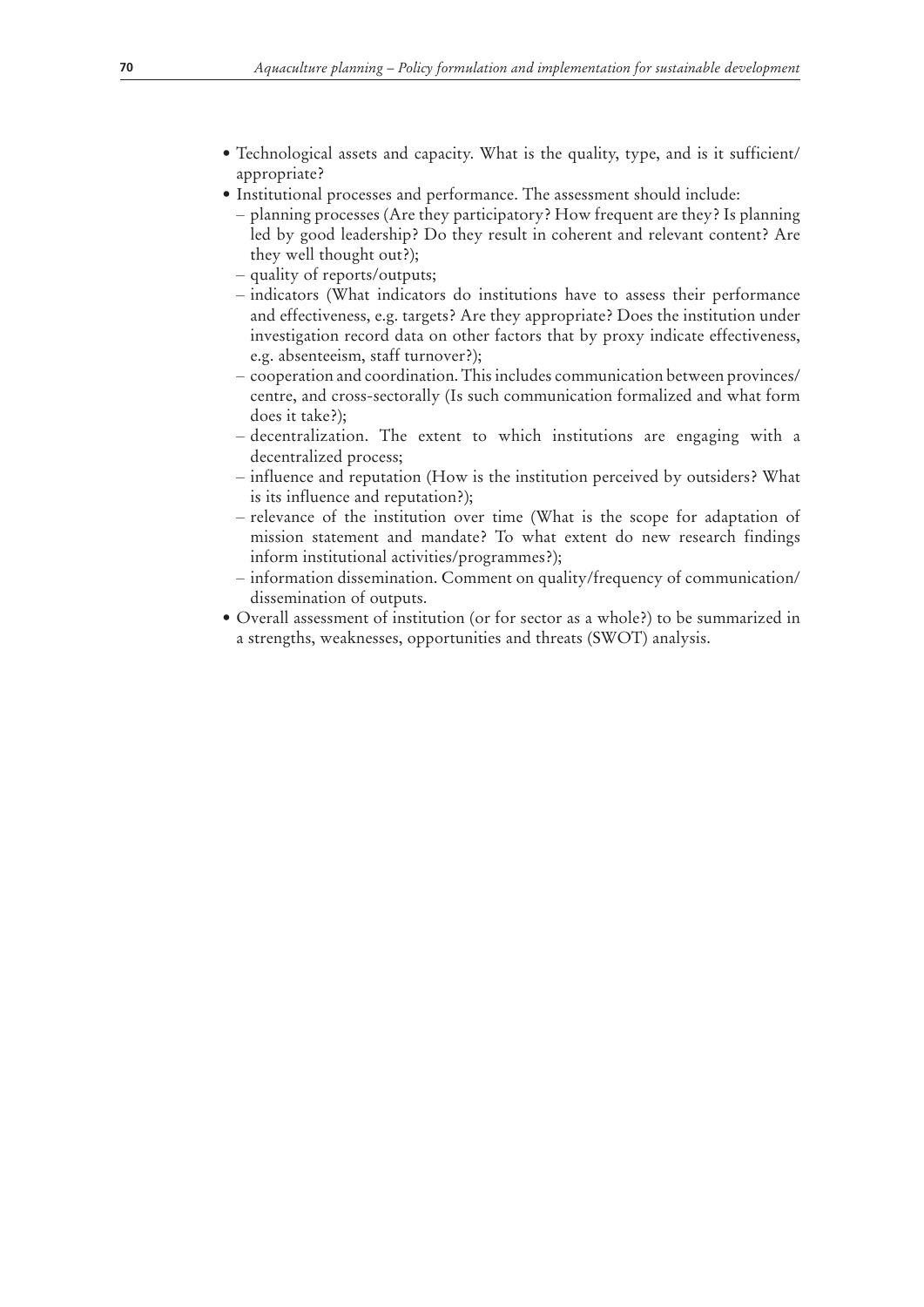- Technological assets and capacity. What is the quality, type, and is it sufficient/ appropriate?
- Institutional processes and performance. The assessment should include:
  - planning processes (Are they participatory? How frequent are they? Is planning led by good leadership? Do they result in coherent and relevant content? Are they well thought out?);
  - quality of reports/outputs;
  - indicators (What indicators do institutions have to assess their performance and effectiveness, e.g. targets? Are they appropriate? Does the institution under investigation record data on other factors that by proxy indicate effectiveness, e.g. absenteeism, staff turnover?);
  - cooperation and coordination. This includes communication between provinces/ centre, and cross-sectorally (Is such communication formalized and what form does it take?);
  - decentralization. The extent to which institutions are engaging with a decentralized process;
  - influence and reputation (How is the institution perceived by outsiders? What is its influence and reputation?);
  - relevance of the institution over time (What is the scope for adaptation of mission statement and mandate? To what extent do new research findings inform institutional activities/programmes?);
  - information dissemination. Comment on quality/frequency of communication/ dissemination of outputs.
- Overall assessment of institution (or for sector as a whole?) to be summarized in a strengths, weaknesses, opportunities and threats (SWOT) analysis.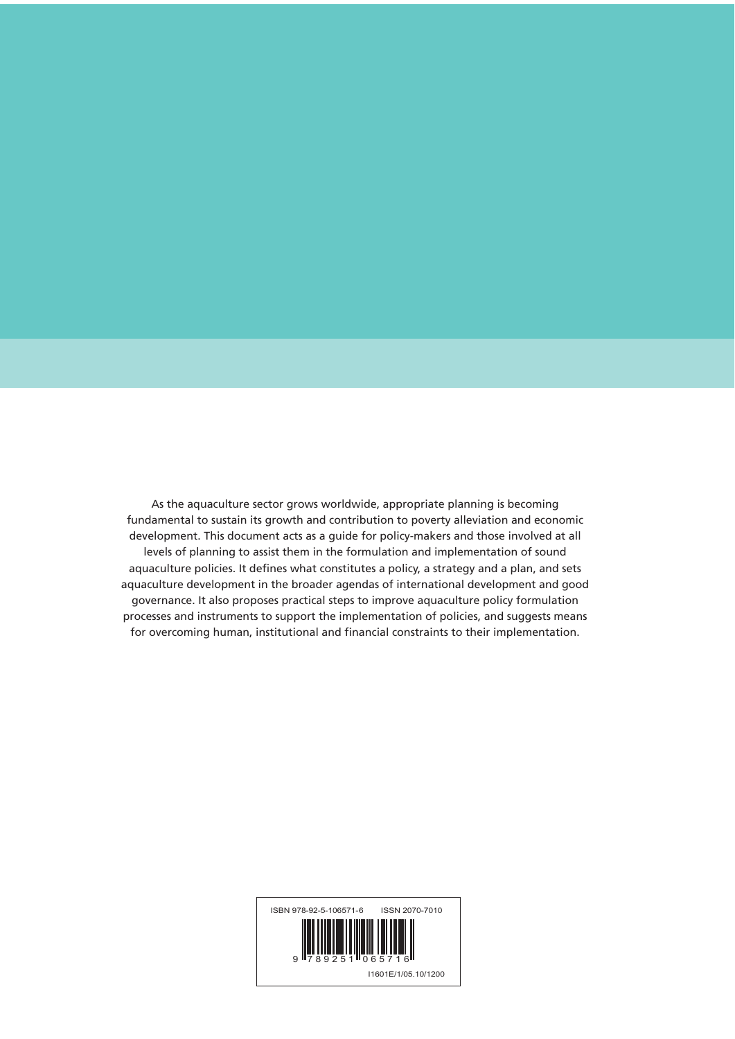As the aquaculture sector grows worldwide, appropriate planning is becoming fundamental to sustain its growth and contribution to poverty alleviation and economic development. This document acts as a guide for policy-makers and those involved at all levels of planning to assist them in the formulation and implementation of sound aquaculture policies. It defines what constitutes a policy, a strategy and a plan, and sets aquaculture development in the broader agendas of international development and good governance. It also proposes practical steps to improve aquaculture policy formulation processes and instruments to support the implementation of policies, and suggests means for overcoming human, institutional and financial constraints to their implementation.

ISBN 978-92-5-106571-6 ISSN 2070-7010

9 789251 065716

I1601E/1/05.10/1200